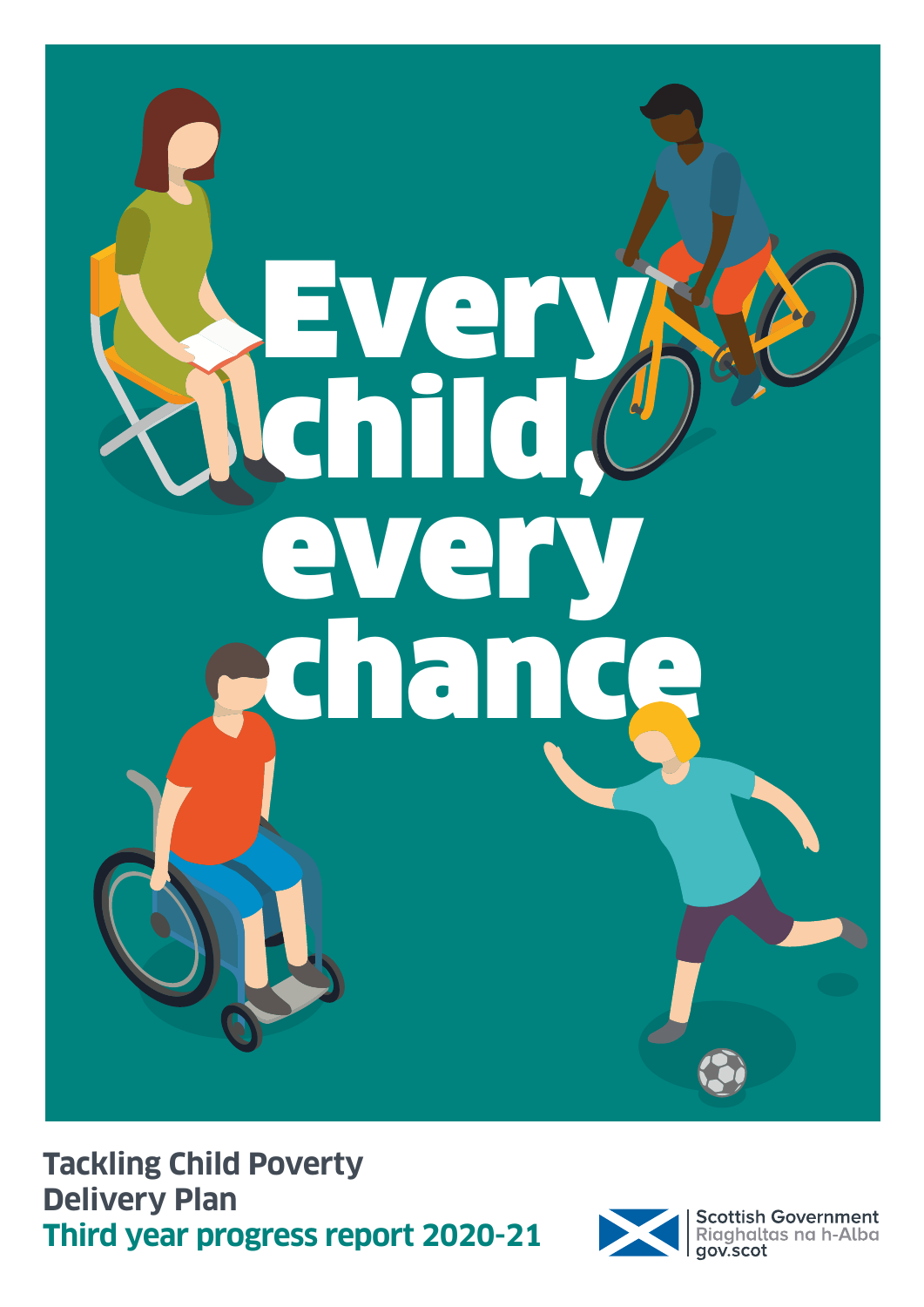# Every child, every chance

**Tackling Child Poverty Delivery Plan**

**Third year progress report 2020-21**

Scottish Government
Riaghaltas na h-Alba
gov.scot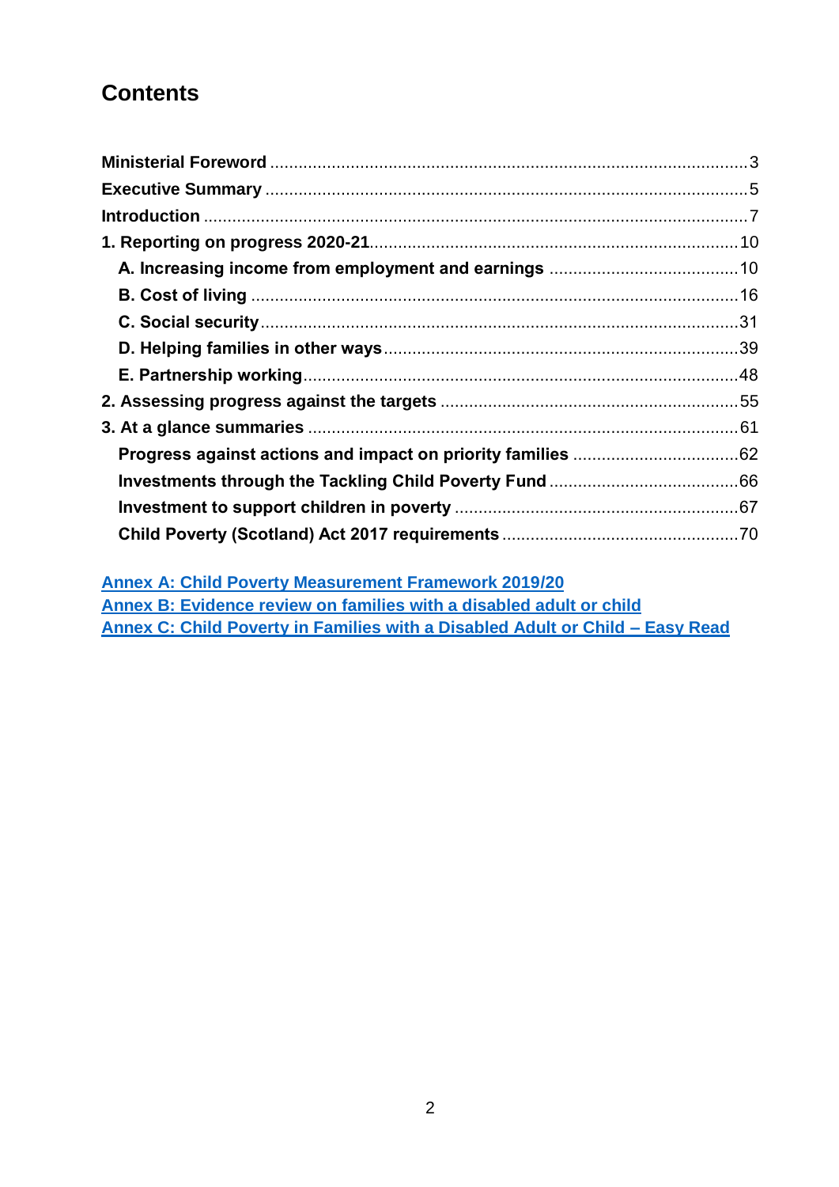# Contents

**Ministerial Foreword** .......... 3
**Executive Summary** .......... 5
**Introduction** .......... 7
**1. Reporting on progress 2020-21** .......... 10
- **A. Increasing income from employment and earnings** .......... 10
- **B. Cost of living** .......... 16
- **C. Social security** .......... 31
- **D. Helping families in other ways** .......... 39
- **E. Partnership working** .......... 48

**2. Assessing progress against the targets** .......... 55
**3. At a glance summaries** .......... 61
- **Progress against actions and impact on priority families** .......... 62
- **Investments through the Tackling Child Poverty Fund** .......... 66
- **Investment to support children in poverty** .......... 67
- **Child Poverty (Scotland) Act 2017 requirements** .......... 70

**Annex A: Child Poverty Measurement Framework 2019/20**
**Annex B: Evidence review on families with a disabled adult or child**
**Annex C: Child Poverty in Families with a Disabled Adult or Child – Easy Read**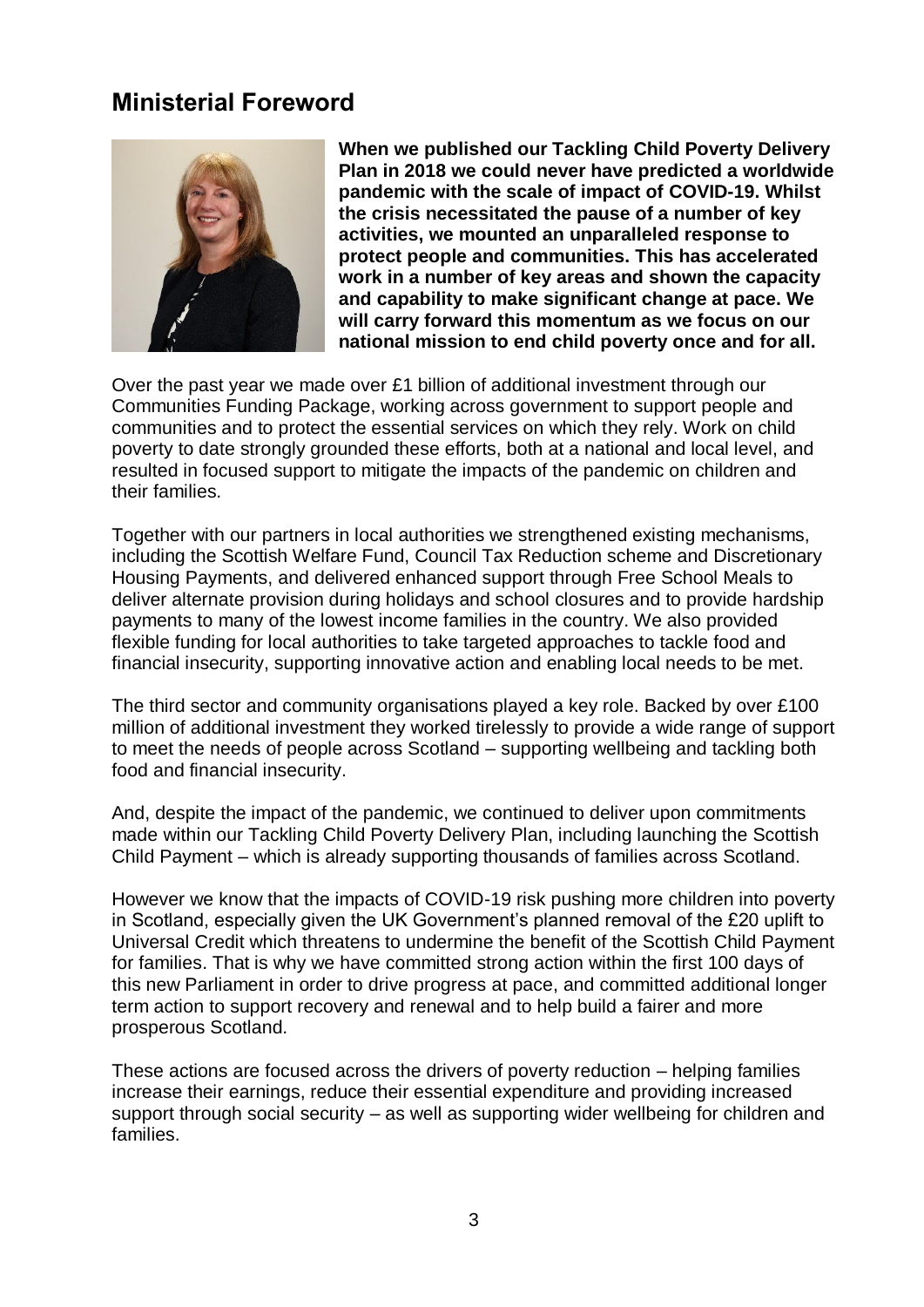## Ministerial Foreword

**When we published our Tackling Child Poverty Delivery Plan in 2018 we could never have predicted a worldwide pandemic with the scale of impact of COVID-19. Whilst the crisis necessitated the pause of a number of key activities, we mounted an unparalleled response to protect people and communities. This has accelerated work in a number of key areas and shown the capacity and capability to make significant change at pace. We will carry forward this momentum as we focus on our national mission to end child poverty once and for all.**

Over the past year we made over £1 billion of additional investment through our Communities Funding Package, working across government to support people and communities and to protect the essential services on which they rely. Work on child poverty to date strongly grounded these efforts, both at a national and local level, and resulted in focused support to mitigate the impacts of the pandemic on children and their families.

Together with our partners in local authorities we strengthened existing mechanisms, including the Scottish Welfare Fund, Council Tax Reduction scheme and Discretionary Housing Payments, and delivered enhanced support through Free School Meals to deliver alternate provision during holidays and school closures and to provide hardship payments to many of the lowest income families in the country. We also provided flexible funding for local authorities to take targeted approaches to tackle food and financial insecurity, supporting innovative action and enabling local needs to be met.

The third sector and community organisations played a key role. Backed by over £100 million of additional investment they worked tirelessly to provide a wide range of support to meet the needs of people across Scotland – supporting wellbeing and tackling both food and financial insecurity.

And, despite the impact of the pandemic, we continued to deliver upon commitments made within our Tackling Child Poverty Delivery Plan, including launching the Scottish Child Payment – which is already supporting thousands of families across Scotland.

However we know that the impacts of COVID-19 risk pushing more children into poverty in Scotland, especially given the UK Government's planned removal of the £20 uplift to Universal Credit which threatens to undermine the benefit of the Scottish Child Payment for families. That is why we have committed strong action within the first 100 days of this new Parliament in order to drive progress at pace, and committed additional longer term action to support recovery and renewal and to help build a fairer and more prosperous Scotland.

These actions are focused across the drivers of poverty reduction – helping families increase their earnings, reduce their essential expenditure and providing increased support through social security – as well as supporting wider wellbeing for children and families.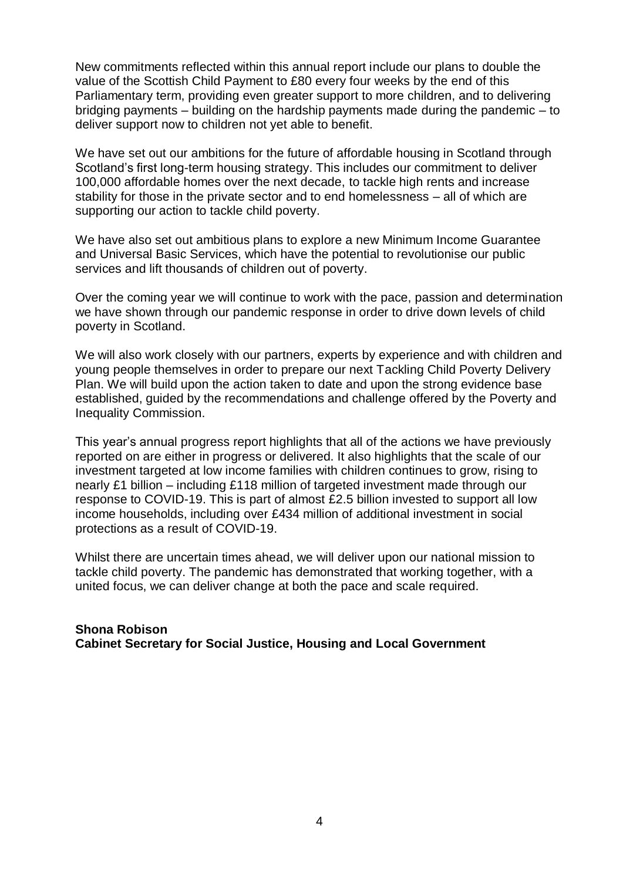New commitments reflected within this annual report include our plans to double the value of the Scottish Child Payment to £80 every four weeks by the end of this Parliamentary term, providing even greater support to more children, and to delivering bridging payments – building on the hardship payments made during the pandemic – to deliver support now to children not yet able to benefit.

We have set out our ambitions for the future of affordable housing in Scotland through Scotland's first long-term housing strategy. This includes our commitment to deliver 100,000 affordable homes over the next decade, to tackle high rents and increase stability for those in the private sector and to end homelessness – all of which are supporting our action to tackle child poverty.

We have also set out ambitious plans to explore a new Minimum Income Guarantee and Universal Basic Services, which have the potential to revolutionise our public services and lift thousands of children out of poverty.

Over the coming year we will continue to work with the pace, passion and determination we have shown through our pandemic response in order to drive down levels of child poverty in Scotland.

We will also work closely with our partners, experts by experience and with children and young people themselves in order to prepare our next Tackling Child Poverty Delivery Plan. We will build upon the action taken to date and upon the strong evidence base established, guided by the recommendations and challenge offered by the Poverty and Inequality Commission.

This year's annual progress report highlights that all of the actions we have previously reported on are either in progress or delivered. It also highlights that the scale of our investment targeted at low income families with children continues to grow, rising to nearly £1 billion – including £118 million of targeted investment made through our response to COVID-19. This is part of almost £2.5 billion invested to support all low income households, including over £434 million of additional investment in social protections as a result of COVID-19.

Whilst there are uncertain times ahead, we will deliver upon our national mission to tackle child poverty. The pandemic has demonstrated that working together, with a united focus, we can deliver change at both the pace and scale required.

**Shona Robison**
**Cabinet Secretary for Social Justice, Housing and Local Government**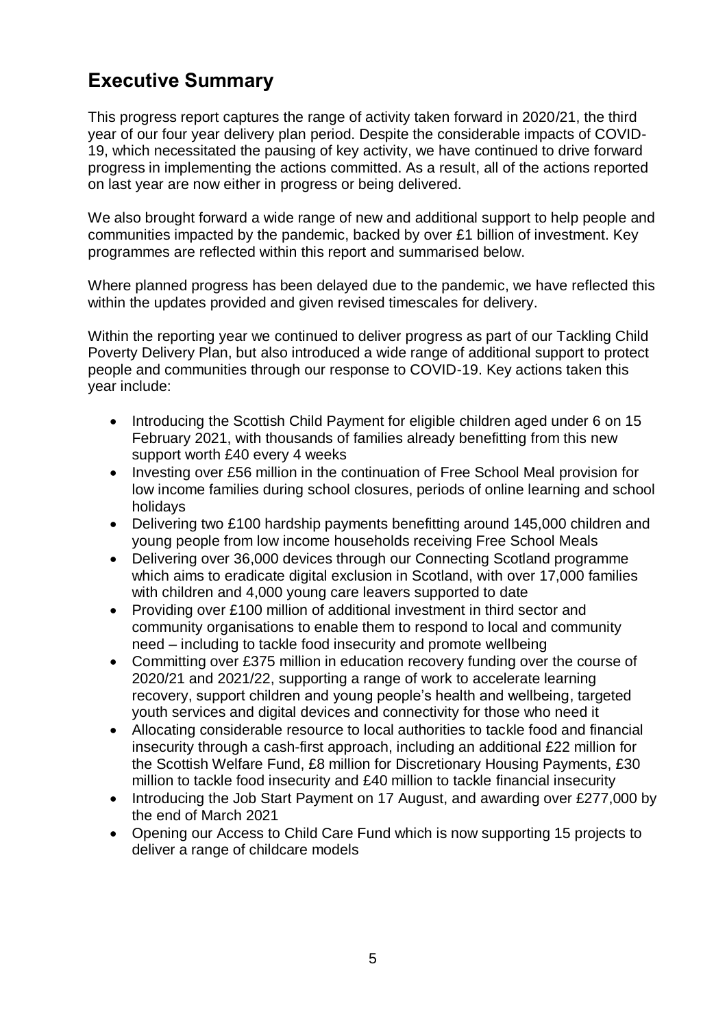## Executive Summary

This progress report captures the range of activity taken forward in 2020/21, the third year of our four year delivery plan period. Despite the considerable impacts of COVID-19, which necessitated the pausing of key activity, we have continued to drive forward progress in implementing the actions committed. As a result, all of the actions reported on last year are now either in progress or being delivered.

We also brought forward a wide range of new and additional support to help people and communities impacted by the pandemic, backed by over £1 billion of investment. Key programmes are reflected within this report and summarised below.

Where planned progress has been delayed due to the pandemic, we have reflected this within the updates provided and given revised timescales for delivery.

Within the reporting year we continued to deliver progress as part of our Tackling Child Poverty Delivery Plan, but also introduced a wide range of additional support to protect people and communities through our response to COVID-19. Key actions taken this year include:

- Introducing the Scottish Child Payment for eligible children aged under 6 on 15 February 2021, with thousands of families already benefitting from this new support worth £40 every 4 weeks
- Investing over £56 million in the continuation of Free School Meal provision for low income families during school closures, periods of online learning and school holidays
- Delivering two £100 hardship payments benefitting around 145,000 children and young people from low income households receiving Free School Meals
- Delivering over 36,000 devices through our Connecting Scotland programme which aims to eradicate digital exclusion in Scotland, with over 17,000 families with children and 4,000 young care leavers supported to date
- Providing over £100 million of additional investment in third sector and community organisations to enable them to respond to local and community need – including to tackle food insecurity and promote wellbeing
- Committing over £375 million in education recovery funding over the course of 2020/21 and 2021/22, supporting a range of work to accelerate learning recovery, support children and young people's health and wellbeing, targeted youth services and digital devices and connectivity for those who need it
- Allocating considerable resource to local authorities to tackle food and financial insecurity through a cash-first approach, including an additional £22 million for the Scottish Welfare Fund, £8 million for Discretionary Housing Payments, £30 million to tackle food insecurity and £40 million to tackle financial insecurity
- Introducing the Job Start Payment on 17 August, and awarding over £277,000 by the end of March 2021
- Opening our Access to Child Care Fund which is now supporting 15 projects to deliver a range of childcare models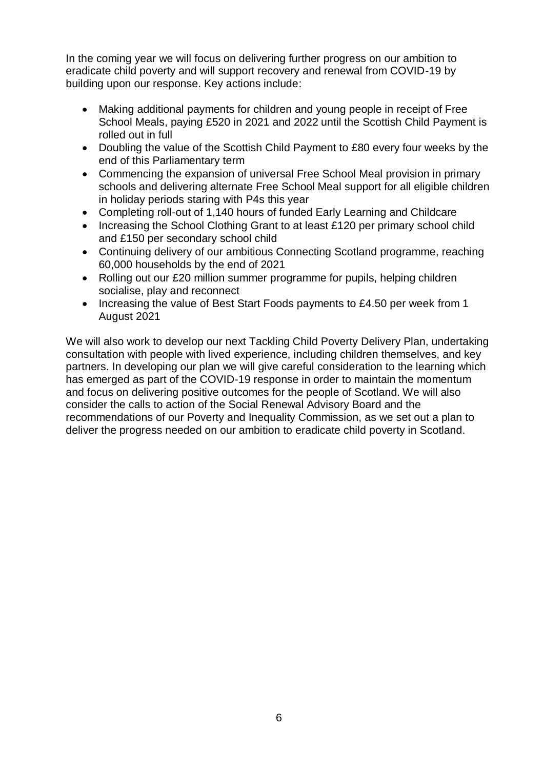In the coming year we will focus on delivering further progress on our ambition to eradicate child poverty and will support recovery and renewal from COVID-19 by building upon our response. Key actions include:

- Making additional payments for children and young people in receipt of Free School Meals, paying £520 in 2021 and 2022 until the Scottish Child Payment is rolled out in full
- Doubling the value of the Scottish Child Payment to £80 every four weeks by the end of this Parliamentary term
- Commencing the expansion of universal Free School Meal provision in primary schools and delivering alternate Free School Meal support for all eligible children in holiday periods staring with P4s this year
- Completing roll-out of 1,140 hours of funded Early Learning and Childcare
- Increasing the School Clothing Grant to at least £120 per primary school child and £150 per secondary school child
- Continuing delivery of our ambitious Connecting Scotland programme, reaching 60,000 households by the end of 2021
- Rolling out our £20 million summer programme for pupils, helping children socialise, play and reconnect
- Increasing the value of Best Start Foods payments to £4.50 per week from 1 August 2021

We will also work to develop our next Tackling Child Poverty Delivery Plan, undertaking consultation with people with lived experience, including children themselves, and key partners. In developing our plan we will give careful consideration to the learning which has emerged as part of the COVID-19 response in order to maintain the momentum and focus on delivering positive outcomes for the people of Scotland. We will also consider the calls to action of the Social Renewal Advisory Board and the recommendations of our Poverty and Inequality Commission, as we set out a plan to deliver the progress needed on our ambition to eradicate child poverty in Scotland.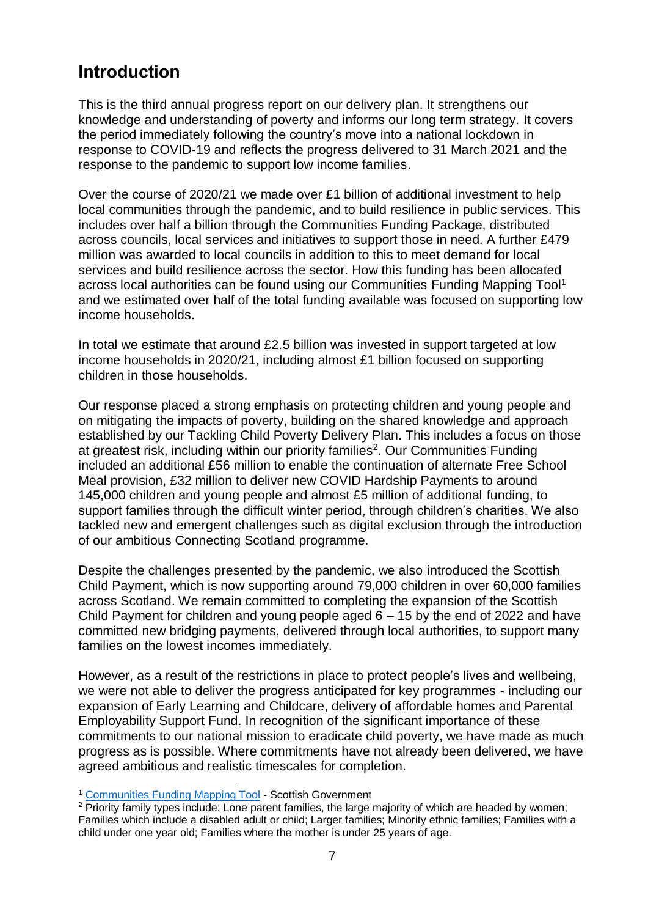## Introduction

This is the third annual progress report on our delivery plan. It strengthens our knowledge and understanding of poverty and informs our long term strategy. It covers the period immediately following the country's move into a national lockdown in response to COVID-19 and reflects the progress delivered to 31 March 2021 and the response to the pandemic to support low income families.

Over the course of 2020/21 we made over £1 billion of additional investment to help local communities through the pandemic, and to build resilience in public services. This includes over half a billion through the Communities Funding Package, distributed across councils, local services and initiatives to support those in need. A further £479 million was awarded to local councils in addition to this to meet demand for local services and build resilience across the sector. How this funding has been allocated across local authorities can be found using our Communities Funding Mapping Tool[1] and we estimated over half of the total funding available was focused on supporting low income households.

In total we estimate that around £2.5 billion was invested in support targeted at low income households in 2020/21, including almost £1 billion focused on supporting children in those households.

Our response placed a strong emphasis on protecting children and young people and on mitigating the impacts of poverty, building on the shared knowledge and approach established by our Tackling Child Poverty Delivery Plan. This includes a focus on those at greatest risk, including within our priority families[2]. Our Communities Funding included an additional £56 million to enable the continuation of alternate Free School Meal provision, £32 million to deliver new COVID Hardship Payments to around 145,000 children and young people and almost £5 million of additional funding, to support families through the difficult winter period, through children's charities. We also tackled new and emergent challenges such as digital exclusion through the introduction of our ambitious Connecting Scotland programme.

Despite the challenges presented by the pandemic, we also introduced the Scottish Child Payment, which is now supporting around 79,000 children in over 60,000 families across Scotland. We remain committed to completing the expansion of the Scottish Child Payment for children and young people aged 6 – 15 by the end of 2022 and have committed new bridging payments, delivered through local authorities, to support many families on the lowest incomes immediately.

However, as a result of the restrictions in place to protect people's lives and wellbeing, we were not able to deliver the progress anticipated for key programmes - including our expansion of Early Learning and Childcare, delivery of affordable homes and Parental Employability Support Fund. In recognition of the significant importance of these commitments to our national mission to eradicate child poverty, we have made as much progress as is possible. Where commitments have not already been delivered, we have agreed ambitious and realistic timescales for completion.

---

[1] Communities Funding Mapping Tool - Scottish Government

[2] Priority family types include: Lone parent families, the large majority of which are headed by women; Families which include a disabled adult or child; Larger families; Minority ethnic families; Families with a child under one year old; Families where the mother is under 25 years of age.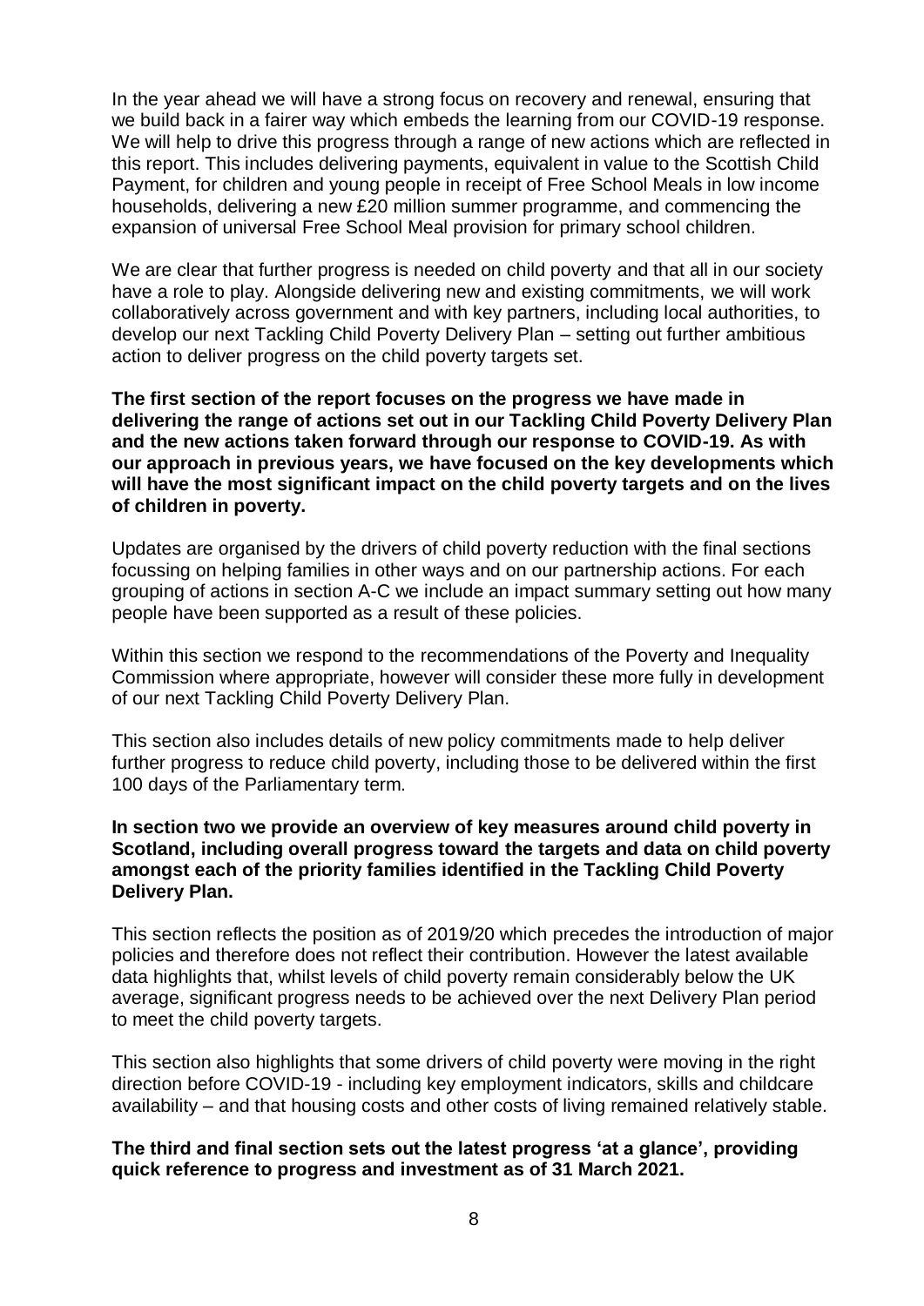In the year ahead we will have a strong focus on recovery and renewal, ensuring that we build back in a fairer way which embeds the learning from our COVID-19 response. We will help to drive this progress through a range of new actions which are reflected in this report. This includes delivering payments, equivalent in value to the Scottish Child Payment, for children and young people in receipt of Free School Meals in low income households, delivering a new £20 million summer programme, and commencing the expansion of universal Free School Meal provision for primary school children.

We are clear that further progress is needed on child poverty and that all in our society have a role to play. Alongside delivering new and existing commitments, we will work collaboratively across government and with key partners, including local authorities, to develop our next Tackling Child Poverty Delivery Plan – setting out further ambitious action to deliver progress on the child poverty targets set.

**The first section of the report focuses on the progress we have made in delivering the range of actions set out in our Tackling Child Poverty Delivery Plan and the new actions taken forward through our response to COVID-19. As with our approach in previous years, we have focused on the key developments which will have the most significant impact on the child poverty targets and on the lives of children in poverty.**

Updates are organised by the drivers of child poverty reduction with the final sections focussing on helping families in other ways and on our partnership actions. For each grouping of actions in section A-C we include an impact summary setting out how many people have been supported as a result of these policies.

Within this section we respond to the recommendations of the Poverty and Inequality Commission where appropriate, however will consider these more fully in development of our next Tackling Child Poverty Delivery Plan.

This section also includes details of new policy commitments made to help deliver further progress to reduce child poverty, including those to be delivered within the first 100 days of the Parliamentary term.

**In section two we provide an overview of key measures around child poverty in Scotland, including overall progress toward the targets and data on child poverty amongst each of the priority families identified in the Tackling Child Poverty Delivery Plan.**

This section reflects the position as of 2019/20 which precedes the introduction of major policies and therefore does not reflect their contribution. However the latest available data highlights that, whilst levels of child poverty remain considerably below the UK average, significant progress needs to be achieved over the next Delivery Plan period to meet the child poverty targets.

This section also highlights that some drivers of child poverty were moving in the right direction before COVID-19 - including key employment indicators, skills and childcare availability – and that housing costs and other costs of living remained relatively stable.

**The third and final section sets out the latest progress 'at a glance', providing quick reference to progress and investment as of 31 March 2021.**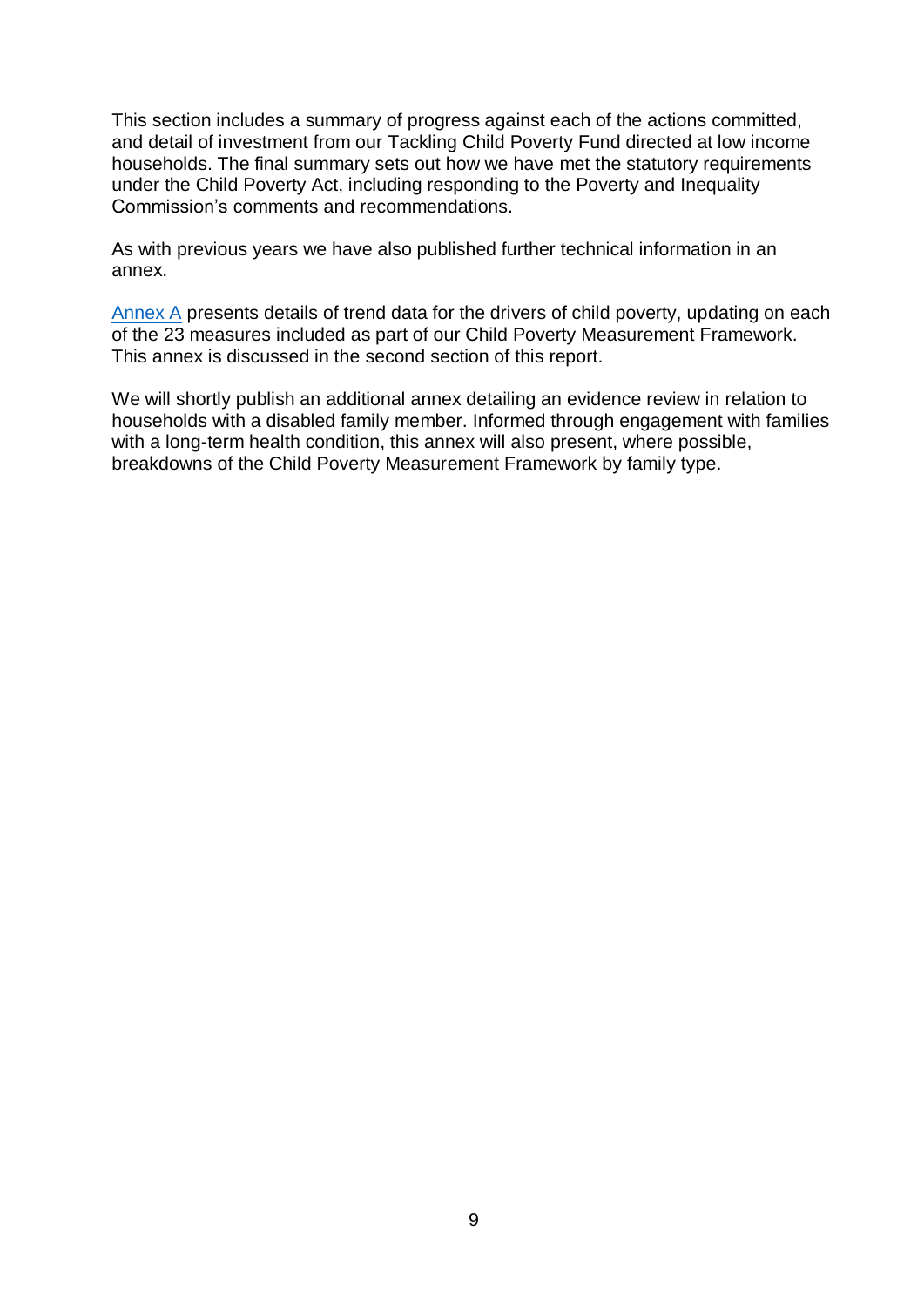This section includes a summary of progress against each of the actions committed, and detail of investment from our Tackling Child Poverty Fund directed at low income households. The final summary sets out how we have met the statutory requirements under the Child Poverty Act, including responding to the Poverty and Inequality Commission's comments and recommendations.

As with previous years we have also published further technical information in an annex.

Annex A presents details of trend data for the drivers of child poverty, updating on each of the 23 measures included as part of our Child Poverty Measurement Framework. This annex is discussed in the second section of this report.

We will shortly publish an additional annex detailing an evidence review in relation to households with a disabled family member. Informed through engagement with families with a long-term health condition, this annex will also present, where possible, breakdowns of the Child Poverty Measurement Framework by family type.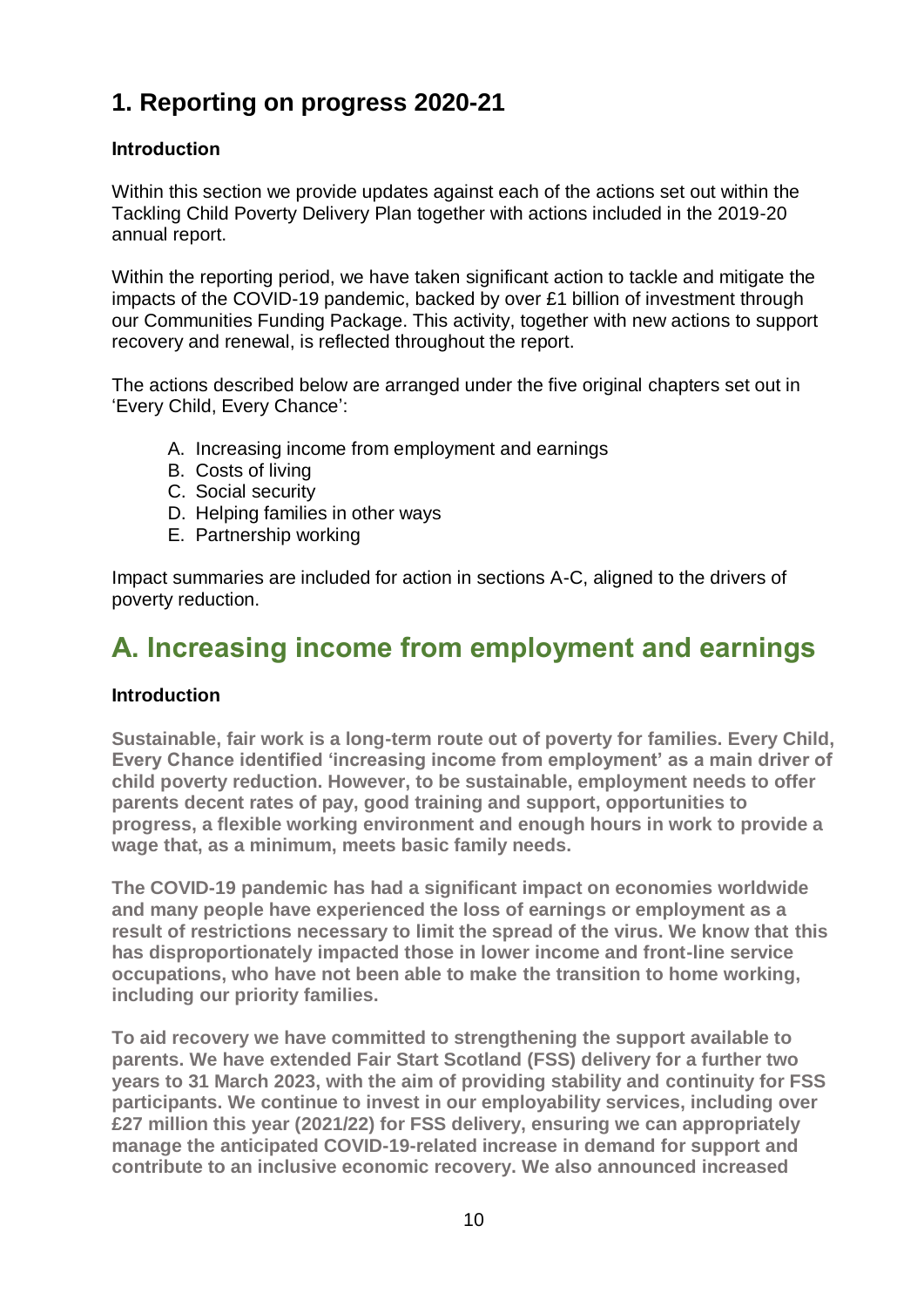# 1. Reporting on progress 2020-21

### Introduction

Within this section we provide updates against each of the actions set out within the Tackling Child Poverty Delivery Plan together with actions included in the 2019-20 annual report.

Within the reporting period, we have taken significant action to tackle and mitigate the impacts of the COVID-19 pandemic, backed by over £1 billion of investment through our Communities Funding Package. This activity, together with new actions to support recovery and renewal, is reflected throughout the report.

The actions described below are arranged under the five original chapters set out in 'Every Child, Every Chance':

A. Increasing income from employment and earnings
B. Costs of living
C. Social security
D. Helping families in other ways
E. Partnership working

Impact summaries are included for action in sections A-C, aligned to the drivers of poverty reduction.

# A. Increasing income from employment and earnings

### Introduction

**Sustainable, fair work is a long-term route out of poverty for families. Every Child, Every Chance identified 'increasing income from employment' as a main driver of child poverty reduction. However, to be sustainable, employment needs to offer parents decent rates of pay, good training and support, opportunities to progress, a flexible working environment and enough hours in work to provide a wage that, as a minimum, meets basic family needs.**

**The COVID-19 pandemic has had a significant impact on economies worldwide and many people have experienced the loss of earnings or employment as a result of restrictions necessary to limit the spread of the virus. We know that this has disproportionately impacted those in lower income and front-line service occupations, who have not been able to make the transition to home working, including our priority families.**

**To aid recovery we have committed to strengthening the support available to parents. We have extended Fair Start Scotland (FSS) delivery for a further two years to 31 March 2023, with the aim of providing stability and continuity for FSS participants. We continue to invest in our employability services, including over £27 million this year (2021/22) for FSS delivery, ensuring we can appropriately manage the anticipated COVID-19-related increase in demand for support and contribute to an inclusive economic recovery. We also announced increased**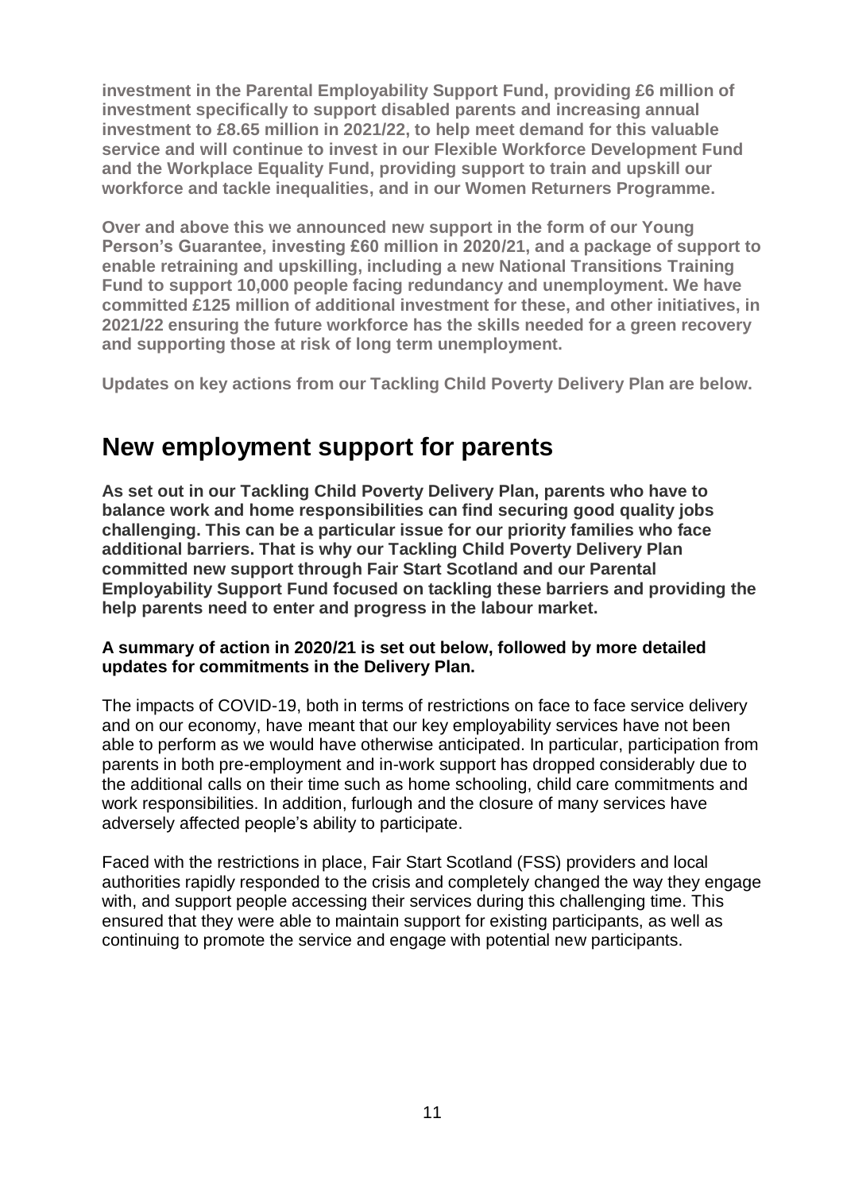**investment in the Parental Employability Support Fund, providing £6 million of investment specifically to support disabled parents and increasing annual investment to £8.65 million in 2021/22, to help meet demand for this valuable service and will continue to invest in our Flexible Workforce Development Fund and the Workplace Equality Fund, providing support to train and upskill our workforce and tackle inequalities, and in our Women Returners Programme.**

**Over and above this we announced new support in the form of our Young Person's Guarantee, investing £60 million in 2020/21, and a package of support to enable retraining and upskilling, including a new National Transitions Training Fund to support 10,000 people facing redundancy and unemployment. We have committed £125 million of additional investment for these, and other initiatives, in 2021/22 ensuring the future workforce has the skills needed for a green recovery and supporting those at risk of long term unemployment.**

**Updates on key actions from our Tackling Child Poverty Delivery Plan are below.**

# New employment support for parents

**As set out in our Tackling Child Poverty Delivery Plan, parents who have to balance work and home responsibilities can find securing good quality jobs challenging. This can be a particular issue for our priority families who face additional barriers. That is why our Tackling Child Poverty Delivery Plan committed new support through Fair Start Scotland and our Parental Employability Support Fund focused on tackling these barriers and providing the help parents need to enter and progress in the labour market.**

**A summary of action in 2020/21 is set out below, followed by more detailed updates for commitments in the Delivery Plan.**

The impacts of COVID-19, both in terms of restrictions on face to face service delivery and on our economy, have meant that our key employability services have not been able to perform as we would have otherwise anticipated. In particular, participation from parents in both pre-employment and in-work support has dropped considerably due to the additional calls on their time such as home schooling, child care commitments and work responsibilities. In addition, furlough and the closure of many services have adversely affected people's ability to participate.

Faced with the restrictions in place, Fair Start Scotland (FSS) providers and local authorities rapidly responded to the crisis and completely changed the way they engage with, and support people accessing their services during this challenging time. This ensured that they were able to maintain support for existing participants, as well as continuing to promote the service and engage with potential new participants.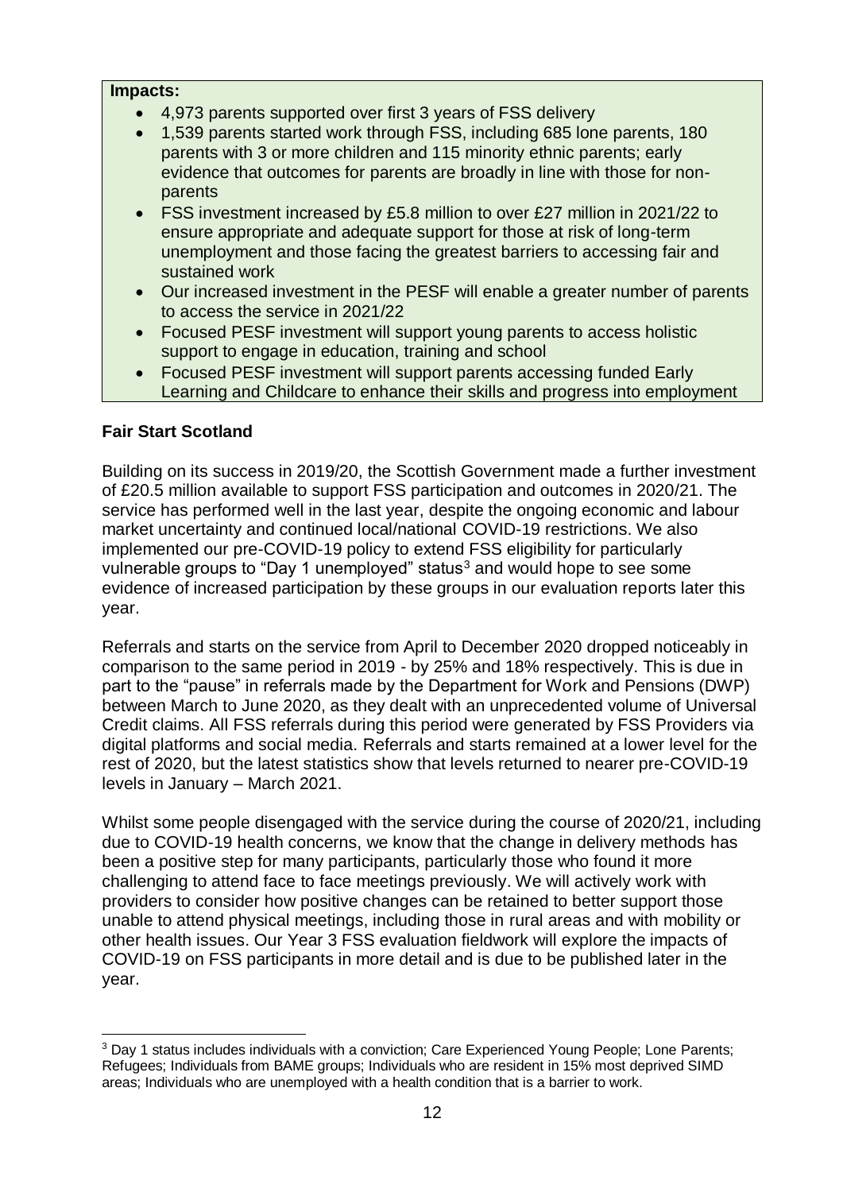**Impacts:**

- 4,973 parents supported over first 3 years of FSS delivery
- 1,539 parents started work through FSS, including 685 lone parents, 180 parents with 3 or more children and 115 minority ethnic parents; early evidence that outcomes for parents are broadly in line with those for non-parents
- FSS investment increased by £5.8 million to over £27 million in 2021/22 to ensure appropriate and adequate support for those at risk of long-term unemployment and those facing the greatest barriers to accessing fair and sustained work
- Our increased investment in the PESF will enable a greater number of parents to access the service in 2021/22
- Focused PESF investment will support young parents to access holistic support to engage in education, training and school
- Focused PESF investment will support parents accessing funded Early Learning and Childcare to enhance their skills and progress into employment

**Fair Start Scotland**

Building on its success in 2019/20, the Scottish Government made a further investment of £20.5 million available to support FSS participation and outcomes in 2020/21. The service has performed well in the last year, despite the ongoing economic and labour market uncertainty and continued local/national COVID-19 restrictions. We also implemented our pre-COVID-19 policy to extend FSS eligibility for particularly vulnerable groups to "Day 1 unemployed" status[3] and would hope to see some evidence of increased participation by these groups in our evaluation reports later this year.

Referrals and starts on the service from April to December 2020 dropped noticeably in comparison to the same period in 2019 - by 25% and 18% respectively. This is due in part to the "pause" in referrals made by the Department for Work and Pensions (DWP) between March to June 2020, as they dealt with an unprecedented volume of Universal Credit claims. All FSS referrals during this period were generated by FSS Providers via digital platforms and social media. Referrals and starts remained at a lower level for the rest of 2020, but the latest statistics show that levels returned to nearer pre-COVID-19 levels in January – March 2021.

Whilst some people disengaged with the service during the course of 2020/21, including due to COVID-19 health concerns, we know that the change in delivery methods has been a positive step for many participants, particularly those who found it more challenging to attend face to face meetings previously. We will actively work with providers to consider how positive changes can be retained to better support those unable to attend physical meetings, including those in rural areas and with mobility or other health issues. Our Year 3 FSS evaluation fieldwork will explore the impacts of COVID-19 on FSS participants in more detail and is due to be published later in the year.

[3] Day 1 status includes individuals with a conviction; Care Experienced Young People; Lone Parents; Refugees; Individuals from BAME groups; Individuals who are resident in 15% most deprived SIMD areas; Individuals who are unemployed with a health condition that is a barrier to work.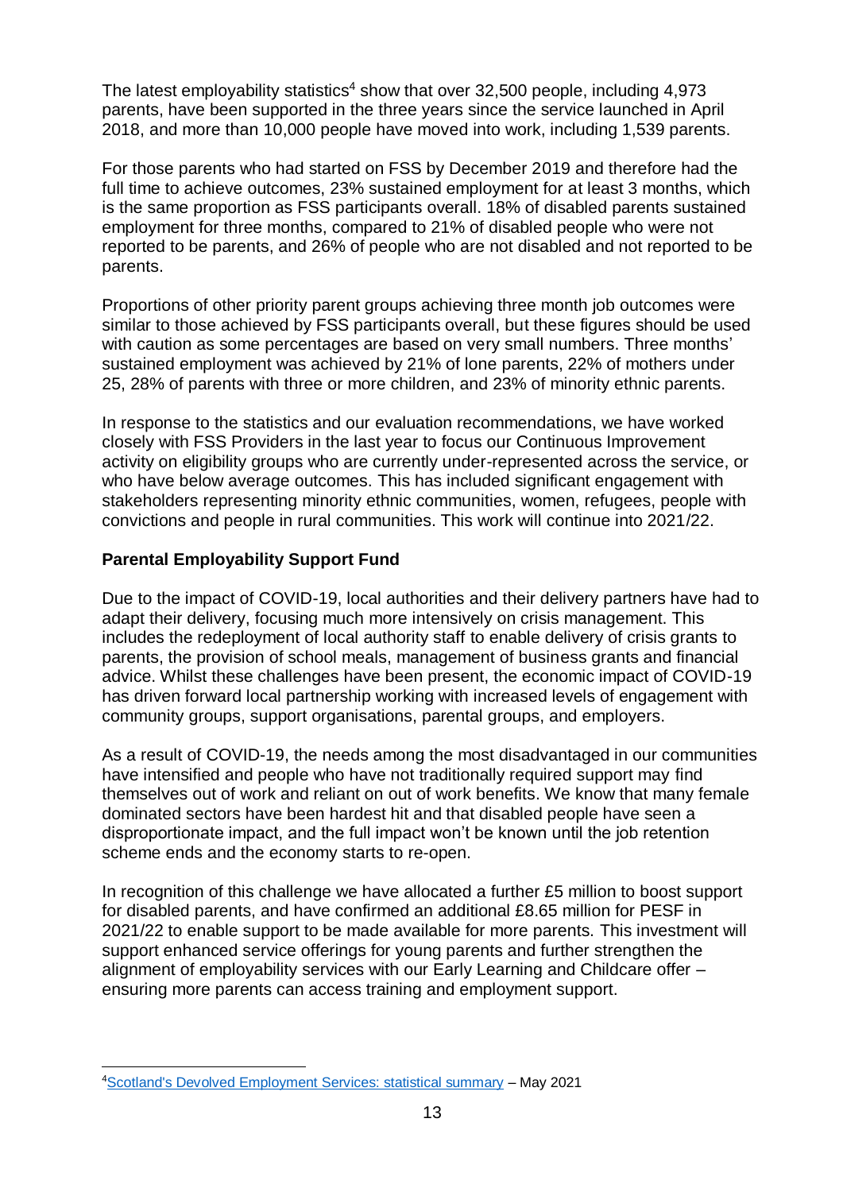The latest employability statistics[4] show that over 32,500 people, including 4,973 parents, have been supported in the three years since the service launched in April 2018, and more than 10,000 people have moved into work, including 1,539 parents.

For those parents who had started on FSS by December 2019 and therefore had the full time to achieve outcomes, 23% sustained employment for at least 3 months, which is the same proportion as FSS participants overall. 18% of disabled parents sustained employment for three months, compared to 21% of disabled people who were not reported to be parents, and 26% of people who are not disabled and not reported to be parents.

Proportions of other priority parent groups achieving three month job outcomes were similar to those achieved by FSS participants overall, but these figures should be used with caution as some percentages are based on very small numbers. Three months' sustained employment was achieved by 21% of lone parents, 22% of mothers under 25, 28% of parents with three or more children, and 23% of minority ethnic parents.

In response to the statistics and our evaluation recommendations, we have worked closely with FSS Providers in the last year to focus our Continuous Improvement activity on eligibility groups who are currently under-represented across the service, or who have below average outcomes. This has included significant engagement with stakeholders representing minority ethnic communities, women, refugees, people with convictions and people in rural communities. This work will continue into 2021/22.

**Parental Employability Support Fund**

Due to the impact of COVID-19, local authorities and their delivery partners have had to adapt their delivery, focusing much more intensively on crisis management. This includes the redeployment of local authority staff to enable delivery of crisis grants to parents, the provision of school meals, management of business grants and financial advice. Whilst these challenges have been present, the economic impact of COVID-19 has driven forward local partnership working with increased levels of engagement with community groups, support organisations, parental groups, and employers.

As a result of COVID-19, the needs among the most disadvantaged in our communities have intensified and people who have not traditionally required support may find themselves out of work and reliant on out of work benefits. We know that many female dominated sectors have been hardest hit and that disabled people have seen a disproportionate impact, and the full impact won't be known until the job retention scheme ends and the economy starts to re-open.

In recognition of this challenge we have allocated a further £5 million to boost support for disabled parents, and have confirmed an additional £8.65 million for PESF in 2021/22 to enable support to be made available for more parents. This investment will support enhanced service offerings for young parents and further strengthen the alignment of employability services with our Early Learning and Childcare offer – ensuring more parents can access training and employment support.

---

[4] Scotland's Devolved Employment Services: statistical summary – May 2021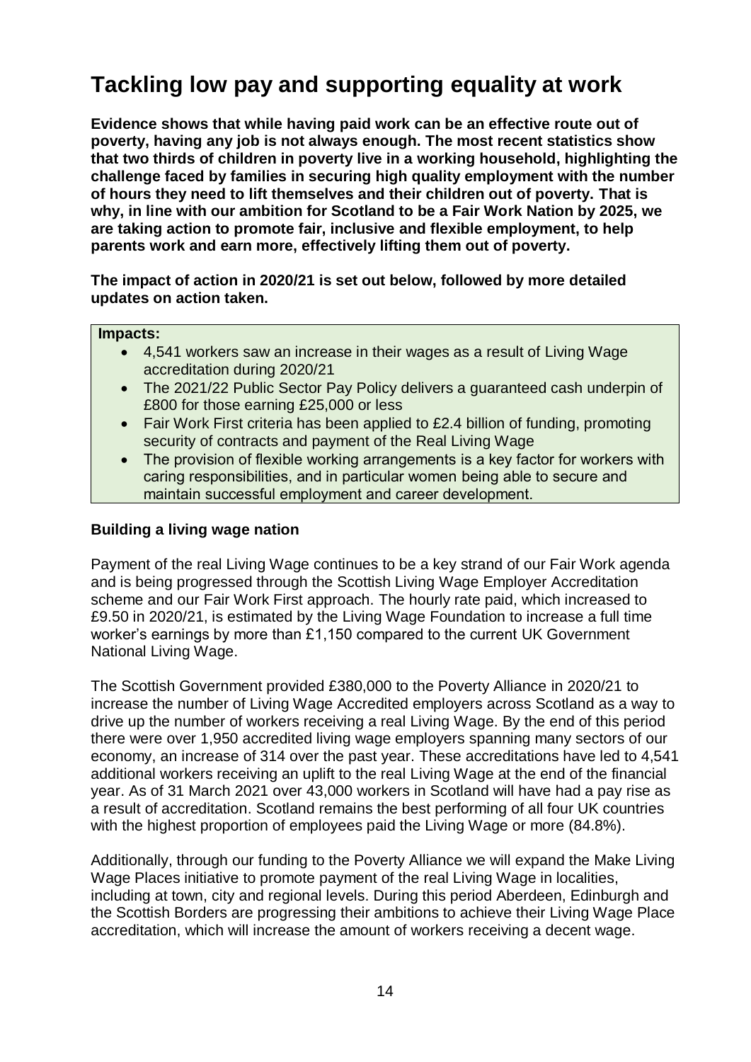# Tackling low pay and supporting equality at work

**Evidence shows that while having paid work can be an effective route out of poverty, having any job is not always enough. The most recent statistics show that two thirds of children in poverty live in a working household, highlighting the challenge faced by families in securing high quality employment with the number of hours they need to lift themselves and their children out of poverty. That is why, in line with our ambition for Scotland to be a Fair Work Nation by 2025, we are taking action to promote fair, inclusive and flexible employment, to help parents work and earn more, effectively lifting them out of poverty.**

**The impact of action in 2020/21 is set out below, followed by more detailed updates on action taken.**

**Impacts:**

- 4,541 workers saw an increase in their wages as a result of Living Wage accreditation during 2020/21
- The 2021/22 Public Sector Pay Policy delivers a guaranteed cash underpin of £800 for those earning £25,000 or less
- Fair Work First criteria has been applied to £2.4 billion of funding, promoting security of contracts and payment of the Real Living Wage
- The provision of flexible working arrangements is a key factor for workers with caring responsibilities, and in particular women being able to secure and maintain successful employment and career development.

### Building a living wage nation

Payment of the real Living Wage continues to be a key strand of our Fair Work agenda and is being progressed through the Scottish Living Wage Employer Accreditation scheme and our Fair Work First approach. The hourly rate paid, which increased to £9.50 in 2020/21, is estimated by the Living Wage Foundation to increase a full time worker's earnings by more than £1,150 compared to the current UK Government National Living Wage.

The Scottish Government provided £380,000 to the Poverty Alliance in 2020/21 to increase the number of Living Wage Accredited employers across Scotland as a way to drive up the number of workers receiving a real Living Wage. By the end of this period there were over 1,950 accredited living wage employers spanning many sectors of our economy, an increase of 314 over the past year. These accreditations have led to 4,541 additional workers receiving an uplift to the real Living Wage at the end of the financial year. As of 31 March 2021 over 43,000 workers in Scotland will have had a pay rise as a result of accreditation. Scotland remains the best performing of all four UK countries with the highest proportion of employees paid the Living Wage or more (84.8%).

Additionally, through our funding to the Poverty Alliance we will expand the Make Living Wage Places initiative to promote payment of the real Living Wage in localities, including at town, city and regional levels. During this period Aberdeen, Edinburgh and the Scottish Borders are progressing their ambitions to achieve their Living Wage Place accreditation, which will increase the amount of workers receiving a decent wage.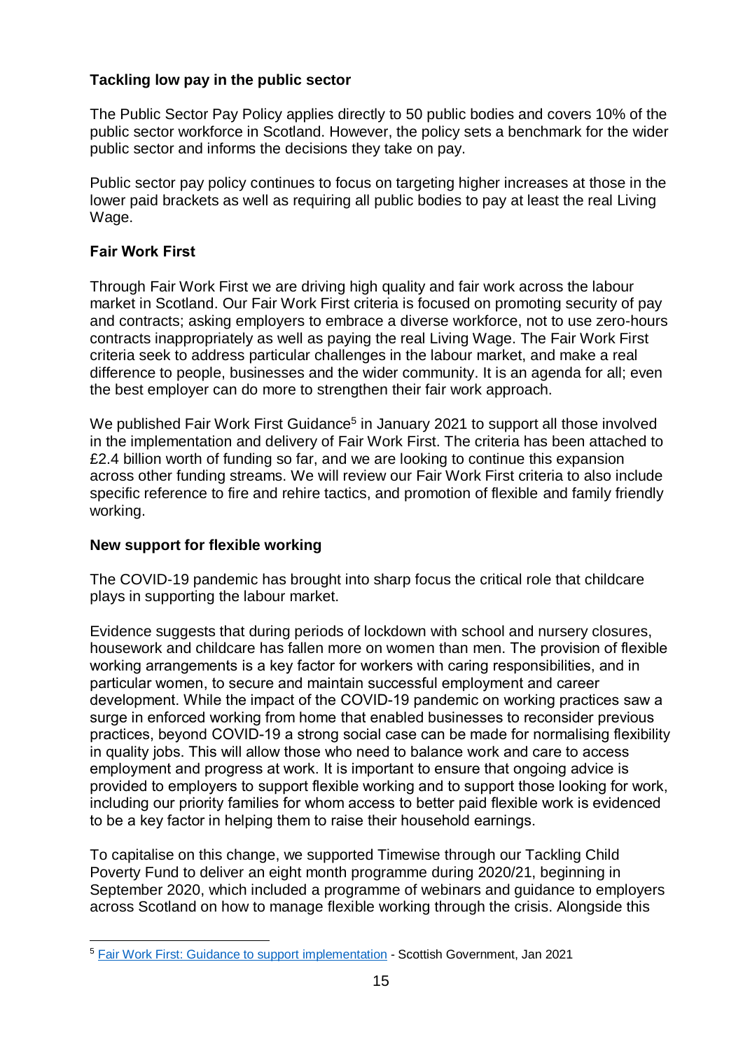### Tackling low pay in the public sector

The Public Sector Pay Policy applies directly to 50 public bodies and covers 10% of the public sector workforce in Scotland. However, the policy sets a benchmark for the wider public sector and informs the decisions they take on pay.

Public sector pay policy continues to focus on targeting higher increases at those in the lower paid brackets as well as requiring all public bodies to pay at least the real Living Wage.

### Fair Work First

Through Fair Work First we are driving high quality and fair work across the labour market in Scotland. Our Fair Work First criteria is focused on promoting security of pay and contracts; asking employers to embrace a diverse workforce, not to use zero-hours contracts inappropriately as well as paying the real Living Wage. The Fair Work First criteria seek to address particular challenges in the labour market, and make a real difference to people, businesses and the wider community. It is an agenda for all; even the best employer can do more to strengthen their fair work approach.

We published Fair Work First Guidance[5] in January 2021 to support all those involved in the implementation and delivery of Fair Work First. The criteria has been attached to £2.4 billion worth of funding so far, and we are looking to continue this expansion across other funding streams. We will review our Fair Work First criteria to also include specific reference to fire and rehire tactics, and promotion of flexible and family friendly working.

### New support for flexible working

The COVID-19 pandemic has brought into sharp focus the critical role that childcare plays in supporting the labour market.

Evidence suggests that during periods of lockdown with school and nursery closures, housework and childcare has fallen more on women than men. The provision of flexible working arrangements is a key factor for workers with caring responsibilities, and in particular women, to secure and maintain successful employment and career development. While the impact of the COVID-19 pandemic on working practices saw a surge in enforced working from home that enabled businesses to reconsider previous practices, beyond COVID-19 a strong social case can be made for normalising flexibility in quality jobs. This will allow those who need to balance work and care to access employment and progress at work. It is important to ensure that ongoing advice is provided to employers to support flexible working and to support those looking for work, including our priority families for whom access to better paid flexible work is evidenced to be a key factor in helping them to raise their household earnings.

To capitalise on this change, we supported Timewise through our Tackling Child Poverty Fund to deliver an eight month programme during 2020/21, beginning in September 2020, which included a programme of webinars and guidance to employers across Scotland on how to manage flexible working through the crisis. Alongside this

---

[5] Fair Work First: Guidance to support implementation - Scottish Government, Jan 2021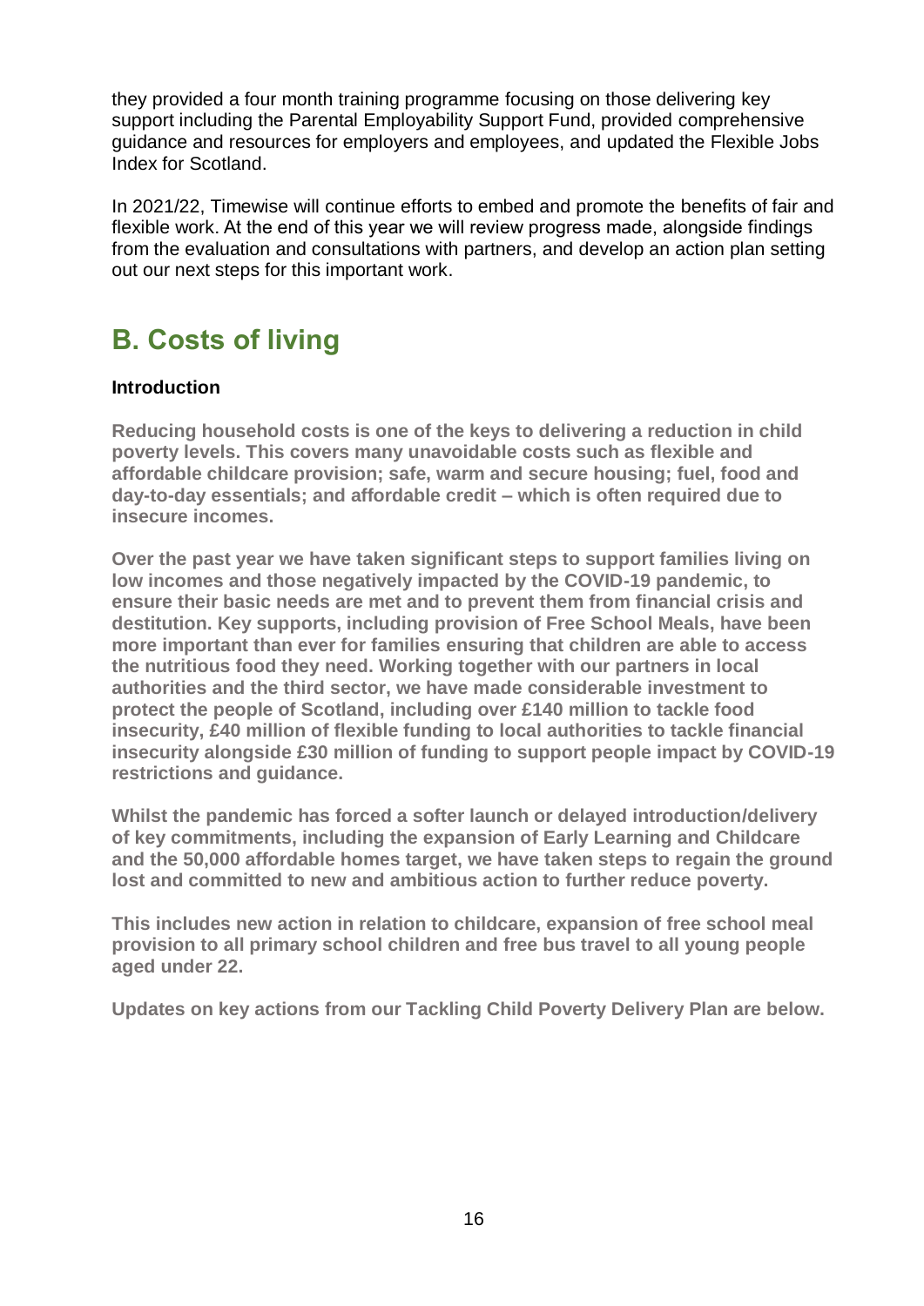they provided a four month training programme focusing on those delivering key support including the Parental Employability Support Fund, provided comprehensive guidance and resources for employers and employees, and updated the Flexible Jobs Index for Scotland.

In 2021/22, Timewise will continue efforts to embed and promote the benefits of fair and flexible work. At the end of this year we will review progress made, alongside findings from the evaluation and consultations with partners, and develop an action plan setting out our next steps for this important work.

## B. Costs of living

### Introduction

**Reducing household costs is one of the keys to delivering a reduction in child poverty levels. This covers many unavoidable costs such as flexible and affordable childcare provision; safe, warm and secure housing; fuel, food and day-to-day essentials; and affordable credit – which is often required due to insecure incomes.**

**Over the past year we have taken significant steps to support families living on low incomes and those negatively impacted by the COVID-19 pandemic, to ensure their basic needs are met and to prevent them from financial crisis and destitution. Key supports, including provision of Free School Meals, have been more important than ever for families ensuring that children are able to access the nutritious food they need. Working together with our partners in local authorities and the third sector, we have made considerable investment to protect the people of Scotland, including over £140 million to tackle food insecurity, £40 million of flexible funding to local authorities to tackle financial insecurity alongside £30 million of funding to support people impact by COVID-19 restrictions and guidance.**

**Whilst the pandemic has forced a softer launch or delayed introduction/delivery of key commitments, including the expansion of Early Learning and Childcare and the 50,000 affordable homes target, we have taken steps to regain the ground lost and committed to new and ambitious action to further reduce poverty.**

**This includes new action in relation to childcare, expansion of free school meal provision to all primary school children and free bus travel to all young people aged under 22.**

**Updates on key actions from our Tackling Child Poverty Delivery Plan are below.**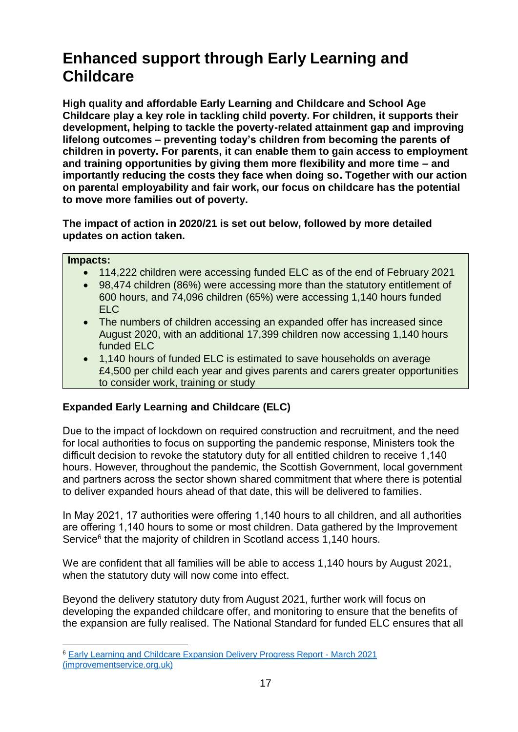# Enhanced support through Early Learning and Childcare

**High quality and affordable Early Learning and Childcare and School Age Childcare play a key role in tackling child poverty. For children, it supports their development, helping to tackle the poverty-related attainment gap and improving lifelong outcomes – preventing today's children from becoming the parents of children in poverty. For parents, it can enable them to gain access to employment and training opportunities by giving them more flexibility and more time – and importantly reducing the costs they face when doing so. Together with our action on parental employability and fair work, our focus on childcare has the potential to move more families out of poverty.**

**The impact of action in 2020/21 is set out below, followed by more detailed updates on action taken.**

**Impacts:**

- 114,222 children were accessing funded ELC as of the end of February 2021
- 98,474 children (86%) were accessing more than the statutory entitlement of 600 hours, and 74,096 children (65%) were accessing 1,140 hours funded ELC
- The numbers of children accessing an expanded offer has increased since August 2020, with an additional 17,399 children now accessing 1,140 hours funded ELC
- 1,140 hours of funded ELC is estimated to save households on average £4,500 per child each year and gives parents and carers greater opportunities to consider work, training or study

**Expanded Early Learning and Childcare (ELC)**

Due to the impact of lockdown on required construction and recruitment, and the need for local authorities to focus on supporting the pandemic response, Ministers took the difficult decision to revoke the statutory duty for all entitled children to receive 1,140 hours. However, throughout the pandemic, the Scottish Government, local government and partners across the sector shown shared commitment that where there is potential to deliver expanded hours ahead of that date, this will be delivered to families.

In May 2021, 17 authorities were offering 1,140 hours to all children, and all authorities are offering 1,140 hours to some or most children. Data gathered by the Improvement Service[6] that the majority of children in Scotland access 1,140 hours.

We are confident that all families will be able to access 1,140 hours by August 2021, when the statutory duty will now come into effect.

Beyond the delivery statutory duty from August 2021, further work will focus on developing the expanded childcare offer, and monitoring to ensure that the benefits of the expansion are fully realised. The National Standard for funded ELC ensures that all

[6] Early Learning and Childcare Expansion Delivery Progress Report - March 2021 (improvementservice.org.uk)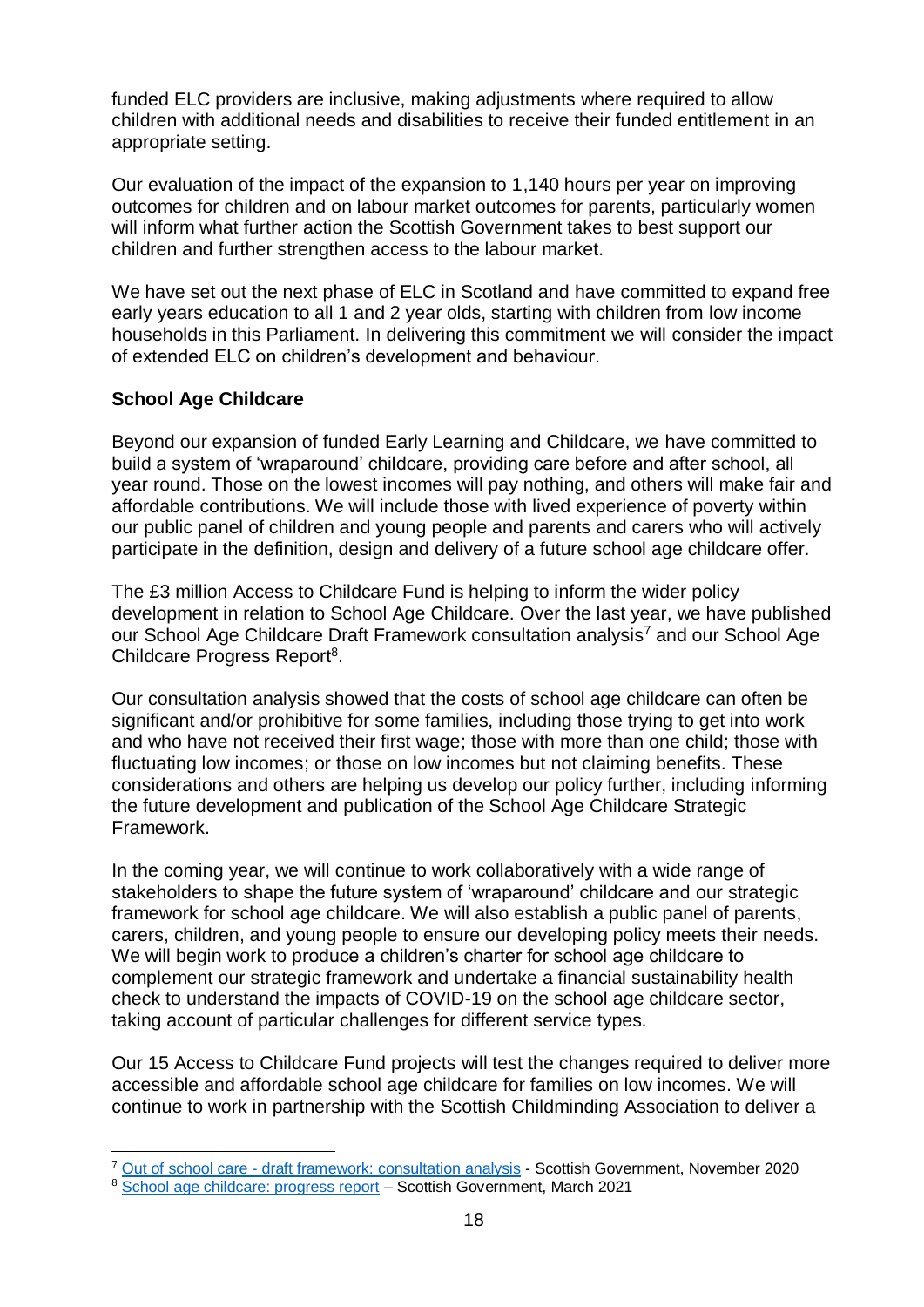funded ELC providers are inclusive, making adjustments where required to allow children with additional needs and disabilities to receive their funded entitlement in an appropriate setting.

Our evaluation of the impact of the expansion to 1,140 hours per year on improving outcomes for children and on labour market outcomes for parents, particularly women will inform what further action the Scottish Government takes to best support our children and further strengthen access to the labour market.

We have set out the next phase of ELC in Scotland and have committed to expand free early years education to all 1 and 2 year olds, starting with children from low income households in this Parliament. In delivering this commitment we will consider the impact of extended ELC on children's development and behaviour.

**School Age Childcare**

Beyond our expansion of funded Early Learning and Childcare, we have committed to build a system of 'wraparound' childcare, providing care before and after school, all year round. Those on the lowest incomes will pay nothing, and others will make fair and affordable contributions. We will include those with lived experience of poverty within our public panel of children and young people and parents and carers who will actively participate in the definition, design and delivery of a future school age childcare offer.

The £3 million Access to Childcare Fund is helping to inform the wider policy development in relation to School Age Childcare. Over the last year, we have published our School Age Childcare Draft Framework consultation analysis[7] and our School Age Childcare Progress Report[8].

Our consultation analysis showed that the costs of school age childcare can often be significant and/or prohibitive for some families, including those trying to get into work and who have not received their first wage; those with more than one child; those with fluctuating low incomes; or those on low incomes but not claiming benefits. These considerations and others are helping us develop our policy further, including informing the future development and publication of the School Age Childcare Strategic Framework.

In the coming year, we will continue to work collaboratively with a wide range of stakeholders to shape the future system of 'wraparound' childcare and our strategic framework for school age childcare. We will also establish a public panel of parents, carers, children, and young people to ensure our developing policy meets their needs. We will begin work to produce a children's charter for school age childcare to complement our strategic framework and undertake a financial sustainability health check to understand the impacts of COVID-19 on the school age childcare sector, taking account of particular challenges for different service types.

Our 15 Access to Childcare Fund projects will test the changes required to deliver more accessible and affordable school age childcare for families on low incomes. We will continue to work in partnership with the Scottish Childminding Association to deliver a

[7] Out of school care - draft framework: consultation analysis - Scottish Government, November 2020
[8] School age childcare: progress report – Scottish Government, March 2021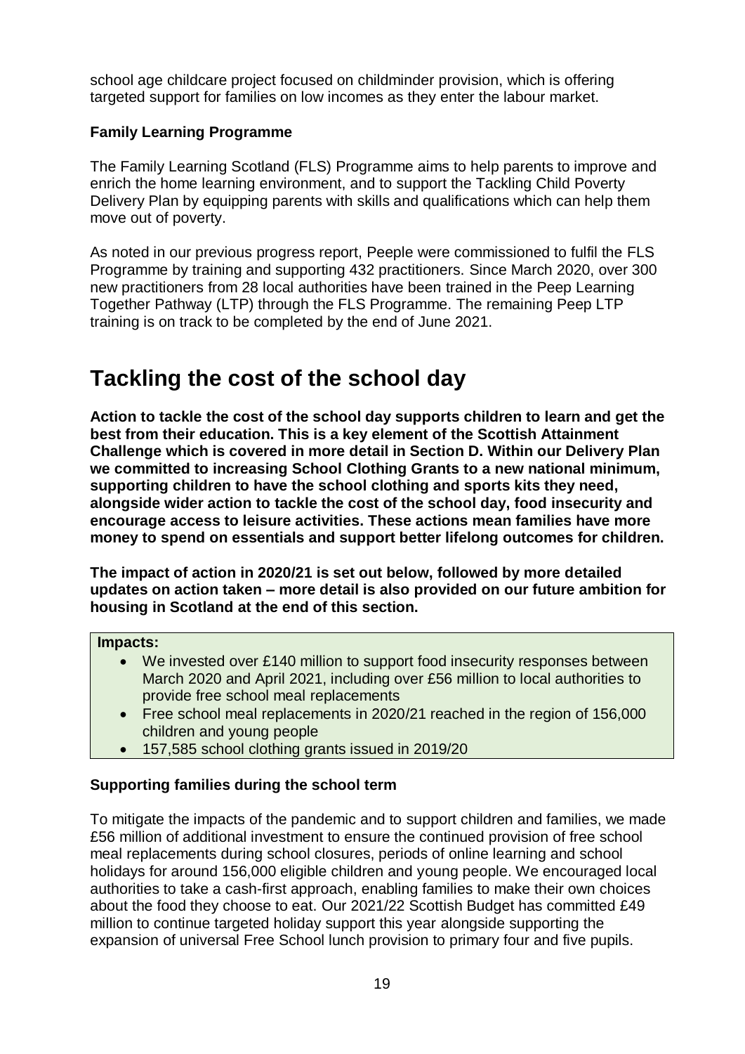school age childcare project focused on childminder provision, which is offering targeted support for families on low incomes as they enter the labour market.

### Family Learning Programme

The Family Learning Scotland (FLS) Programme aims to help parents to improve and enrich the home learning environment, and to support the Tackling Child Poverty Delivery Plan by equipping parents with skills and qualifications which can help them move out of poverty.

As noted in our previous progress report, Peeple were commissioned to fulfil the FLS Programme by training and supporting 432 practitioners. Since March 2020, over 300 new practitioners from 28 local authorities have been trained in the Peep Learning Together Pathway (LTP) through the FLS Programme. The remaining Peep LTP training is on track to be completed by the end of June 2021.

## Tackling the cost of the school day

**Action to tackle the cost of the school day supports children to learn and get the best from their education. This is a key element of the Scottish Attainment Challenge which is covered in more detail in Section D. Within our Delivery Plan we committed to increasing School Clothing Grants to a new national minimum, supporting children to have the school clothing and sports kits they need, alongside wider action to tackle the cost of the school day, food insecurity and encourage access to leisure activities. These actions mean families have more money to spend on essentials and support better lifelong outcomes for children.**

**The impact of action in 2020/21 is set out below, followed by more detailed updates on action taken – more detail is also provided on our future ambition for housing in Scotland at the end of this section.**

**Impacts:**

- We invested over £140 million to support food insecurity responses between March 2020 and April 2021, including over £56 million to local authorities to provide free school meal replacements
- Free school meal replacements in 2020/21 reached in the region of 156,000 children and young people
- 157,585 school clothing grants issued in 2019/20

### Supporting families during the school term

To mitigate the impacts of the pandemic and to support children and families, we made £56 million of additional investment to ensure the continued provision of free school meal replacements during school closures, periods of online learning and school holidays for around 156,000 eligible children and young people. We encouraged local authorities to take a cash-first approach, enabling families to make their own choices about the food they choose to eat. Our 2021/22 Scottish Budget has committed £49 million to continue targeted holiday support this year alongside supporting the expansion of universal Free School lunch provision to primary four and five pupils.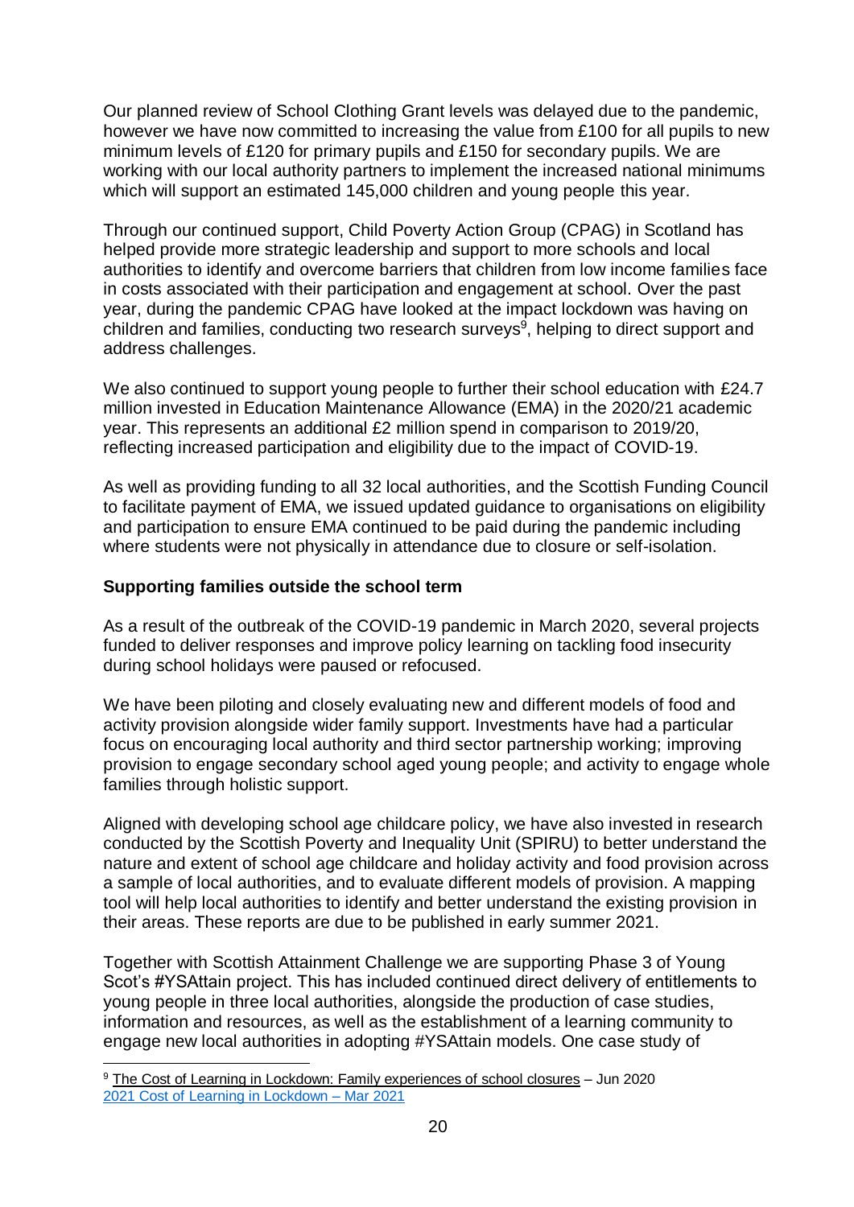Our planned review of School Clothing Grant levels was delayed due to the pandemic, however we have now committed to increasing the value from £100 for all pupils to new minimum levels of £120 for primary pupils and £150 for secondary pupils. We are working with our local authority partners to implement the increased national minimums which will support an estimated 145,000 children and young people this year.

Through our continued support, Child Poverty Action Group (CPAG) in Scotland has helped provide more strategic leadership and support to more schools and local authorities to identify and overcome barriers that children from low income families face in costs associated with their participation and engagement at school. Over the past year, during the pandemic CPAG have looked at the impact lockdown was having on children and families, conducting two research surveys[9], helping to direct support and address challenges.

We also continued to support young people to further their school education with £24.7 million invested in Education Maintenance Allowance (EMA) in the 2020/21 academic year. This represents an additional £2 million spend in comparison to 2019/20, reflecting increased participation and eligibility due to the impact of COVID-19.

As well as providing funding to all 32 local authorities, and the Scottish Funding Council to facilitate payment of EMA, we issued updated guidance to organisations on eligibility and participation to ensure EMA continued to be paid during the pandemic including where students were not physically in attendance due to closure or self-isolation.

**Supporting families outside the school term**

As a result of the outbreak of the COVID-19 pandemic in March 2020, several projects funded to deliver responses and improve policy learning on tackling food insecurity during school holidays were paused or refocused.

We have been piloting and closely evaluating new and different models of food and activity provision alongside wider family support. Investments have had a particular focus on encouraging local authority and third sector partnership working; improving provision to engage secondary school aged young people; and activity to engage whole families through holistic support.

Aligned with developing school age childcare policy, we have also invested in research conducted by the Scottish Poverty and Inequality Unit (SPIRU) to better understand the nature and extent of school age childcare and holiday activity and food provision across a sample of local authorities, and to evaluate different models of provision. A mapping tool will help local authorities to identify and better understand the existing provision in their areas. These reports are due to be published in early summer 2021.

Together with Scottish Attainment Challenge we are supporting Phase 3 of Young Scot's #YSAttain project. This has included continued direct delivery of entitlements to young people in three local authorities, alongside the production of case studies, information and resources, as well as the establishment of a learning community to engage new local authorities in adopting #YSAttain models. One case study of

[9] The Cost of Learning in Lockdown: Family experiences of school closures – Jun 2020
2021 Cost of Learning in Lockdown – Mar 2021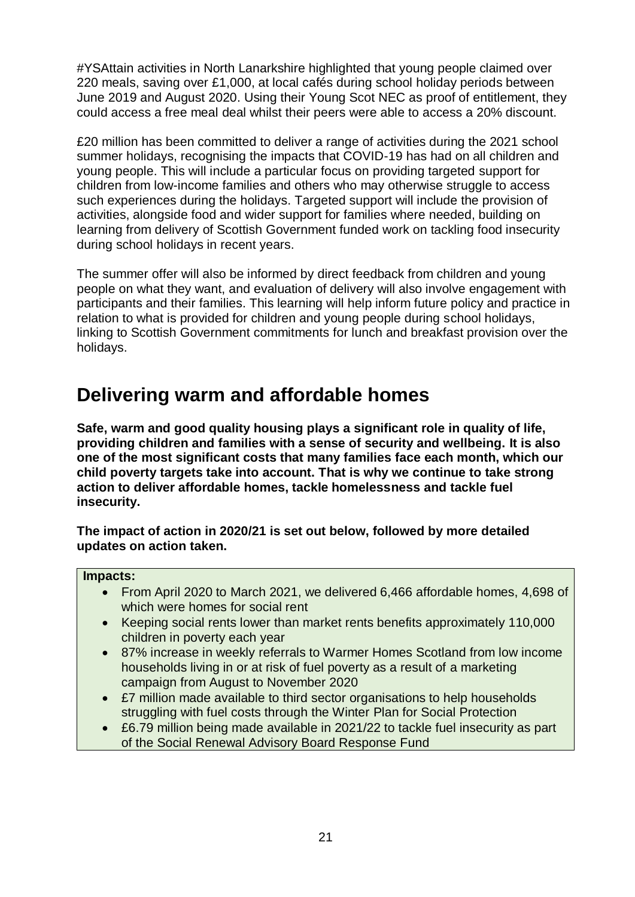#YSAttain activities in North Lanarkshire highlighted that young people claimed over 220 meals, saving over £1,000, at local cafés during school holiday periods between June 2019 and August 2020. Using their Young Scot NEC as proof of entitlement, they could access a free meal deal whilst their peers were able to access a 20% discount.

£20 million has been committed to deliver a range of activities during the 2021 school summer holidays, recognising the impacts that COVID-19 has had on all children and young people. This will include a particular focus on providing targeted support for children from low-income families and others who may otherwise struggle to access such experiences during the holidays. Targeted support will include the provision of activities, alongside food and wider support for families where needed, building on learning from delivery of Scottish Government funded work on tackling food insecurity during school holidays in recent years.

The summer offer will also be informed by direct feedback from children and young people on what they want, and evaluation of delivery will also involve engagement with participants and their families. This learning will help inform future policy and practice in relation to what is provided for children and young people during school holidays, linking to Scottish Government commitments for lunch and breakfast provision over the holidays.

# Delivering warm and affordable homes

**Safe, warm and good quality housing plays a significant role in quality of life, providing children and families with a sense of security and wellbeing. It is also one of the most significant costs that many families face each month, which our child poverty targets take into account. That is why we continue to take strong action to deliver affordable homes, tackle homelessness and tackle fuel insecurity.**

**The impact of action in 2020/21 is set out below, followed by more detailed updates on action taken.**

**Impacts:**

- From April 2020 to March 2021, we delivered 6,466 affordable homes, 4,698 of which were homes for social rent
- Keeping social rents lower than market rents benefits approximately 110,000 children in poverty each year
- 87% increase in weekly referrals to Warmer Homes Scotland from low income households living in or at risk of fuel poverty as a result of a marketing campaign from August to November 2020
- £7 million made available to third sector organisations to help households struggling with fuel costs through the Winter Plan for Social Protection
- £6.79 million being made available in 2021/22 to tackle fuel insecurity as part of the Social Renewal Advisory Board Response Fund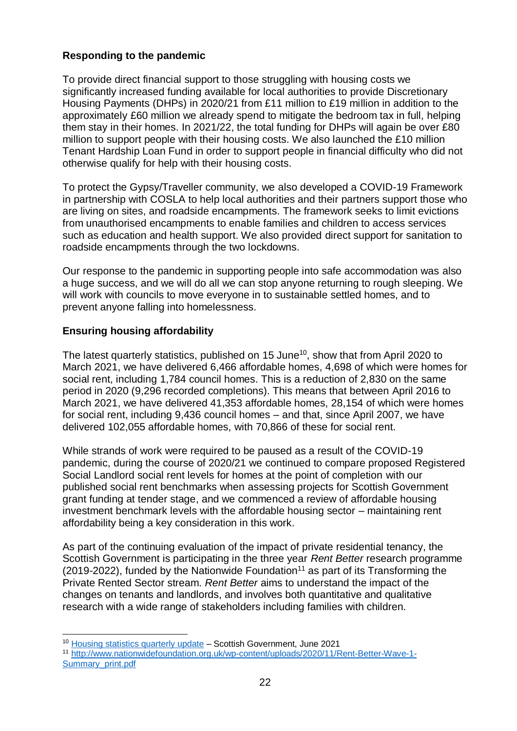**Responding to the pandemic**

To provide direct financial support to those struggling with housing costs we significantly increased funding available for local authorities to provide Discretionary Housing Payments (DHPs) in 2020/21 from £11 million to £19 million in addition to the approximately £60 million we already spend to mitigate the bedroom tax in full, helping them stay in their homes. In 2021/22, the total funding for DHPs will again be over £80 million to support people with their housing costs. We also launched the £10 million Tenant Hardship Loan Fund in order to support people in financial difficulty who did not otherwise qualify for help with their housing costs.

To protect the Gypsy/Traveller community, we also developed a COVID-19 Framework in partnership with COSLA to help local authorities and their partners support those who are living on sites, and roadside encampments. The framework seeks to limit evictions from unauthorised encampments to enable families and children to access services such as education and health support. We also provided direct support for sanitation to roadside encampments through the two lockdowns.

Our response to the pandemic in supporting people into safe accommodation was also a huge success, and we will do all we can stop anyone returning to rough sleeping. We will work with councils to move everyone in to sustainable settled homes, and to prevent anyone falling into homelessness.

**Ensuring housing affordability**

The latest quarterly statistics, published on 15 June[10], show that from April 2020 to March 2021, we have delivered 6,466 affordable homes, 4,698 of which were homes for social rent, including 1,784 council homes. This is a reduction of 2,830 on the same period in 2020 (9,296 recorded completions). This means that between April 2016 to March 2021, we have delivered 41,353 affordable homes, 28,154 of which were homes for social rent, including 9,436 council homes – and that, since April 2007, we have delivered 102,055 affordable homes, with 70,866 of these for social rent.

While strands of work were required to be paused as a result of the COVID-19 pandemic, during the course of 2020/21 we continued to compare proposed Registered Social Landlord social rent levels for homes at the point of completion with our published social rent benchmarks when assessing projects for Scottish Government grant funding at tender stage, and we commenced a review of affordable housing investment benchmark levels with the affordable housing sector – maintaining rent affordability being a key consideration in this work.

As part of the continuing evaluation of the impact of private residential tenancy, the Scottish Government is participating in the three year *Rent Better* research programme (2019-2022), funded by the Nationwide Foundation[11] as part of its Transforming the Private Rented Sector stream. *Rent Better* aims to understand the impact of the changes on tenants and landlords, and involves both quantitative and qualitative research with a wide range of stakeholders including families with children.

---

[10] Housing statistics quarterly update – Scottish Government, June 2021

[11] http://www.nationwidefoundation.org.uk/wp-content/uploads/2020/11/Rent-Better-Wave-1-Summary_print.pdf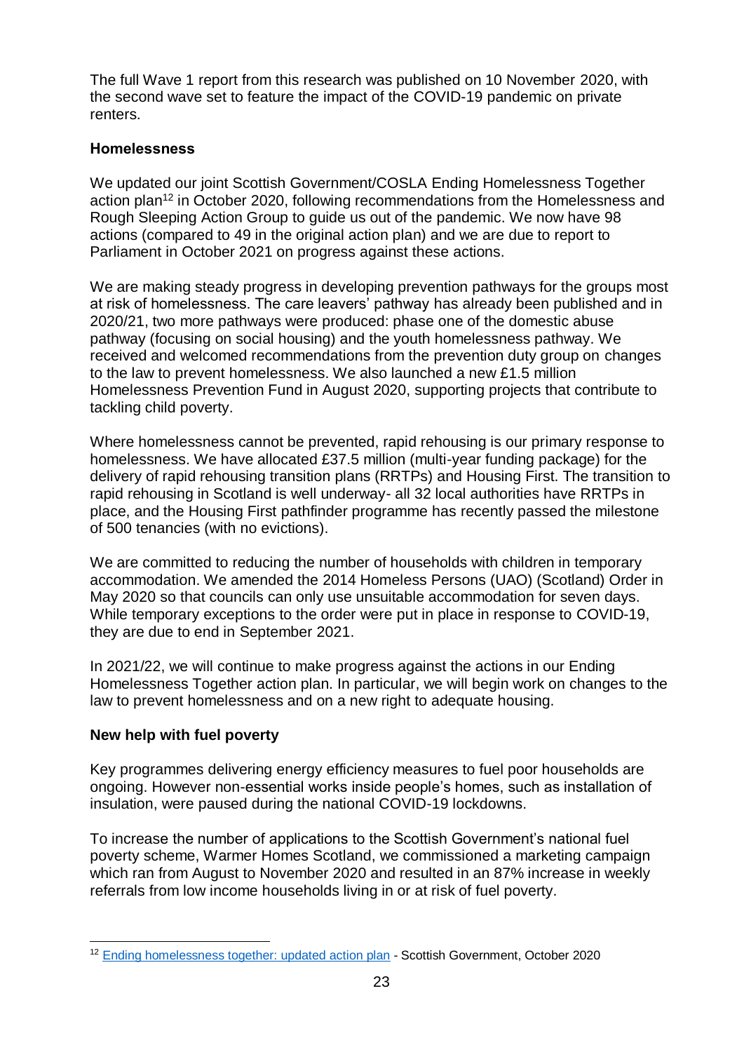The full Wave 1 report from this research was published on 10 November 2020, with the second wave set to feature the impact of the COVID-19 pandemic on private renters.

**Homelessness**

We updated our joint Scottish Government/COSLA Ending Homelessness Together action plan[12] in October 2020, following recommendations from the Homelessness and Rough Sleeping Action Group to guide us out of the pandemic. We now have 98 actions (compared to 49 in the original action plan) and we are due to report to Parliament in October 2021 on progress against these actions.

We are making steady progress in developing prevention pathways for the groups most at risk of homelessness. The care leavers' pathway has already been published and in 2020/21, two more pathways were produced: phase one of the domestic abuse pathway (focusing on social housing) and the youth homelessness pathway. We received and welcomed recommendations from the prevention duty group on changes to the law to prevent homelessness. We also launched a new £1.5 million Homelessness Prevention Fund in August 2020, supporting projects that contribute to tackling child poverty.

Where homelessness cannot be prevented, rapid rehousing is our primary response to homelessness. We have allocated £37.5 million (multi-year funding package) for the delivery of rapid rehousing transition plans (RRTPs) and Housing First. The transition to rapid rehousing in Scotland is well underway- all 32 local authorities have RRTPs in place, and the Housing First pathfinder programme has recently passed the milestone of 500 tenancies (with no evictions).

We are committed to reducing the number of households with children in temporary accommodation. We amended the 2014 Homeless Persons (UAO) (Scotland) Order in May 2020 so that councils can only use unsuitable accommodation for seven days. While temporary exceptions to the order were put in place in response to COVID-19, they are due to end in September 2021.

In 2021/22, we will continue to make progress against the actions in our Ending Homelessness Together action plan. In particular, we will begin work on changes to the law to prevent homelessness and on a new right to adequate housing.

**New help with fuel poverty**

Key programmes delivering energy efficiency measures to fuel poor households are ongoing. However non-essential works inside people's homes, such as installation of insulation, were paused during the national COVID-19 lockdowns.

To increase the number of applications to the Scottish Government's national fuel poverty scheme, Warmer Homes Scotland, we commissioned a marketing campaign which ran from August to November 2020 and resulted in an 87% increase in weekly referrals from low income households living in or at risk of fuel poverty.

---

[12] Ending homelessness together: updated action plan - Scottish Government, October 2020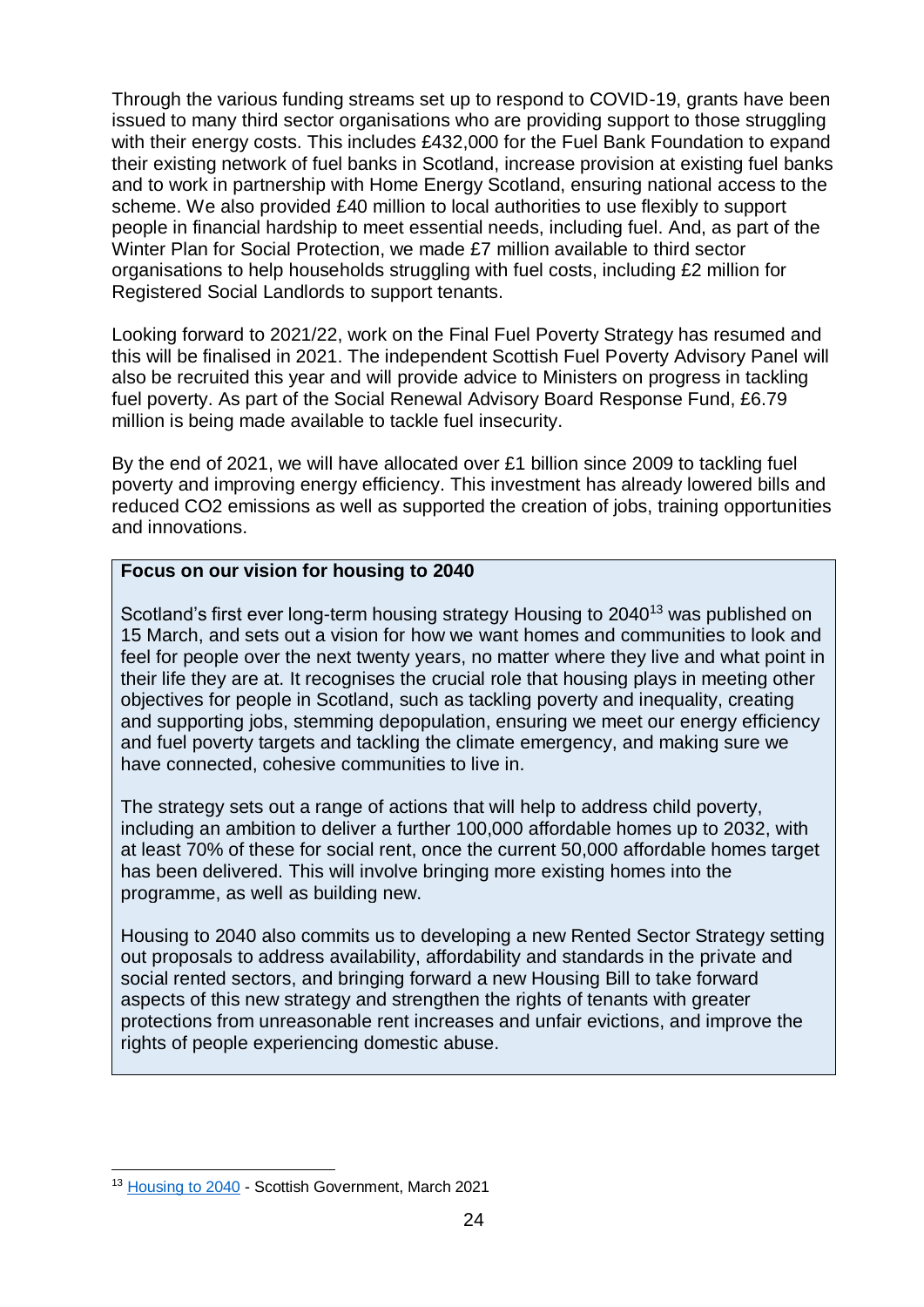Through the various funding streams set up to respond to COVID-19, grants have been issued to many third sector organisations who are providing support to those struggling with their energy costs. This includes £432,000 for the Fuel Bank Foundation to expand their existing network of fuel banks in Scotland, increase provision at existing fuel banks and to work in partnership with Home Energy Scotland, ensuring national access to the scheme. We also provided £40 million to local authorities to use flexibly to support people in financial hardship to meet essential needs, including fuel. And, as part of the Winter Plan for Social Protection, we made £7 million available to third sector organisations to help households struggling with fuel costs, including £2 million for Registered Social Landlords to support tenants.

Looking forward to 2021/22, work on the Final Fuel Poverty Strategy has resumed and this will be finalised in 2021. The independent Scottish Fuel Poverty Advisory Panel will also be recruited this year and will provide advice to Ministers on progress in tackling fuel poverty. As part of the Social Renewal Advisory Board Response Fund, £6.79 million is being made available to tackle fuel insecurity.

By the end of 2021, we will have allocated over £1 billion since 2009 to tackling fuel poverty and improving energy efficiency. This investment has already lowered bills and reduced CO2 emissions as well as supported the creation of jobs, training opportunities and innovations.

**Focus on our vision for housing to 2040**

Scotland's first ever long-term housing strategy Housing to 2040[13] was published on 15 March, and sets out a vision for how we want homes and communities to look and feel for people over the next twenty years, no matter where they live and what point in their life they are at. It recognises the crucial role that housing plays in meeting other objectives for people in Scotland, such as tackling poverty and inequality, creating and supporting jobs, stemming depopulation, ensuring we meet our energy efficiency and fuel poverty targets and tackling the climate emergency, and making sure we have connected, cohesive communities to live in.

The strategy sets out a range of actions that will help to address child poverty, including an ambition to deliver a further 100,000 affordable homes up to 2032, with at least 70% of these for social rent, once the current 50,000 affordable homes target has been delivered. This will involve bringing more existing homes into the programme, as well as building new.

Housing to 2040 also commits us to developing a new Rented Sector Strategy setting out proposals to address availability, affordability and standards in the private and social rented sectors, and bringing forward a new Housing Bill to take forward aspects of this new strategy and strengthen the rights of tenants with greater protections from unreasonable rent increases and unfair evictions, and improve the rights of people experiencing domestic abuse.

[13] Housing to 2040 - Scottish Government, March 2021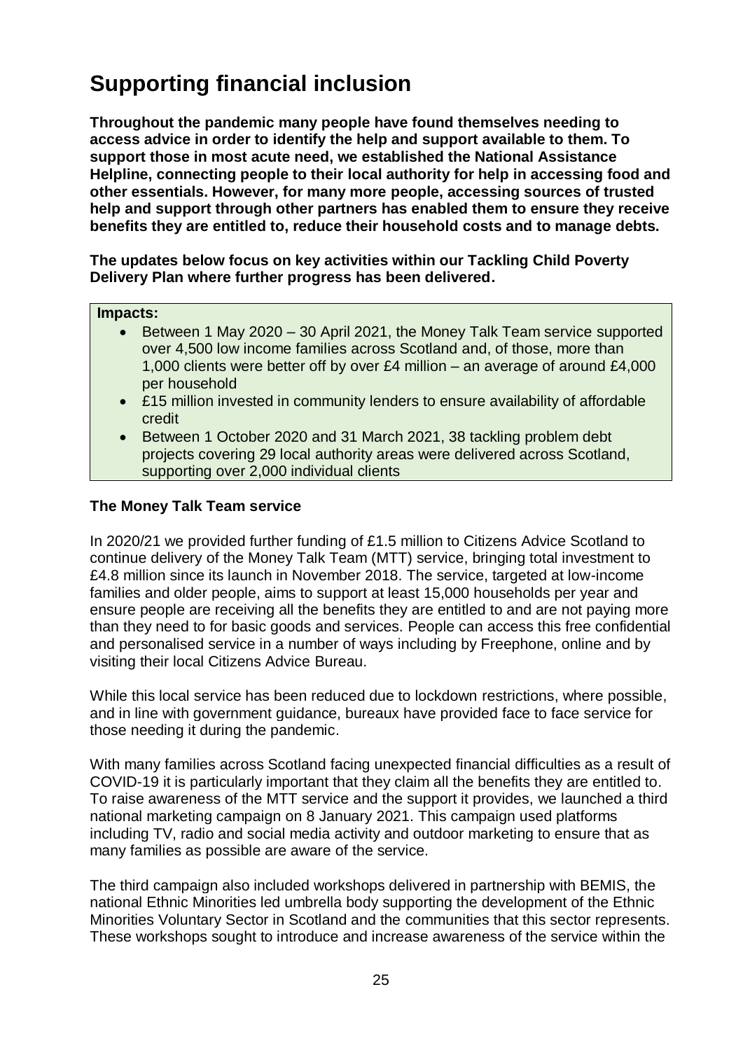# Supporting financial inclusion

**Throughout the pandemic many people have found themselves needing to access advice in order to identify the help and support available to them. To support those in most acute need, we established the National Assistance Helpline, connecting people to their local authority for help in accessing food and other essentials. However, for many more people, accessing sources of trusted help and support through other partners has enabled them to ensure they receive benefits they are entitled to, reduce their household costs and to manage debts.**

**The updates below focus on key activities within our Tackling Child Poverty Delivery Plan where further progress has been delivered.**

**Impacts:**

- Between 1 May 2020 – 30 April 2021, the Money Talk Team service supported over 4,500 low income families across Scotland and, of those, more than 1,000 clients were better off by over £4 million – an average of around £4,000 per household
- £15 million invested in community lenders to ensure availability of affordable credit
- Between 1 October 2020 and 31 March 2021, 38 tackling problem debt projects covering 29 local authority areas were delivered across Scotland, supporting over 2,000 individual clients

### The Money Talk Team service

In 2020/21 we provided further funding of £1.5 million to Citizens Advice Scotland to continue delivery of the Money Talk Team (MTT) service, bringing total investment to £4.8 million since its launch in November 2018. The service, targeted at low-income families and older people, aims to support at least 15,000 households per year and ensure people are receiving all the benefits they are entitled to and are not paying more than they need to for basic goods and services. People can access this free confidential and personalised service in a number of ways including by Freephone, online and by visiting their local Citizens Advice Bureau.

While this local service has been reduced due to lockdown restrictions, where possible, and in line with government guidance, bureaux have provided face to face service for those needing it during the pandemic.

With many families across Scotland facing unexpected financial difficulties as a result of COVID-19 it is particularly important that they claim all the benefits they are entitled to. To raise awareness of the MTT service and the support it provides, we launched a third national marketing campaign on 8 January 2021. This campaign used platforms including TV, radio and social media activity and outdoor marketing to ensure that as many families as possible are aware of the service.

The third campaign also included workshops delivered in partnership with BEMIS, the national Ethnic Minorities led umbrella body supporting the development of the Ethnic Minorities Voluntary Sector in Scotland and the communities that this sector represents. These workshops sought to introduce and increase awareness of the service within the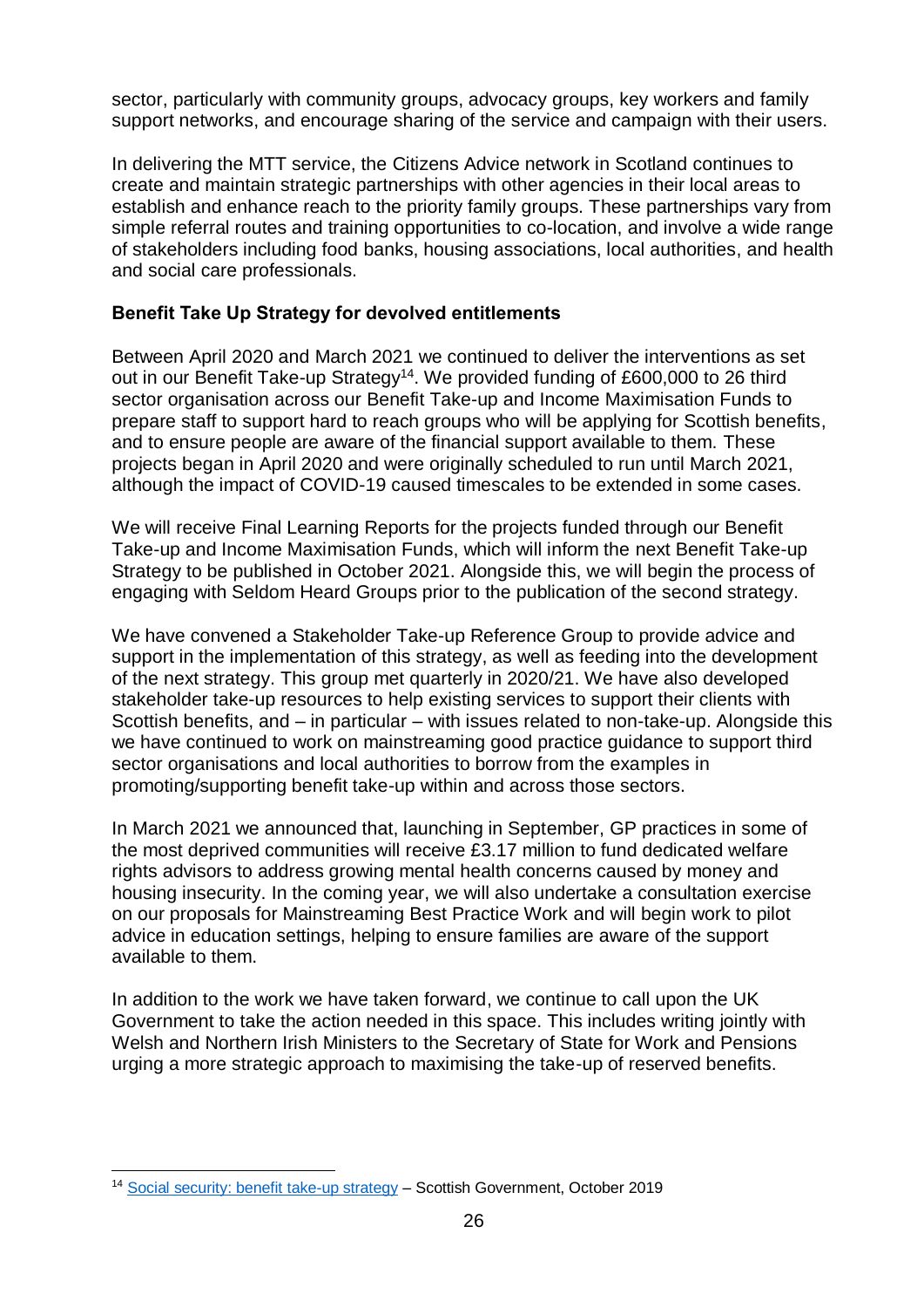sector, particularly with community groups, advocacy groups, key workers and family support networks, and encourage sharing of the service and campaign with their users.

In delivering the MTT service, the Citizens Advice network in Scotland continues to create and maintain strategic partnerships with other agencies in their local areas to establish and enhance reach to the priority family groups. These partnerships vary from simple referral routes and training opportunities to co-location, and involve a wide range of stakeholders including food banks, housing associations, local authorities, and health and social care professionals.

**Benefit Take Up Strategy for devolved entitlements**

Between April 2020 and March 2021 we continued to deliver the interventions as set out in our Benefit Take-up Strategy[14]. We provided funding of £600,000 to 26 third sector organisation across our Benefit Take-up and Income Maximisation Funds to prepare staff to support hard to reach groups who will be applying for Scottish benefits, and to ensure people are aware of the financial support available to them. These projects began in April 2020 and were originally scheduled to run until March 2021, although the impact of COVID-19 caused timescales to be extended in some cases.

We will receive Final Learning Reports for the projects funded through our Benefit Take-up and Income Maximisation Funds, which will inform the next Benefit Take-up Strategy to be published in October 2021. Alongside this, we will begin the process of engaging with Seldom Heard Groups prior to the publication of the second strategy.

We have convened a Stakeholder Take-up Reference Group to provide advice and support in the implementation of this strategy, as well as feeding into the development of the next strategy. This group met quarterly in 2020/21. We have also developed stakeholder take-up resources to help existing services to support their clients with Scottish benefits, and – in particular – with issues related to non-take-up. Alongside this we have continued to work on mainstreaming good practice guidance to support third sector organisations and local authorities to borrow from the examples in promoting/supporting benefit take-up within and across those sectors.

In March 2021 we announced that, launching in September, GP practices in some of the most deprived communities will receive £3.17 million to fund dedicated welfare rights advisors to address growing mental health concerns caused by money and housing insecurity. In the coming year, we will also undertake a consultation exercise on our proposals for Mainstreaming Best Practice Work and will begin work to pilot advice in education settings, helping to ensure families are aware of the support available to them.

In addition to the work we have taken forward, we continue to call upon the UK Government to take the action needed in this space. This includes writing jointly with Welsh and Northern Irish Ministers to the Secretary of State for Work and Pensions urging a more strategic approach to maximising the take-up of reserved benefits.

[14] Social security: benefit take-up strategy – Scottish Government, October 2019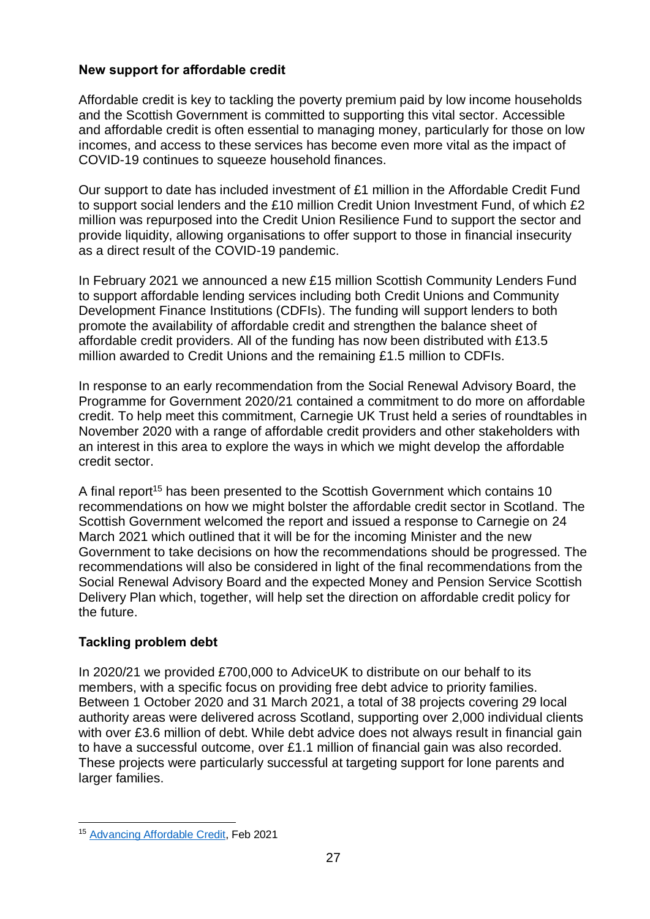**New support for affordable credit**

Affordable credit is key to tackling the poverty premium paid by low income households and the Scottish Government is committed to supporting this vital sector. Accessible and affordable credit is often essential to managing money, particularly for those on low incomes, and access to these services has become even more vital as the impact of COVID-19 continues to squeeze household finances.

Our support to date has included investment of £1 million in the Affordable Credit Fund to support social lenders and the £10 million Credit Union Investment Fund, of which £2 million was repurposed into the Credit Union Resilience Fund to support the sector and provide liquidity, allowing organisations to offer support to those in financial insecurity as a direct result of the COVID-19 pandemic.

In February 2021 we announced a new £15 million Scottish Community Lenders Fund to support affordable lending services including both Credit Unions and Community Development Finance Institutions (CDFIs). The funding will support lenders to both promote the availability of affordable credit and strengthen the balance sheet of affordable credit providers. All of the funding has now been distributed with £13.5 million awarded to Credit Unions and the remaining £1.5 million to CDFIs.

In response to an early recommendation from the Social Renewal Advisory Board, the Programme for Government 2020/21 contained a commitment to do more on affordable credit. To help meet this commitment, Carnegie UK Trust held a series of roundtables in November 2020 with a range of affordable credit providers and other stakeholders with an interest in this area to explore the ways in which we might develop the affordable credit sector.

A final report[15] has been presented to the Scottish Government which contains 10 recommendations on how we might bolster the affordable credit sector in Scotland. The Scottish Government welcomed the report and issued a response to Carnegie on 24 March 2021 which outlined that it will be for the incoming Minister and the new Government to take decisions on how the recommendations should be progressed. The recommendations will also be considered in light of the final recommendations from the Social Renewal Advisory Board and the expected Money and Pension Service Scottish Delivery Plan which, together, will help set the direction on affordable credit policy for the future.

**Tackling problem debt**

In 2020/21 we provided £700,000 to AdviceUK to distribute on our behalf to its members, with a specific focus on providing free debt advice to priority families. Between 1 October 2020 and 31 March 2021, a total of 38 projects covering 29 local authority areas were delivered across Scotland, supporting over 2,000 individual clients with over £3.6 million of debt. While debt advice does not always result in financial gain to have a successful outcome, over £1.1 million of financial gain was also recorded. These projects were particularly successful at targeting support for lone parents and larger families.

---

[15] Advancing Affordable Credit, Feb 2021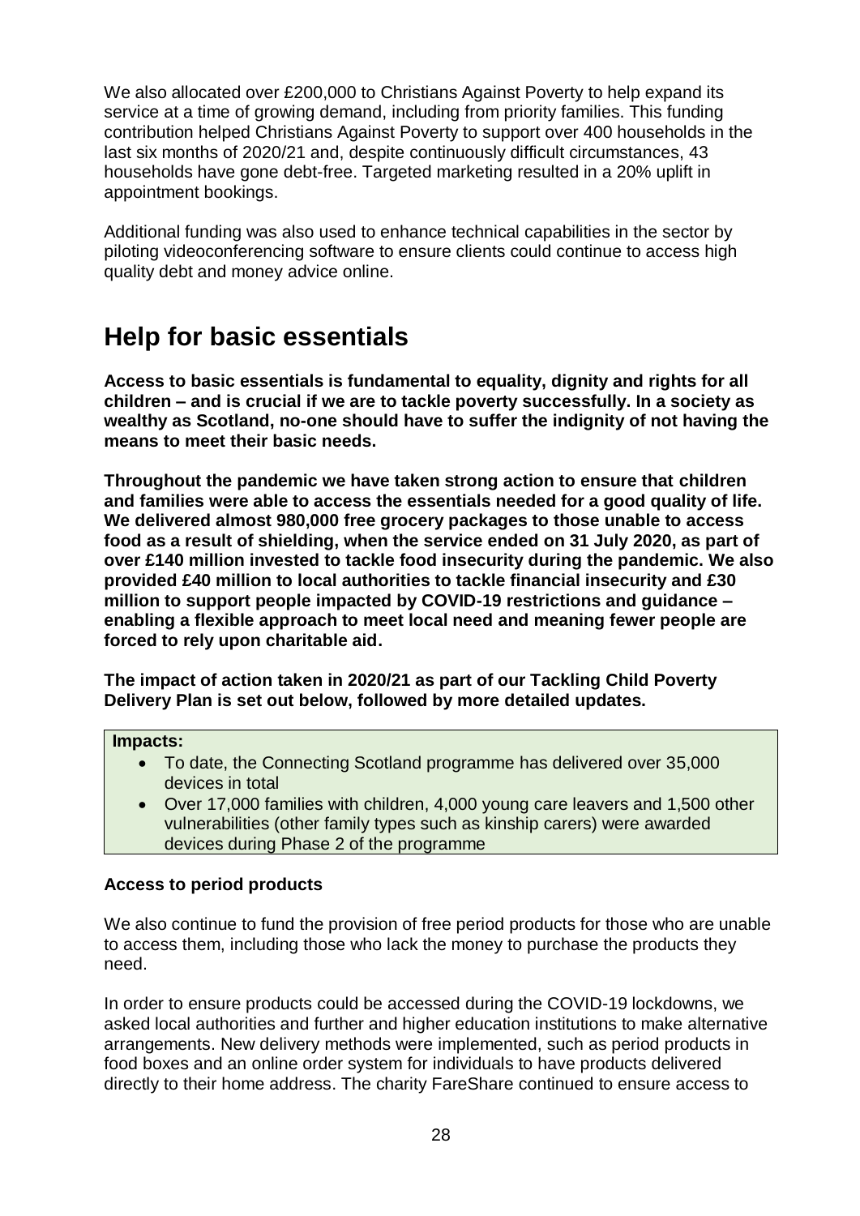We also allocated over £200,000 to Christians Against Poverty to help expand its service at a time of growing demand, including from priority families. This funding contribution helped Christians Against Poverty to support over 400 households in the last six months of 2020/21 and, despite continuously difficult circumstances, 43 households have gone debt-free. Targeted marketing resulted in a 20% uplift in appointment bookings.

Additional funding was also used to enhance technical capabilities in the sector by piloting videoconferencing software to ensure clients could continue to access high quality debt and money advice online.

## Help for basic essentials

**Access to basic essentials is fundamental to equality, dignity and rights for all children – and is crucial if we are to tackle poverty successfully. In a society as wealthy as Scotland, no-one should have to suffer the indignity of not having the means to meet their basic needs.**

**Throughout the pandemic we have taken strong action to ensure that children and families were able to access the essentials needed for a good quality of life. We delivered almost 980,000 free grocery packages to those unable to access food as a result of shielding, when the service ended on 31 July 2020, as part of over £140 million invested to tackle food insecurity during the pandemic. We also provided £40 million to local authorities to tackle financial insecurity and £30 million to support people impacted by COVID-19 restrictions and guidance – enabling a flexible approach to meet local need and meaning fewer people are forced to rely upon charitable aid.**

**The impact of action taken in 2020/21 as part of our Tackling Child Poverty Delivery Plan is set out below, followed by more detailed updates.**

**Impacts:**

- To date, the Connecting Scotland programme has delivered over 35,000 devices in total
- Over 17,000 families with children, 4,000 young care leavers and 1,500 other vulnerabilities (other family types such as kinship carers) were awarded devices during Phase 2 of the programme

### Access to period products

We also continue to fund the provision of free period products for those who are unable to access them, including those who lack the money to purchase the products they need.

In order to ensure products could be accessed during the COVID-19 lockdowns, we asked local authorities and further and higher education institutions to make alternative arrangements. New delivery methods were implemented, such as period products in food boxes and an online order system for individuals to have products delivered directly to their home address. The charity FareShare continued to ensure access to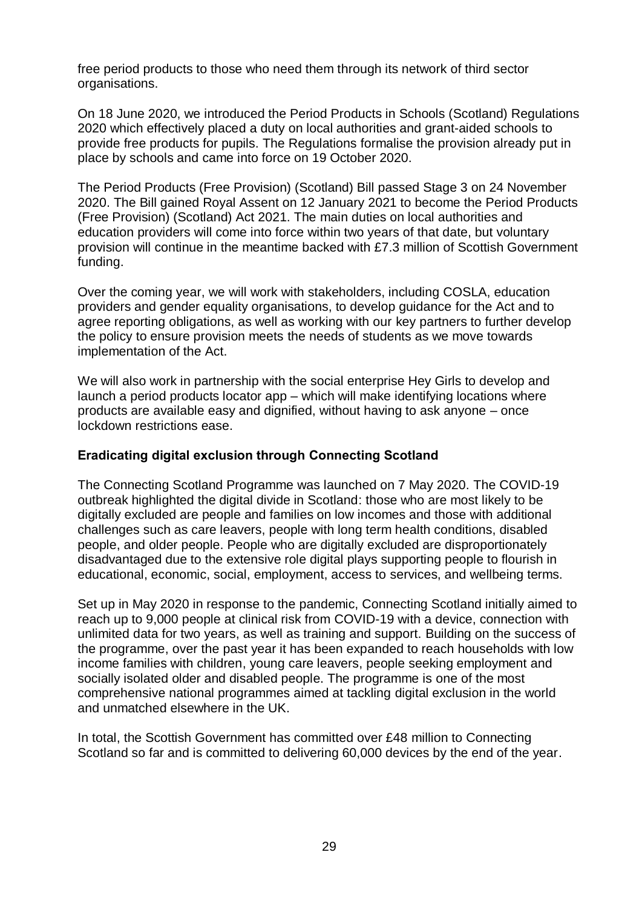free period products to those who need them through its network of third sector organisations.

On 18 June 2020, we introduced the Period Products in Schools (Scotland) Regulations 2020 which effectively placed a duty on local authorities and grant-aided schools to provide free products for pupils. The Regulations formalise the provision already put in place by schools and came into force on 19 October 2020.

The Period Products (Free Provision) (Scotland) Bill passed Stage 3 on 24 November 2020. The Bill gained Royal Assent on 12 January 2021 to become the Period Products (Free Provision) (Scotland) Act 2021. The main duties on local authorities and education providers will come into force within two years of that date, but voluntary provision will continue in the meantime backed with £7.3 million of Scottish Government funding.

Over the coming year, we will work with stakeholders, including COSLA, education providers and gender equality organisations, to develop guidance for the Act and to agree reporting obligations, as well as working with our key partners to further develop the policy to ensure provision meets the needs of students as we move towards implementation of the Act.

We will also work in partnership with the social enterprise Hey Girls to develop and launch a period products locator app – which will make identifying locations where products are available easy and dignified, without having to ask anyone – once lockdown restrictions ease.

**Eradicating digital exclusion through Connecting Scotland**

The Connecting Scotland Programme was launched on 7 May 2020. The COVID-19 outbreak highlighted the digital divide in Scotland: those who are most likely to be digitally excluded are people and families on low incomes and those with additional challenges such as care leavers, people with long term health conditions, disabled people, and older people. People who are digitally excluded are disproportionately disadvantaged due to the extensive role digital plays supporting people to flourish in educational, economic, social, employment, access to services, and wellbeing terms.

Set up in May 2020 in response to the pandemic, Connecting Scotland initially aimed to reach up to 9,000 people at clinical risk from COVID-19 with a device, connection with unlimited data for two years, as well as training and support. Building on the success of the programme, over the past year it has been expanded to reach households with low income families with children, young care leavers, people seeking employment and socially isolated older and disabled people. The programme is one of the most comprehensive national programmes aimed at tackling digital exclusion in the world and unmatched elsewhere in the UK.

In total, the Scottish Government has committed over £48 million to Connecting Scotland so far and is committed to delivering 60,000 devices by the end of the year.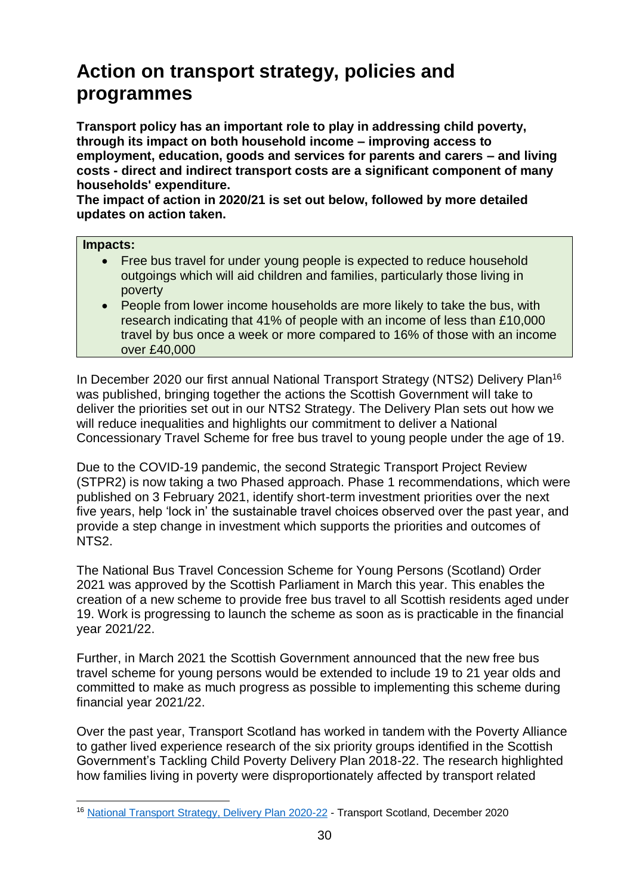# Action on transport strategy, policies and programmes

**Transport policy has an important role to play in addressing child poverty, through its impact on both household income – improving access to employment, education, goods and services for parents and carers – and living costs - direct and indirect transport costs are a significant component of many households' expenditure.**

**The impact of action in 2020/21 is set out below, followed by more detailed updates on action taken.**

**Impacts:**

- Free bus travel for under young people is expected to reduce household outgoings which will aid children and families, particularly those living in poverty
- People from lower income households are more likely to take the bus, with research indicating that 41% of people with an income of less than £10,000 travel by bus once a week or more compared to 16% of those with an income over £40,000

In December 2020 our first annual National Transport Strategy (NTS2) Delivery Plan[16] was published, bringing together the actions the Scottish Government will take to deliver the priorities set out in our NTS2 Strategy. The Delivery Plan sets out how we will reduce inequalities and highlights our commitment to deliver a National Concessionary Travel Scheme for free bus travel to young people under the age of 19.

Due to the COVID-19 pandemic, the second Strategic Transport Project Review (STPR2) is now taking a two Phased approach. Phase 1 recommendations, which were published on 3 February 2021, identify short-term investment priorities over the next five years, help 'lock in' the sustainable travel choices observed over the past year, and provide a step change in investment which supports the priorities and outcomes of NTS2.

The National Bus Travel Concession Scheme for Young Persons (Scotland) Order 2021 was approved by the Scottish Parliament in March this year. This enables the creation of a new scheme to provide free bus travel to all Scottish residents aged under 19. Work is progressing to launch the scheme as soon as is practicable in the financial year 2021/22.

Further, in March 2021 the Scottish Government announced that the new free bus travel scheme for young persons would be extended to include 19 to 21 year olds and committed to make as much progress as possible to implementing this scheme during financial year 2021/22.

Over the past year, Transport Scotland has worked in tandem with the Poverty Alliance to gather lived experience research of the six priority groups identified in the Scottish Government's Tackling Child Poverty Delivery Plan 2018-22. The research highlighted how families living in poverty were disproportionately affected by transport related

[16] National Transport Strategy, Delivery Plan 2020-22 - Transport Scotland, December 2020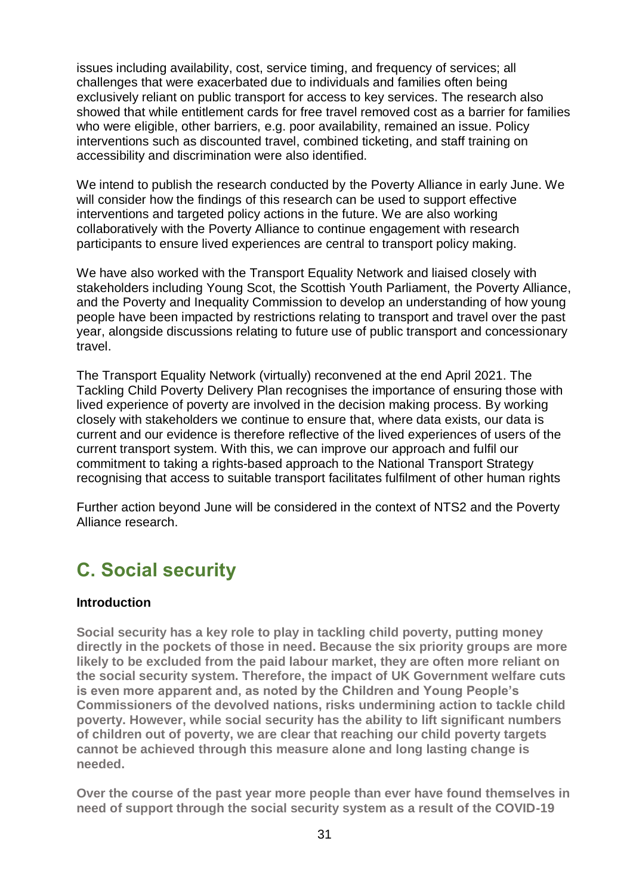issues including availability, cost, service timing, and frequency of services; all challenges that were exacerbated due to individuals and families often being exclusively reliant on public transport for access to key services. The research also showed that while entitlement cards for free travel removed cost as a barrier for families who were eligible, other barriers, e.g. poor availability, remained an issue. Policy interventions such as discounted travel, combined ticketing, and staff training on accessibility and discrimination were also identified.

We intend to publish the research conducted by the Poverty Alliance in early June. We will consider how the findings of this research can be used to support effective interventions and targeted policy actions in the future. We are also working collaboratively with the Poverty Alliance to continue engagement with research participants to ensure lived experiences are central to transport policy making.

We have also worked with the Transport Equality Network and liaised closely with stakeholders including Young Scot, the Scottish Youth Parliament, the Poverty Alliance, and the Poverty and Inequality Commission to develop an understanding of how young people have been impacted by restrictions relating to transport and travel over the past year, alongside discussions relating to future use of public transport and concessionary travel.

The Transport Equality Network (virtually) reconvened at the end April 2021. The Tackling Child Poverty Delivery Plan recognises the importance of ensuring those with lived experience of poverty are involved in the decision making process. By working closely with stakeholders we continue to ensure that, where data exists, our data is current and our evidence is therefore reflective of the lived experiences of users of the current transport system. With this, we can improve our approach and fulfil our commitment to taking a rights-based approach to the National Transport Strategy recognising that access to suitable transport facilitates fulfilment of other human rights

Further action beyond June will be considered in the context of NTS2 and the Poverty Alliance research.

## C. Social security

**Introduction**

**Social security has a key role to play in tackling child poverty, putting money directly in the pockets of those in need. Because the six priority groups are more likely to be excluded from the paid labour market, they are often more reliant on the social security system. Therefore, the impact of UK Government welfare cuts is even more apparent and, as noted by the Children and Young People's Commissioners of the devolved nations, risks undermining action to tackle child poverty. However, while social security has the ability to lift significant numbers of children out of poverty, we are clear that reaching our child poverty targets cannot be achieved through this measure alone and long lasting change is needed.**

**Over the course of the past year more people than ever have found themselves in need of support through the social security system as a result of the COVID-19**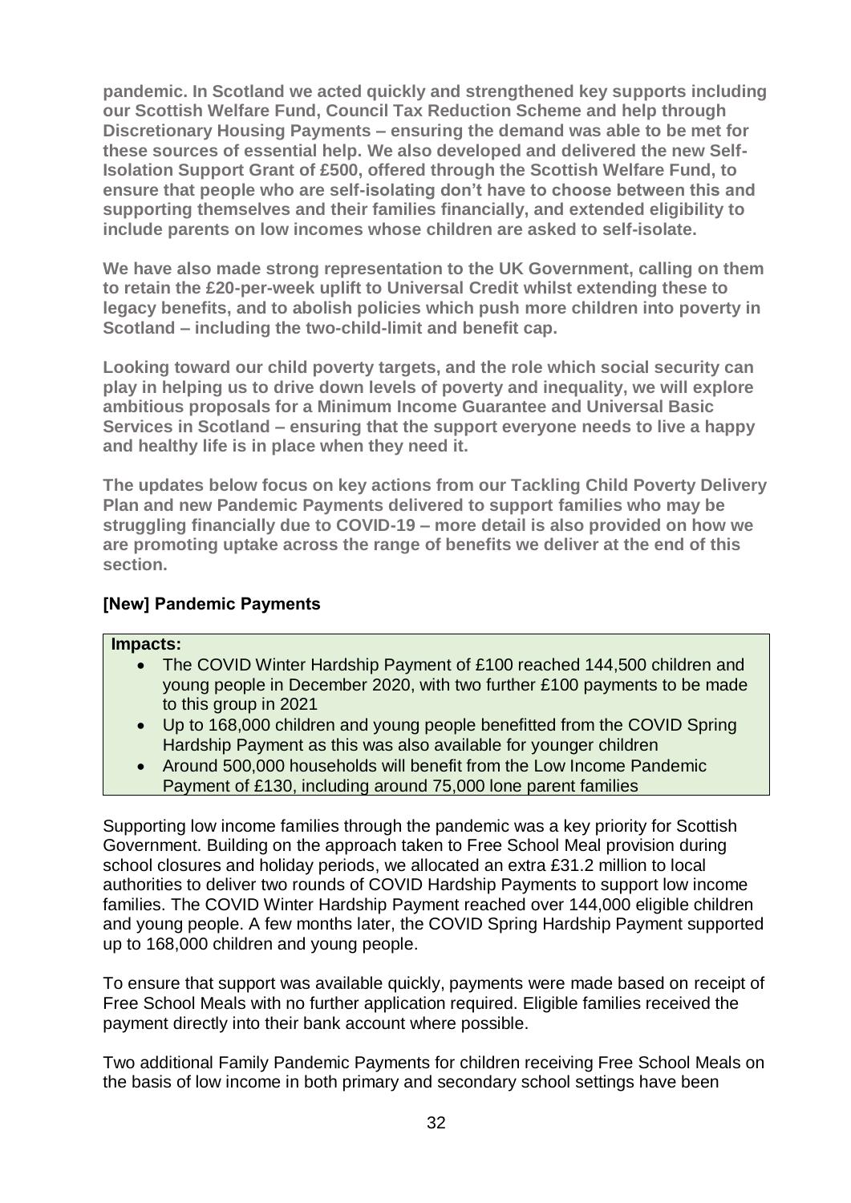**pandemic. In Scotland we acted quickly and strengthened key supports including our Scottish Welfare Fund, Council Tax Reduction Scheme and help through Discretionary Housing Payments – ensuring the demand was able to be met for these sources of essential help. We also developed and delivered the new Self-Isolation Support Grant of £500, offered through the Scottish Welfare Fund, to ensure that people who are self-isolating don't have to choose between this and supporting themselves and their families financially, and extended eligibility to include parents on low incomes whose children are asked to self-isolate.**

**We have also made strong representation to the UK Government, calling on them to retain the £20-per-week uplift to Universal Credit whilst extending these to legacy benefits, and to abolish policies which push more children into poverty in Scotland – including the two-child-limit and benefit cap.**

**Looking toward our child poverty targets, and the role which social security can play in helping us to drive down levels of poverty and inequality, we will explore ambitious proposals for a Minimum Income Guarantee and Universal Basic Services in Scotland – ensuring that the support everyone needs to live a happy and healthy life is in place when they need it.**

**The updates below focus on key actions from our Tackling Child Poverty Delivery Plan and new Pandemic Payments delivered to support families who may be struggling financially due to COVID-19 – more detail is also provided on how we are promoting uptake across the range of benefits we deliver at the end of this section.**

### [New] Pandemic Payments

**Impacts:**

- The COVID Winter Hardship Payment of £100 reached 144,500 children and young people in December 2020, with two further £100 payments to be made to this group in 2021
- Up to 168,000 children and young people benefitted from the COVID Spring Hardship Payment as this was also available for younger children
- Around 500,000 households will benefit from the Low Income Pandemic Payment of £130, including around 75,000 lone parent families

Supporting low income families through the pandemic was a key priority for Scottish Government. Building on the approach taken to Free School Meal provision during school closures and holiday periods, we allocated an extra £31.2 million to local authorities to deliver two rounds of COVID Hardship Payments to support low income families. The COVID Winter Hardship Payment reached over 144,000 eligible children and young people. A few months later, the COVID Spring Hardship Payment supported up to 168,000 children and young people.

To ensure that support was available quickly, payments were made based on receipt of Free School Meals with no further application required. Eligible families received the payment directly into their bank account where possible.

Two additional Family Pandemic Payments for children receiving Free School Meals on the basis of low income in both primary and secondary school settings have been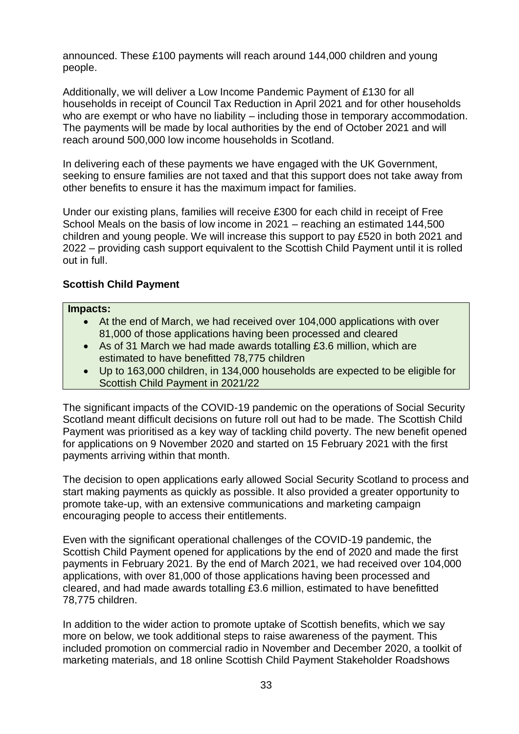announced. These £100 payments will reach around 144,000 children and young people.

Additionally, we will deliver a Low Income Pandemic Payment of £130 for all households in receipt of Council Tax Reduction in April 2021 and for other households who are exempt or who have no liability – including those in temporary accommodation. The payments will be made by local authorities by the end of October 2021 and will reach around 500,000 low income households in Scotland.

In delivering each of these payments we have engaged with the UK Government, seeking to ensure families are not taxed and that this support does not take away from other benefits to ensure it has the maximum impact for families.

Under our existing plans, families will receive £300 for each child in receipt of Free School Meals on the basis of low income in 2021 – reaching an estimated 144,500 children and young people. We will increase this support to pay £520 in both 2021 and 2022 – providing cash support equivalent to the Scottish Child Payment until it is rolled out in full.

**Scottish Child Payment**

**Impacts:**

- At the end of March, we had received over 104,000 applications with over 81,000 of those applications having been processed and cleared
- As of 31 March we had made awards totalling £3.6 million, which are estimated to have benefitted 78,775 children
- Up to 163,000 children, in 134,000 households are expected to be eligible for Scottish Child Payment in 2021/22

The significant impacts of the COVID-19 pandemic on the operations of Social Security Scotland meant difficult decisions on future roll out had to be made. The Scottish Child Payment was prioritised as a key way of tackling child poverty. The new benefit opened for applications on 9 November 2020 and started on 15 February 2021 with the first payments arriving within that month.

The decision to open applications early allowed Social Security Scotland to process and start making payments as quickly as possible. It also provided a greater opportunity to promote take-up, with an extensive communications and marketing campaign encouraging people to access their entitlements.

Even with the significant operational challenges of the COVID-19 pandemic, the Scottish Child Payment opened for applications by the end of 2020 and made the first payments in February 2021. By the end of March 2021, we had received over 104,000 applications, with over 81,000 of those applications having been processed and cleared, and had made awards totalling £3.6 million, estimated to have benefitted 78,775 children.

In addition to the wider action to promote uptake of Scottish benefits, which we say more on below, we took additional steps to raise awareness of the payment. This included promotion on commercial radio in November and December 2020, a toolkit of marketing materials, and 18 online Scottish Child Payment Stakeholder Roadshows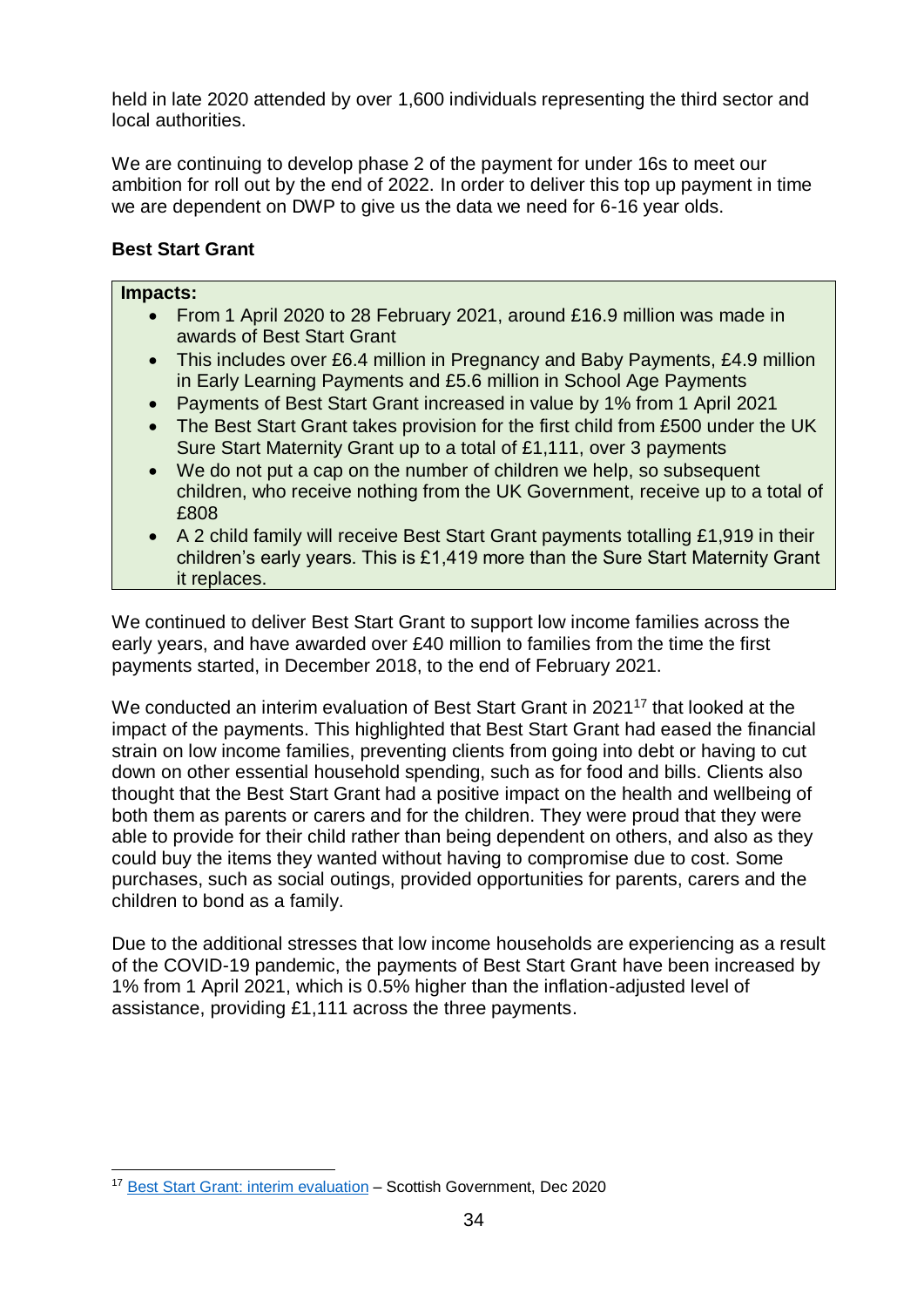held in late 2020 attended by over 1,600 individuals representing the third sector and local authorities.

We are continuing to develop phase 2 of the payment for under 16s to meet our ambition for roll out by the end of 2022. In order to deliver this top up payment in time we are dependent on DWP to give us the data we need for 6-16 year olds.

**Best Start Grant**

**Impacts:**

- From 1 April 2020 to 28 February 2021, around £16.9 million was made in awards of Best Start Grant
- This includes over £6.4 million in Pregnancy and Baby Payments, £4.9 million in Early Learning Payments and £5.6 million in School Age Payments
- Payments of Best Start Grant increased in value by 1% from 1 April 2021
- The Best Start Grant takes provision for the first child from £500 under the UK Sure Start Maternity Grant up to a total of £1,111, over 3 payments
- We do not put a cap on the number of children we help, so subsequent children, who receive nothing from the UK Government, receive up to a total of £808
- A 2 child family will receive Best Start Grant payments totalling £1,919 in their children's early years. This is £1,419 more than the Sure Start Maternity Grant it replaces.

We continued to deliver Best Start Grant to support low income families across the early years, and have awarded over £40 million to families from the time the first payments started, in December 2018, to the end of February 2021.

We conducted an interim evaluation of Best Start Grant in 2021[17] that looked at the impact of the payments. This highlighted that Best Start Grant had eased the financial strain on low income families, preventing clients from going into debt or having to cut down on other essential household spending, such as for food and bills. Clients also thought that the Best Start Grant had a positive impact on the health and wellbeing of both them as parents or carers and for the children. They were proud that they were able to provide for their child rather than being dependent on others, and also as they could buy the items they wanted without having to compromise due to cost. Some purchases, such as social outings, provided opportunities for parents, carers and the children to bond as a family.

Due to the additional stresses that low income households are experiencing as a result of the COVID-19 pandemic, the payments of Best Start Grant have been increased by 1% from 1 April 2021, which is 0.5% higher than the inflation-adjusted level of assistance, providing £1,111 across the three payments.

[17] Best Start Grant: interim evaluation – Scottish Government, Dec 2020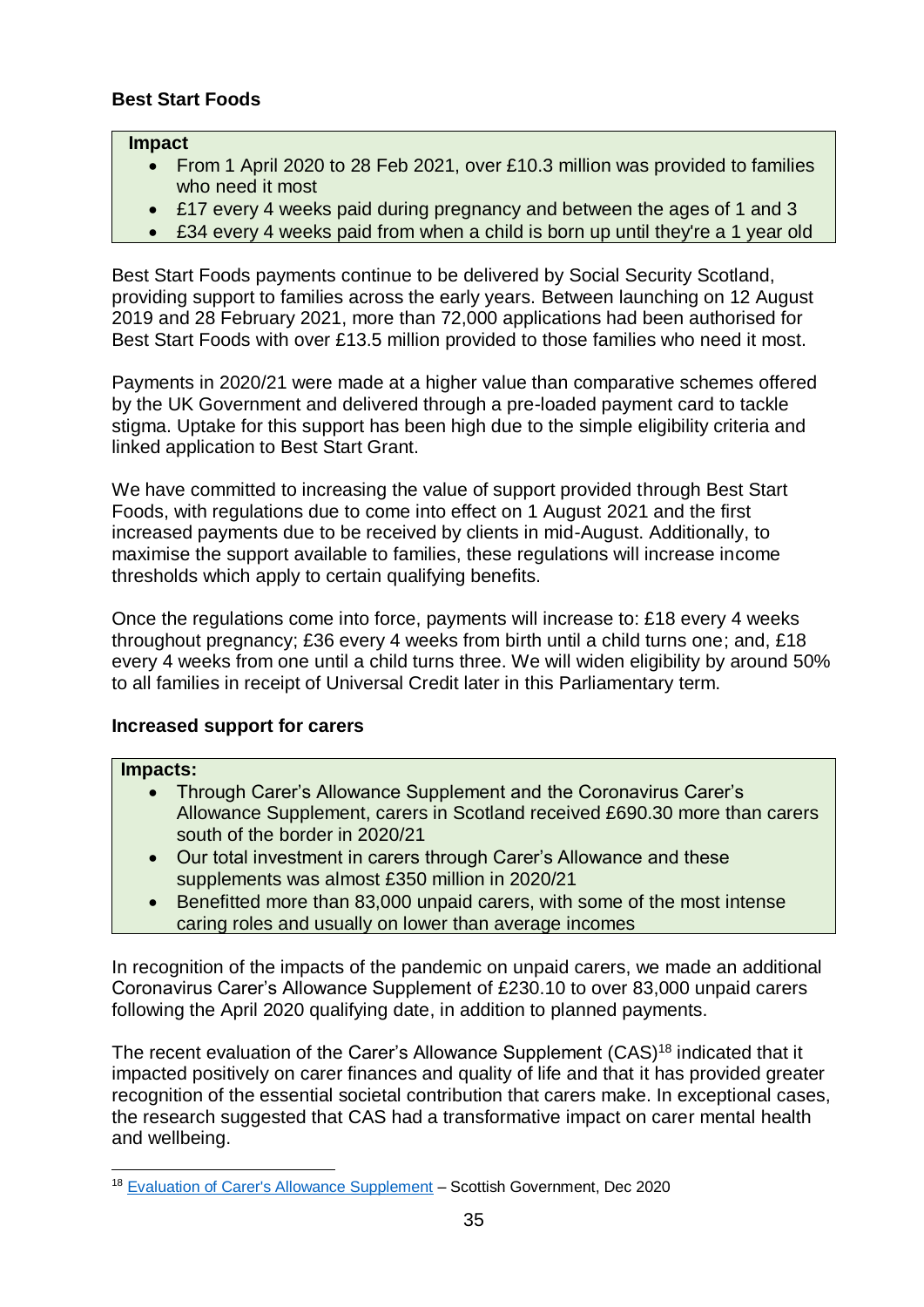### Best Start Foods

**Impact**

- From 1 April 2020 to 28 Feb 2021, over £10.3 million was provided to families who need it most
- £17 every 4 weeks paid during pregnancy and between the ages of 1 and 3
- £34 every 4 weeks paid from when a child is born up until they're a 1 year old

Best Start Foods payments continue to be delivered by Social Security Scotland, providing support to families across the early years. Between launching on 12 August 2019 and 28 February 2021, more than 72,000 applications had been authorised for Best Start Foods with over £13.5 million provided to those families who need it most.

Payments in 2020/21 were made at a higher value than comparative schemes offered by the UK Government and delivered through a pre-loaded payment card to tackle stigma. Uptake for this support has been high due to the simple eligibility criteria and linked application to Best Start Grant.

We have committed to increasing the value of support provided through Best Start Foods, with regulations due to come into effect on 1 August 2021 and the first increased payments due to be received by clients in mid-August. Additionally, to maximise the support available to families, these regulations will increase income thresholds which apply to certain qualifying benefits.

Once the regulations come into force, payments will increase to: £18 every 4 weeks throughout pregnancy; £36 every 4 weeks from birth until a child turns one; and, £18 every 4 weeks from one until a child turns three. We will widen eligibility by around 50% to all families in receipt of Universal Credit later in this Parliamentary term.

### Increased support for carers

**Impacts:**

- Through Carer's Allowance Supplement and the Coronavirus Carer's Allowance Supplement, carers in Scotland received £690.30 more than carers south of the border in 2020/21
- Our total investment in carers through Carer's Allowance and these supplements was almost £350 million in 2020/21
- Benefitted more than 83,000 unpaid carers, with some of the most intense caring roles and usually on lower than average incomes

In recognition of the impacts of the pandemic on unpaid carers, we made an additional Coronavirus Carer's Allowance Supplement of £230.10 to over 83,000 unpaid carers following the April 2020 qualifying date, in addition to planned payments.

The recent evaluation of the Carer's Allowance Supplement (CAS)[18] indicated that it impacted positively on carer finances and quality of life and that it has provided greater recognition of the essential societal contribution that carers make. In exceptional cases, the research suggested that CAS had a transformative impact on carer mental health and wellbeing.

[18] Evaluation of Carer's Allowance Supplement – Scottish Government, Dec 2020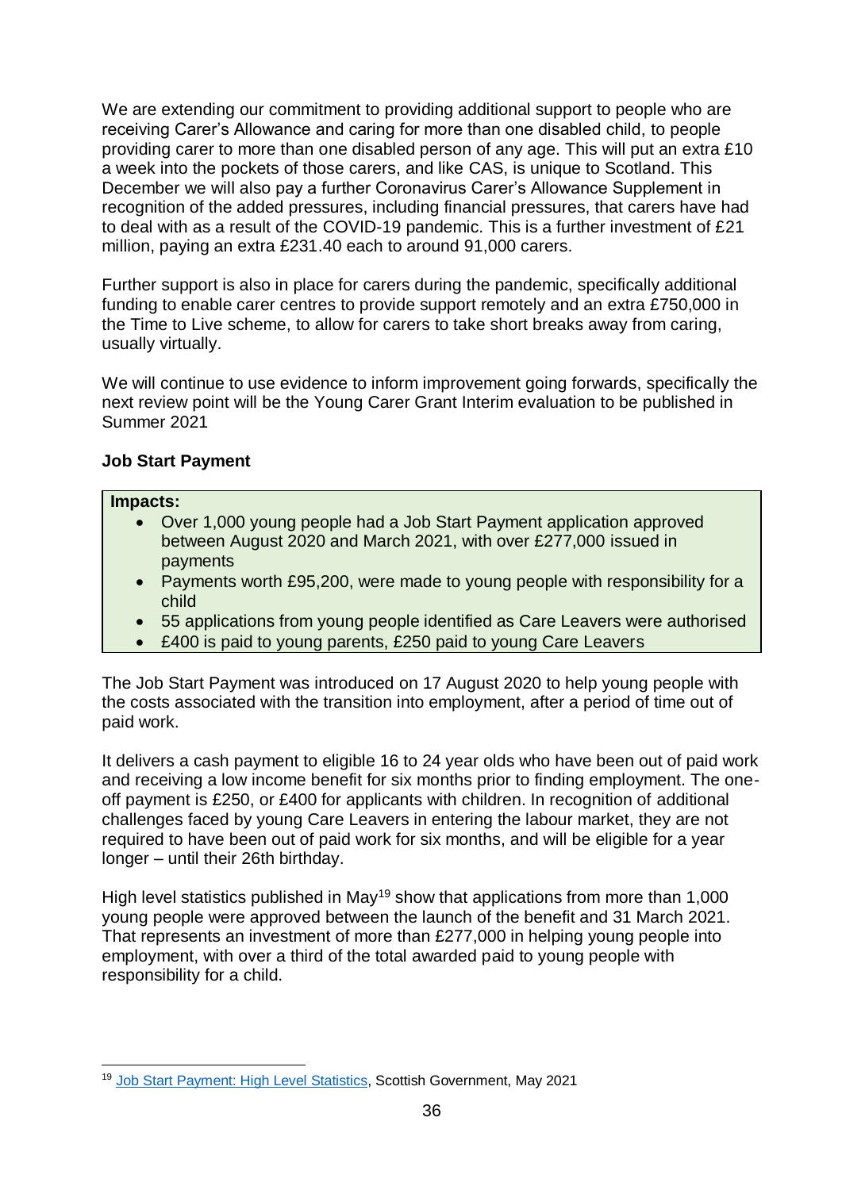We are extending our commitment to providing additional support to people who are receiving Carer's Allowance and caring for more than one disabled child, to people providing carer to more than one disabled person of any age. This will put an extra £10 a week into the pockets of those carers, and like CAS, is unique to Scotland. This December we will also pay a further Coronavirus Carer's Allowance Supplement in recognition of the added pressures, including financial pressures, that carers have had to deal with as a result of the COVID-19 pandemic. This is a further investment of £21 million, paying an extra £231.40 each to around 91,000 carers.

Further support is also in place for carers during the pandemic, specifically additional funding to enable carer centres to provide support remotely and an extra £750,000 in the Time to Live scheme, to allow for carers to take short breaks away from caring, usually virtually.

We will continue to use evidence to inform improvement going forwards, specifically the next review point will be the Young Carer Grant Interim evaluation to be published in Summer 2021

**Job Start Payment**

**Impacts:**

- Over 1,000 young people had a Job Start Payment application approved between August 2020 and March 2021, with over £277,000 issued in payments
- Payments worth £95,200, were made to young people with responsibility for a child
- 55 applications from young people identified as Care Leavers were authorised
- £400 is paid to young parents, £250 paid to young Care Leavers

The Job Start Payment was introduced on 17 August 2020 to help young people with the costs associated with the transition into employment, after a period of time out of paid work.

It delivers a cash payment to eligible 16 to 24 year olds who have been out of paid work and receiving a low income benefit for six months prior to finding employment. The one-off payment is £250, or £400 for applicants with children. In recognition of additional challenges faced by young Care Leavers in entering the labour market, they are not required to have been out of paid work for six months, and will be eligible for a year longer – until their 26th birthday.

High level statistics published in May[19] show that applications from more than 1,000 young people were approved between the launch of the benefit and 31 March 2021. That represents an investment of more than £277,000 in helping young people into employment, with over a third of the total awarded paid to young people with responsibility for a child.

[19] Job Start Payment: High Level Statistics, Scottish Government, May 2021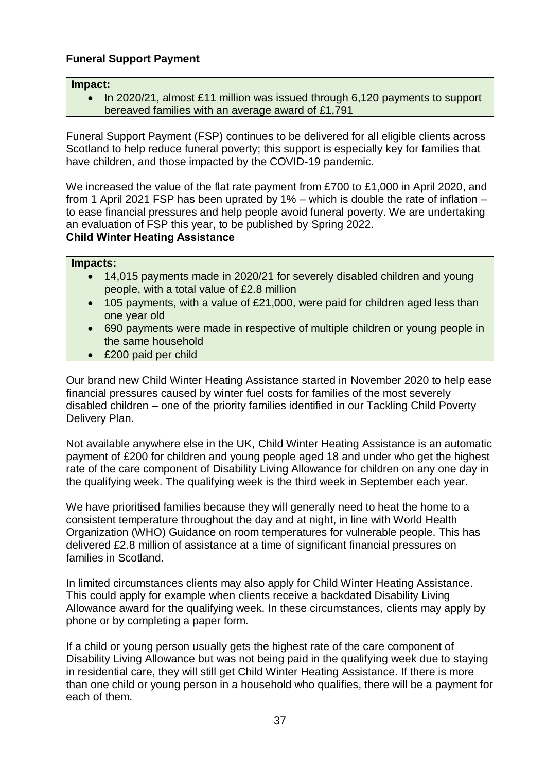**Funeral Support Payment**

**Impact:**

- In 2020/21, almost £11 million was issued through 6,120 payments to support bereaved families with an average award of £1,791

Funeral Support Payment (FSP) continues to be delivered for all eligible clients across Scotland to help reduce funeral poverty; this support is especially key for families that have children, and those impacted by the COVID-19 pandemic.

We increased the value of the flat rate payment from £700 to £1,000 in April 2020, and from 1 April 2021 FSP has been uprated by 1% – which is double the rate of inflation – to ease financial pressures and help people avoid funeral poverty. We are undertaking an evaluation of FSP this year, to be published by Spring 2022.

**Child Winter Heating Assistance**

**Impacts:**

- 14,015 payments made in 2020/21 for severely disabled children and young people, with a total value of £2.8 million
- 105 payments, with a value of £21,000, were paid for children aged less than one year old
- 690 payments were made in respective of multiple children or young people in the same household
- £200 paid per child

Our brand new Child Winter Heating Assistance started in November 2020 to help ease financial pressures caused by winter fuel costs for families of the most severely disabled children – one of the priority families identified in our Tackling Child Poverty Delivery Plan.

Not available anywhere else in the UK, Child Winter Heating Assistance is an automatic payment of £200 for children and young people aged 18 and under who get the highest rate of the care component of Disability Living Allowance for children on any one day in the qualifying week. The qualifying week is the third week in September each year.

We have prioritised families because they will generally need to heat the home to a consistent temperature throughout the day and at night, in line with World Health Organization (WHO) Guidance on room temperatures for vulnerable people. This has delivered £2.8 million of assistance at a time of significant financial pressures on families in Scotland.

In limited circumstances clients may also apply for Child Winter Heating Assistance. This could apply for example when clients receive a backdated Disability Living Allowance award for the qualifying week. In these circumstances, clients may apply by phone or by completing a paper form.

If a child or young person usually gets the highest rate of the care component of Disability Living Allowance but was not being paid in the qualifying week due to staying in residential care, they will still get Child Winter Heating Assistance. If there is more than one child or young person in a household who qualifies, there will be a payment for each of them.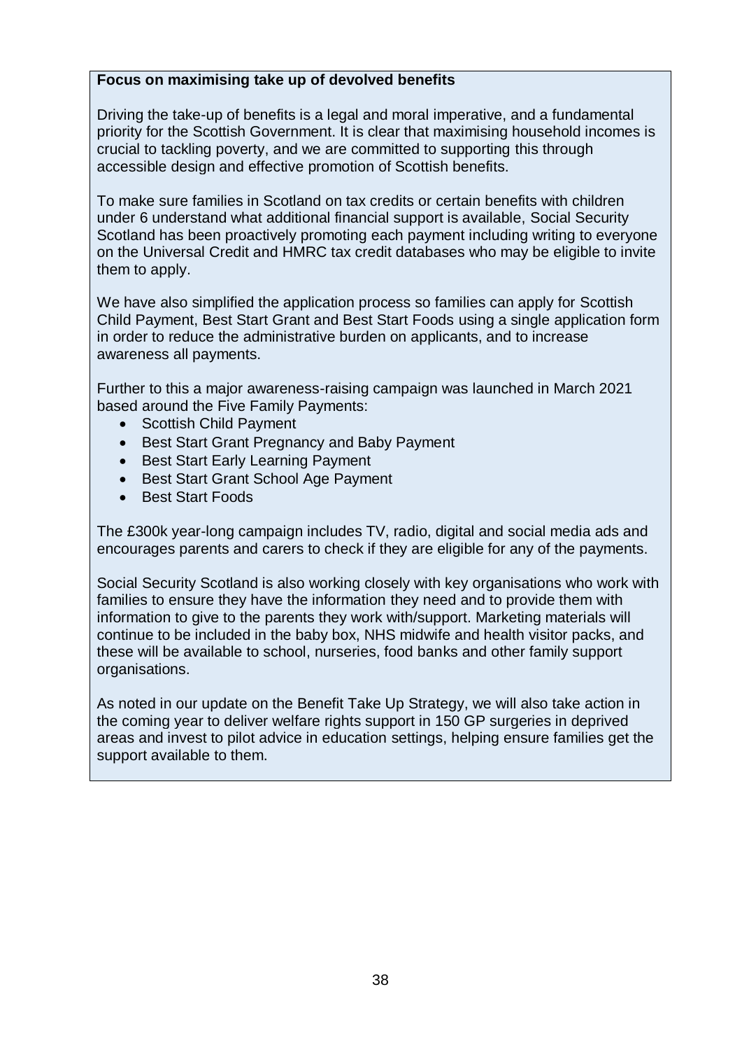**Focus on maximising take up of devolved benefits**

Driving the take-up of benefits is a legal and moral imperative, and a fundamental priority for the Scottish Government. It is clear that maximising household incomes is crucial to tackling poverty, and we are committed to supporting this through accessible design and effective promotion of Scottish benefits.

To make sure families in Scotland on tax credits or certain benefits with children under 6 understand what additional financial support is available, Social Security Scotland has been proactively promoting each payment including writing to everyone on the Universal Credit and HMRC tax credit databases who may be eligible to invite them to apply.

We have also simplified the application process so families can apply for Scottish Child Payment, Best Start Grant and Best Start Foods using a single application form in order to reduce the administrative burden on applicants, and to increase awareness all payments.

Further to this a major awareness-raising campaign was launched in March 2021 based around the Five Family Payments:

- Scottish Child Payment
- Best Start Grant Pregnancy and Baby Payment
- Best Start Early Learning Payment
- Best Start Grant School Age Payment
- Best Start Foods

The £300k year-long campaign includes TV, radio, digital and social media ads and encourages parents and carers to check if they are eligible for any of the payments.

Social Security Scotland is also working closely with key organisations who work with families to ensure they have the information they need and to provide them with information to give to the parents they work with/support. Marketing materials will continue to be included in the baby box, NHS midwife and health visitor packs, and these will be available to school, nurseries, food banks and other family support organisations.

As noted in our update on the Benefit Take Up Strategy, we will also take action in the coming year to deliver welfare rights support in 150 GP surgeries in deprived areas and invest to pilot advice in education settings, helping ensure families get the support available to them.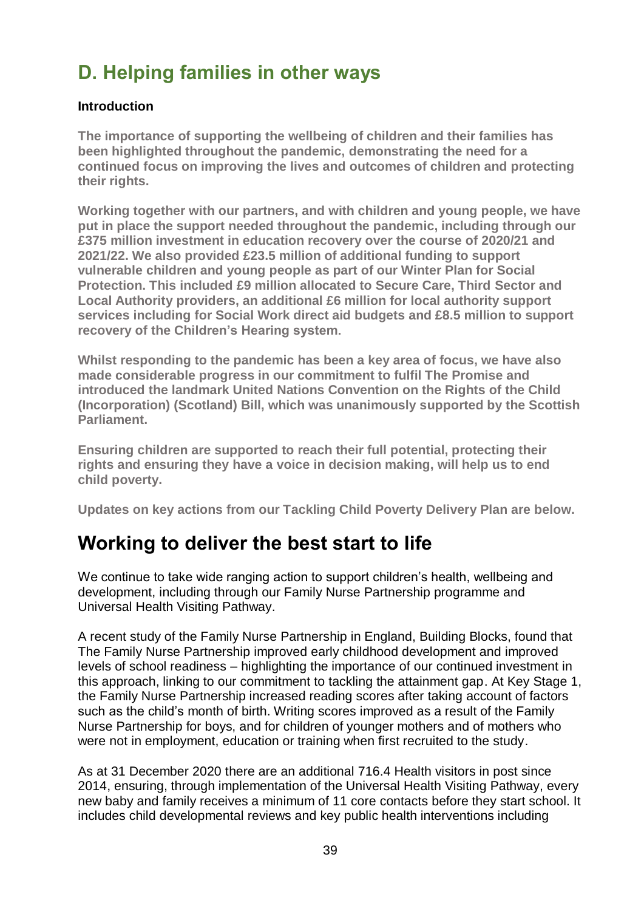# D. Helping families in other ways

**Introduction**

**The importance of supporting the wellbeing of children and their families has been highlighted throughout the pandemic, demonstrating the need for a continued focus on improving the lives and outcomes of children and protecting their rights.**

**Working together with our partners, and with children and young people, we have put in place the support needed throughout the pandemic, including through our £375 million investment in education recovery over the course of 2020/21 and 2021/22. We also provided £23.5 million of additional funding to support vulnerable children and young people as part of our Winter Plan for Social Protection. This included £9 million allocated to Secure Care, Third Sector and Local Authority providers, an additional £6 million for local authority support services including for Social Work direct aid budgets and £8.5 million to support recovery of the Children's Hearing system.**

**Whilst responding to the pandemic has been a key area of focus, we have also made considerable progress in our commitment to fulfil The Promise and introduced the landmark United Nations Convention on the Rights of the Child (Incorporation) (Scotland) Bill, which was unanimously supported by the Scottish Parliament.**

**Ensuring children are supported to reach their full potential, protecting their rights and ensuring they have a voice in decision making, will help us to end child poverty.**

**Updates on key actions from our Tackling Child Poverty Delivery Plan are below.**

## Working to deliver the best start to life

We continue to take wide ranging action to support children's health, wellbeing and development, including through our Family Nurse Partnership programme and Universal Health Visiting Pathway.

A recent study of the Family Nurse Partnership in England, Building Blocks, found that The Family Nurse Partnership improved early childhood development and improved levels of school readiness – highlighting the importance of our continued investment in this approach, linking to our commitment to tackling the attainment gap. At Key Stage 1, the Family Nurse Partnership increased reading scores after taking account of factors such as the child's month of birth. Writing scores improved as a result of the Family Nurse Partnership for boys, and for children of younger mothers and of mothers who were not in employment, education or training when first recruited to the study.

As at 31 December 2020 there are an additional 716.4 Health visitors in post since 2014, ensuring, through implementation of the Universal Health Visiting Pathway, every new baby and family receives a minimum of 11 core contacts before they start school. It includes child developmental reviews and key public health interventions including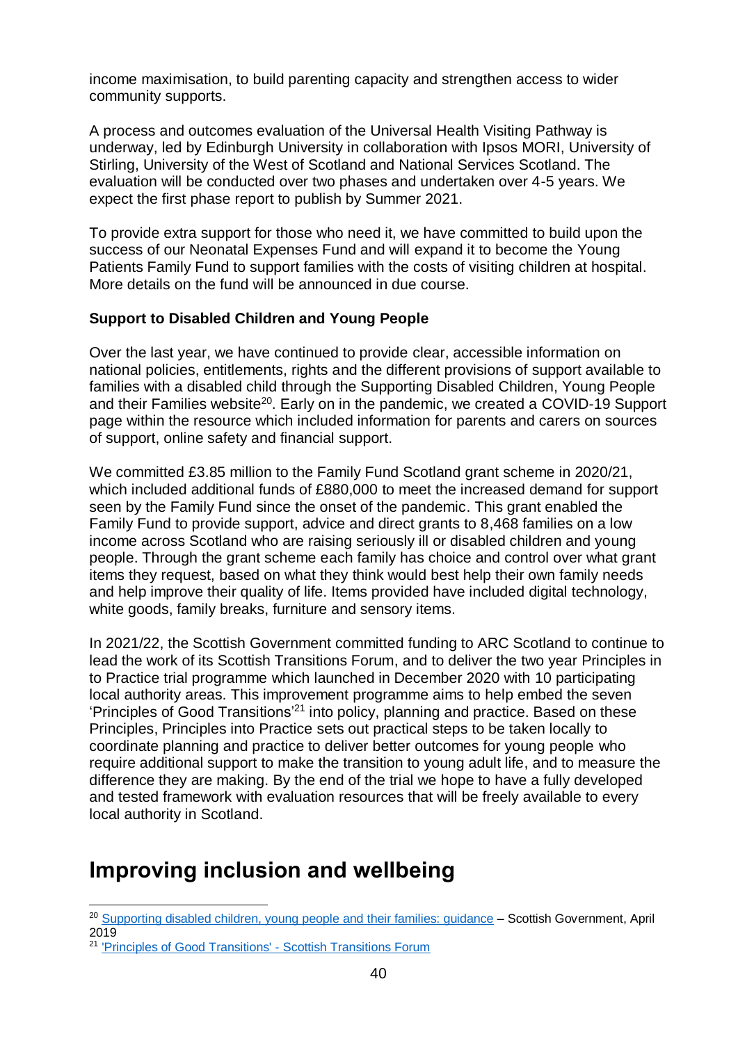income maximisation, to build parenting capacity and strengthen access to wider community supports.

A process and outcomes evaluation of the Universal Health Visiting Pathway is underway, led by Edinburgh University in collaboration with Ipsos MORI, University of Stirling, University of the West of Scotland and National Services Scotland. The evaluation will be conducted over two phases and undertaken over 4-5 years. We expect the first phase report to publish by Summer 2021.

To provide extra support for those who need it, we have committed to build upon the success of our Neonatal Expenses Fund and will expand it to become the Young Patients Family Fund to support families with the costs of visiting children at hospital. More details on the fund will be announced in due course.

**Support to Disabled Children and Young People**

Over the last year, we have continued to provide clear, accessible information on national policies, entitlements, rights and the different provisions of support available to families with a disabled child through the Supporting Disabled Children, Young People and their Families website[20]. Early on in the pandemic, we created a COVID-19 Support page within the resource which included information for parents and carers on sources of support, online safety and financial support.

We committed £3.85 million to the Family Fund Scotland grant scheme in 2020/21, which included additional funds of £880,000 to meet the increased demand for support seen by the Family Fund since the onset of the pandemic. This grant enabled the Family Fund to provide support, advice and direct grants to 8,468 families on a low income across Scotland who are raising seriously ill or disabled children and young people. Through the grant scheme each family has choice and control over what grant items they request, based on what they think would best help their own family needs and help improve their quality of life. Items provided have included digital technology, white goods, family breaks, furniture and sensory items.

In 2021/22, the Scottish Government committed funding to ARC Scotland to continue to lead the work of its Scottish Transitions Forum, and to deliver the two year Principles in to Practice trial programme which launched in December 2020 with 10 participating local authority areas. This improvement programme aims to help embed the seven 'Principles of Good Transitions'[21] into policy, planning and practice. Based on these Principles, Principles into Practice sets out practical steps to be taken locally to coordinate planning and practice to deliver better outcomes for young people who require additional support to make the transition to young adult life, and to measure the difference they are making. By the end of the trial we hope to have a fully developed and tested framework with evaluation resources that will be freely available to every local authority in Scotland.

# Improving inclusion and wellbeing

[20] Supporting disabled children, young people and their families: guidance – Scottish Government, April 2019

[21] 'Principles of Good Transitions' - Scottish Transitions Forum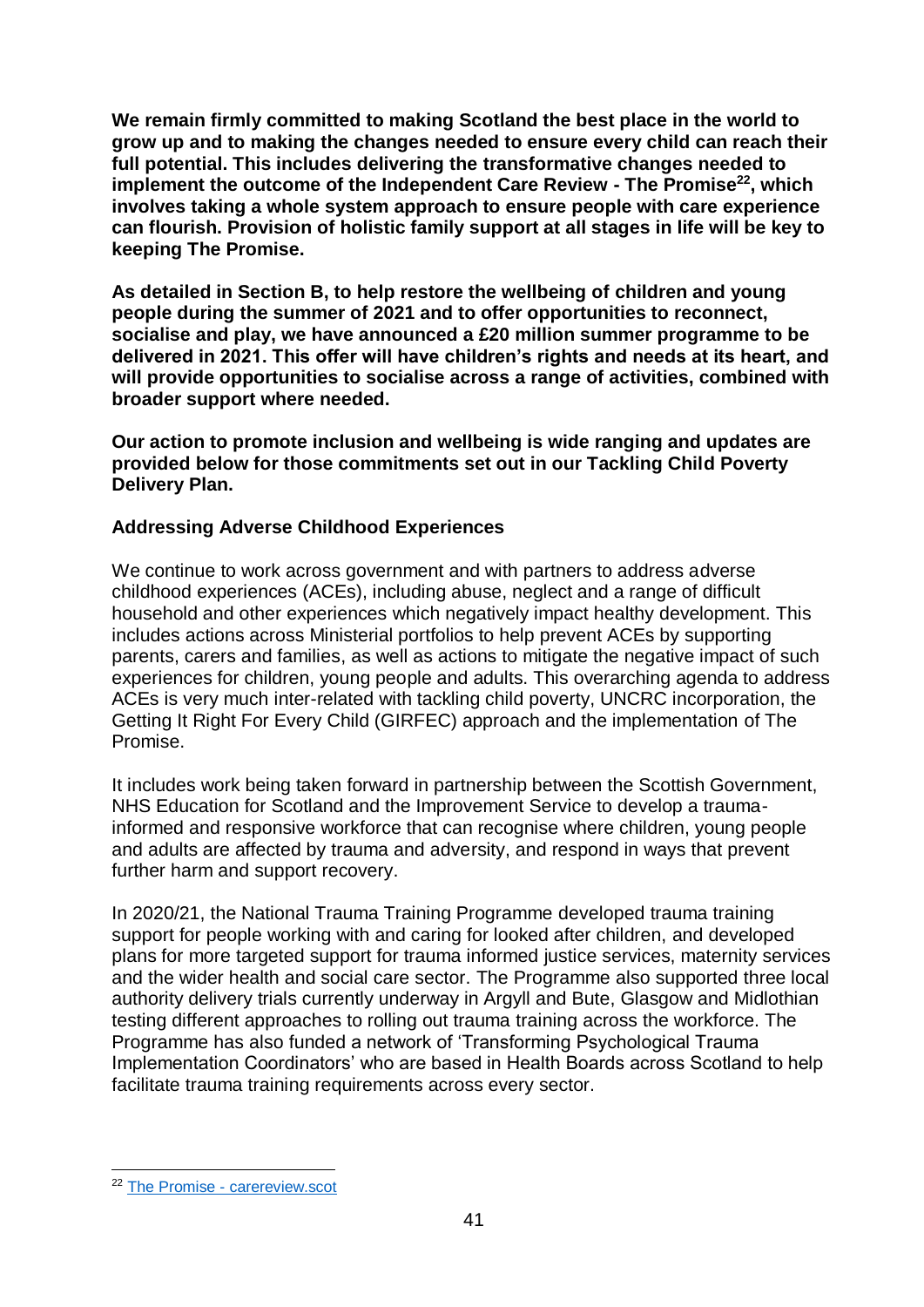**We remain firmly committed to making Scotland the best place in the world to grow up and to making the changes needed to ensure every child can reach their full potential. This includes delivering the transformative changes needed to implement the outcome of the Independent Care Review - The Promise[22], which involves taking a whole system approach to ensure people with care experience can flourish. Provision of holistic family support at all stages in life will be key to keeping The Promise.**

**As detailed in Section B, to help restore the wellbeing of children and young people during the summer of 2021 and to offer opportunities to reconnect, socialise and play, we have announced a £20 million summer programme to be delivered in 2021. This offer will have children's rights and needs at its heart, and will provide opportunities to socialise across a range of activities, combined with broader support where needed.**

**Our action to promote inclusion and wellbeing is wide ranging and updates are provided below for those commitments set out in our Tackling Child Poverty Delivery Plan.**

### Addressing Adverse Childhood Experiences

We continue to work across government and with partners to address adverse childhood experiences (ACEs), including abuse, neglect and a range of difficult household and other experiences which negatively impact healthy development. This includes actions across Ministerial portfolios to help prevent ACEs by supporting parents, carers and families, as well as actions to mitigate the negative impact of such experiences for children, young people and adults. This overarching agenda to address ACEs is very much inter-related with tackling child poverty, UNCRC incorporation, the Getting It Right For Every Child (GIRFEC) approach and the implementation of The Promise.

It includes work being taken forward in partnership between the Scottish Government, NHS Education for Scotland and the Improvement Service to develop a trauma-informed and responsive workforce that can recognise where children, young people and adults are affected by trauma and adversity, and respond in ways that prevent further harm and support recovery.

In 2020/21, the National Trauma Training Programme developed trauma training support for people working with and caring for looked after children, and developed plans for more targeted support for trauma informed justice services, maternity services and the wider health and social care sector. The Programme also supported three local authority delivery trials currently underway in Argyll and Bute, Glasgow and Midlothian testing different approaches to rolling out trauma training across the workforce. The Programme has also funded a network of 'Transforming Psychological Trauma Implementation Coordinators' who are based in Health Boards across Scotland to help facilitate trauma training requirements across every sector.

---

[22] The Promise - carereview.scot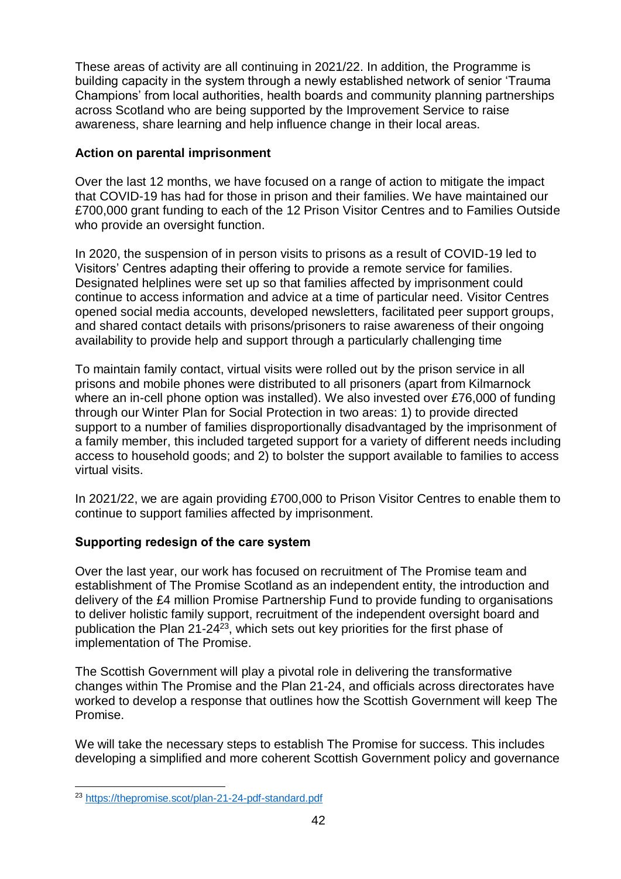These areas of activity are all continuing in 2021/22. In addition, the Programme is building capacity in the system through a newly established network of senior 'Trauma Champions' from local authorities, health boards and community planning partnerships across Scotland who are being supported by the Improvement Service to raise awareness, share learning and help influence change in their local areas.

**Action on parental imprisonment**

Over the last 12 months, we have focused on a range of action to mitigate the impact that COVID-19 has had for those in prison and their families. We have maintained our £700,000 grant funding to each of the 12 Prison Visitor Centres and to Families Outside who provide an oversight function.

In 2020, the suspension of in person visits to prisons as a result of COVID-19 led to Visitors' Centres adapting their offering to provide a remote service for families. Designated helplines were set up so that families affected by imprisonment could continue to access information and advice at a time of particular need. Visitor Centres opened social media accounts, developed newsletters, facilitated peer support groups, and shared contact details with prisons/prisoners to raise awareness of their ongoing availability to provide help and support through a particularly challenging time

To maintain family contact, virtual visits were rolled out by the prison service in all prisons and mobile phones were distributed to all prisoners (apart from Kilmarnock where an in-cell phone option was installed). We also invested over £76,000 of funding through our Winter Plan for Social Protection in two areas: 1) to provide directed support to a number of families disproportionally disadvantaged by the imprisonment of a family member, this included targeted support for a variety of different needs including access to household goods; and 2) to bolster the support available to families to access virtual visits.

In 2021/22, we are again providing £700,000 to Prison Visitor Centres to enable them to continue to support families affected by imprisonment.

**Supporting redesign of the care system**

Over the last year, our work has focused on recruitment of The Promise team and establishment of The Promise Scotland as an independent entity, the introduction and delivery of the £4 million Promise Partnership Fund to provide funding to organisations to deliver holistic family support, recruitment of the independent oversight board and publication the Plan 21-24[23], which sets out key priorities for the first phase of implementation of The Promise.

The Scottish Government will play a pivotal role in delivering the transformative changes within The Promise and the Plan 21-24, and officials across directorates have worked to develop a response that outlines how the Scottish Government will keep The Promise.

We will take the necessary steps to establish The Promise for success. This includes developing a simplified and more coherent Scottish Government policy and governance

[23] https://thepromise.scot/plan-21-24-pdf-standard.pdf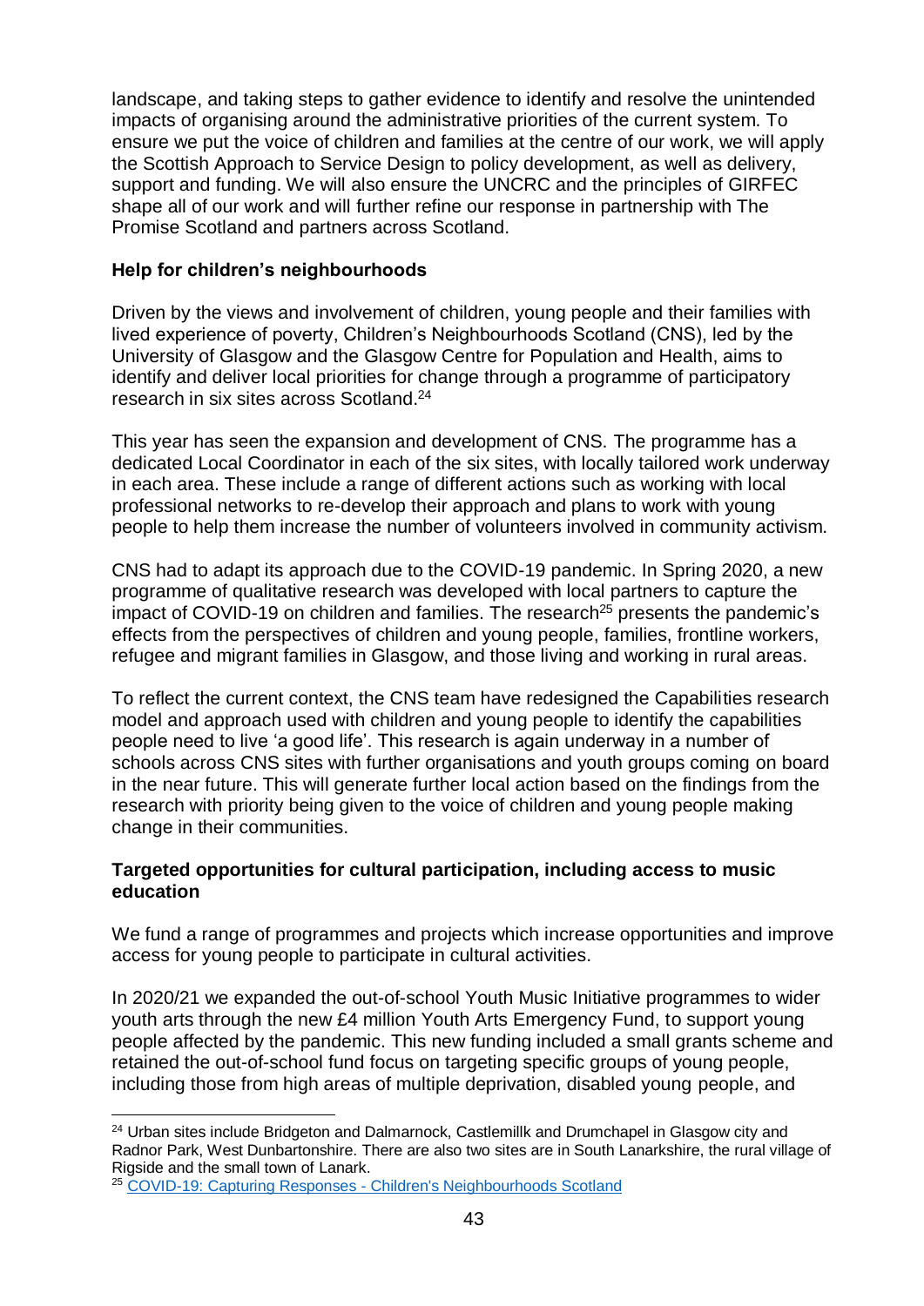landscape, and taking steps to gather evidence to identify and resolve the unintended impacts of organising around the administrative priorities of the current system. To ensure we put the voice of children and families at the centre of our work, we will apply the Scottish Approach to Service Design to policy development, as well as delivery, support and funding. We will also ensure the UNCRC and the principles of GIRFEC shape all of our work and will further refine our response in partnership with The Promise Scotland and partners across Scotland.

**Help for children's neighbourhoods**

Driven by the views and involvement of children, young people and their families with lived experience of poverty, Children's Neighbourhoods Scotland (CNS), led by the University of Glasgow and the Glasgow Centre for Population and Health, aims to identify and deliver local priorities for change through a programme of participatory research in six sites across Scotland.[24]

This year has seen the expansion and development of CNS. The programme has a dedicated Local Coordinator in each of the six sites, with locally tailored work underway in each area. These include a range of different actions such as working with local professional networks to re-develop their approach and plans to work with young people to help them increase the number of volunteers involved in community activism.

CNS had to adapt its approach due to the COVID-19 pandemic. In Spring 2020, a new programme of qualitative research was developed with local partners to capture the impact of COVID-19 on children and families. The research[25] presents the pandemic's effects from the perspectives of children and young people, families, frontline workers, refugee and migrant families in Glasgow, and those living and working in rural areas.

To reflect the current context, the CNS team have redesigned the Capabilities research model and approach used with children and young people to identify the capabilities people need to live 'a good life'. This research is again underway in a number of schools across CNS sites with further organisations and youth groups coming on board in the near future. This will generate further local action based on the findings from the research with priority being given to the voice of children and young people making change in their communities.

**Targeted opportunities for cultural participation, including access to music education**

We fund a range of programmes and projects which increase opportunities and improve access for young people to participate in cultural activities.

In 2020/21 we expanded the out-of-school Youth Music Initiative programmes to wider youth arts through the new £4 million Youth Arts Emergency Fund, to support young people affected by the pandemic. This new funding included a small grants scheme and retained the out-of-school fund focus on targeting specific groups of young people, including those from high areas of multiple deprivation, disabled young people, and

---

[24] Urban sites include Bridgeton and Dalmarnock, Castlemillk and Drumchapel in Glasgow city and Radnor Park, West Dunbartonshire. There are also two sites are in South Lanarkshire, the rural village of Rigside and the small town of Lanark.

[25] COVID-19: Capturing Responses - Children's Neighbourhoods Scotland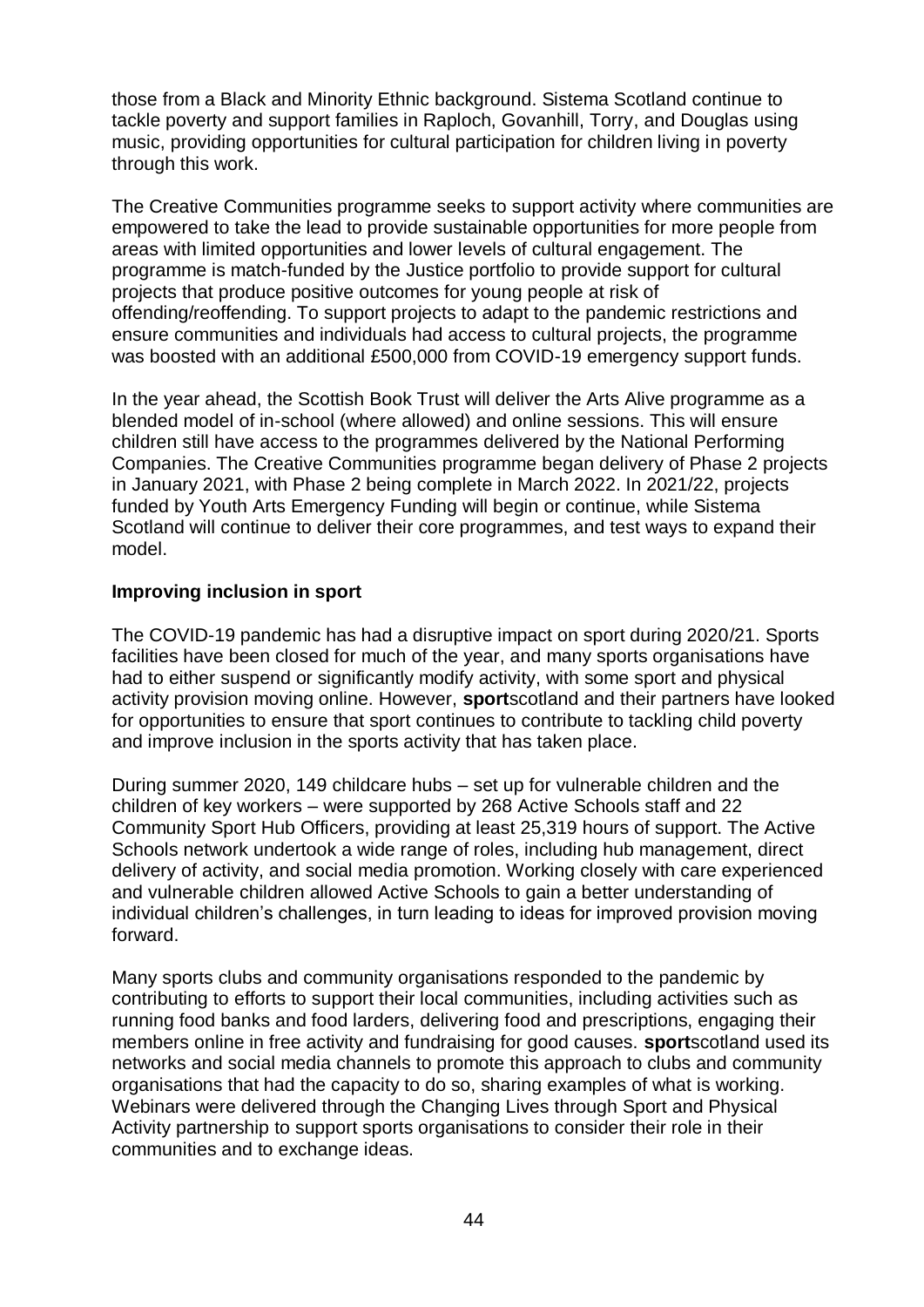those from a Black and Minority Ethnic background. Sistema Scotland continue to tackle poverty and support families in Raploch, Govanhill, Torry, and Douglas using music, providing opportunities for cultural participation for children living in poverty through this work.

The Creative Communities programme seeks to support activity where communities are empowered to take the lead to provide sustainable opportunities for more people from areas with limited opportunities and lower levels of cultural engagement. The programme is match-funded by the Justice portfolio to provide support for cultural projects that produce positive outcomes for young people at risk of offending/reoffending. To support projects to adapt to the pandemic restrictions and ensure communities and individuals had access to cultural projects, the programme was boosted with an additional £500,000 from COVID-19 emergency support funds.

In the year ahead, the Scottish Book Trust will deliver the Arts Alive programme as a blended model of in-school (where allowed) and online sessions. This will ensure children still have access to the programmes delivered by the National Performing Companies. The Creative Communities programme began delivery of Phase 2 projects in January 2021, with Phase 2 being complete in March 2022. In 2021/22, projects funded by Youth Arts Emergency Funding will begin or continue, while Sistema Scotland will continue to deliver their core programmes, and test ways to expand their model.

**Improving inclusion in sport**

The COVID-19 pandemic has had a disruptive impact on sport during 2020/21. Sports facilities have been closed for much of the year, and many sports organisations have had to either suspend or significantly modify activity, with some sport and physical activity provision moving online. However, **sport**scotland and their partners have looked for opportunities to ensure that sport continues to contribute to tackling child poverty and improve inclusion in the sports activity that has taken place.

During summer 2020, 149 childcare hubs – set up for vulnerable children and the children of key workers – were supported by 268 Active Schools staff and 22 Community Sport Hub Officers, providing at least 25,319 hours of support. The Active Schools network undertook a wide range of roles, including hub management, direct delivery of activity, and social media promotion. Working closely with care experienced and vulnerable children allowed Active Schools to gain a better understanding of individual children's challenges, in turn leading to ideas for improved provision moving forward.

Many sports clubs and community organisations responded to the pandemic by contributing to efforts to support their local communities, including activities such as running food banks and food larders, delivering food and prescriptions, engaging their members online in free activity and fundraising for good causes. **sport**scotland used its networks and social media channels to promote this approach to clubs and community organisations that had the capacity to do so, sharing examples of what is working. Webinars were delivered through the Changing Lives through Sport and Physical Activity partnership to support sports organisations to consider their role in their communities and to exchange ideas.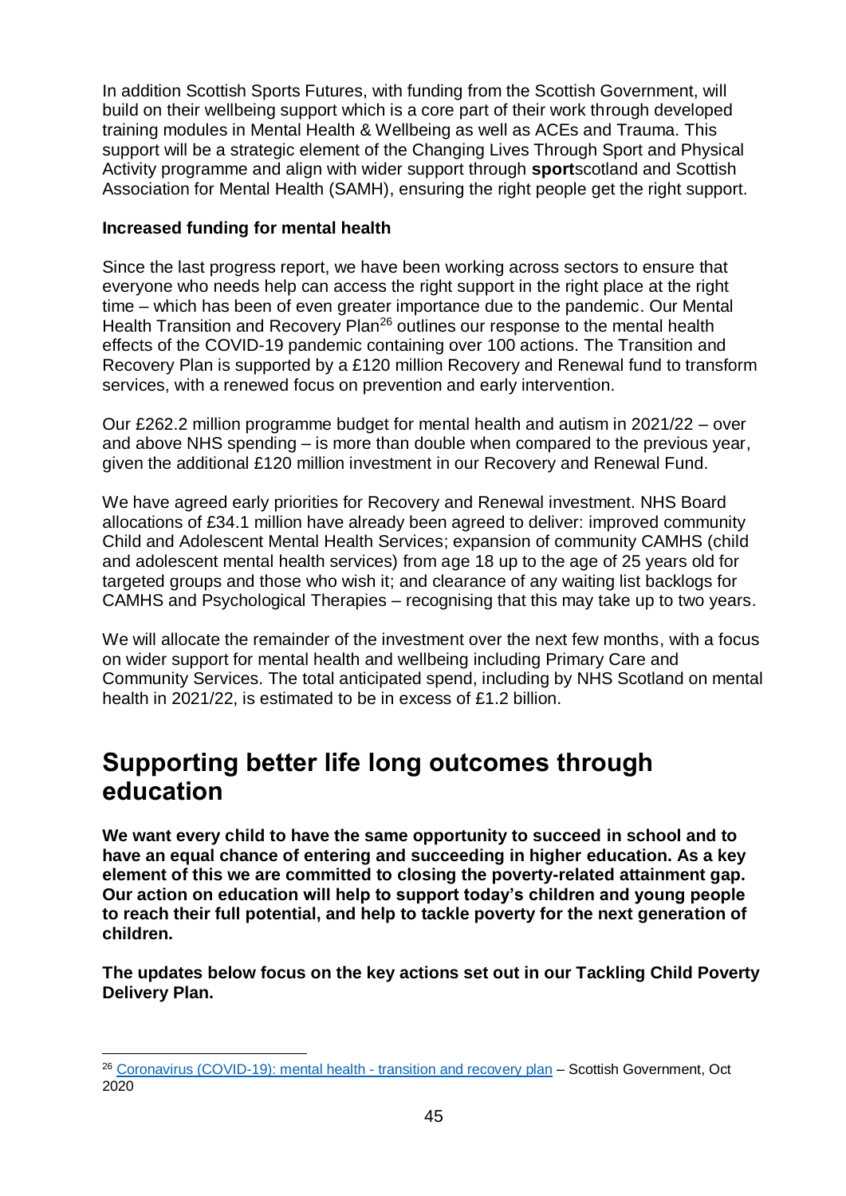In addition Scottish Sports Futures, with funding from the Scottish Government, will build on their wellbeing support which is a core part of their work through developed training modules in Mental Health & Wellbeing as well as ACEs and Trauma. This support will be a strategic element of the Changing Lives Through Sport and Physical Activity programme and align with wider support through **sport**scotland and Scottish Association for Mental Health (SAMH), ensuring the right people get the right support.

**Increased funding for mental health**

Since the last progress report, we have been working across sectors to ensure that everyone who needs help can access the right support in the right place at the right time – which has been of even greater importance due to the pandemic. Our Mental Health Transition and Recovery Plan[26] outlines our response to the mental health effects of the COVID-19 pandemic containing over 100 actions. The Transition and Recovery Plan is supported by a £120 million Recovery and Renewal fund to transform services, with a renewed focus on prevention and early intervention.

Our £262.2 million programme budget for mental health and autism in 2021/22 – over and above NHS spending – is more than double when compared to the previous year, given the additional £120 million investment in our Recovery and Renewal Fund.

We have agreed early priorities for Recovery and Renewal investment. NHS Board allocations of £34.1 million have already been agreed to deliver: improved community Child and Adolescent Mental Health Services; expansion of community CAMHS (child and adolescent mental health services) from age 18 up to the age of 25 years old for targeted groups and those who wish it; and clearance of any waiting list backlogs for CAMHS and Psychological Therapies – recognising that this may take up to two years.

We will allocate the remainder of the investment over the next few months, with a focus on wider support for mental health and wellbeing including Primary Care and Community Services. The total anticipated spend, including by NHS Scotland on mental health in 2021/22, is estimated to be in excess of £1.2 billion.

# Supporting better life long outcomes through education

**We want every child to have the same opportunity to succeed in school and to have an equal chance of entering and succeeding in higher education. As a key element of this we are committed to closing the poverty-related attainment gap. Our action on education will help to support today's children and young people to reach their full potential, and help to tackle poverty for the next generation of children.**

**The updates below focus on the key actions set out in our Tackling Child Poverty Delivery Plan.**

[26] Coronavirus (COVID-19): mental health - transition and recovery plan – Scottish Government, Oct 2020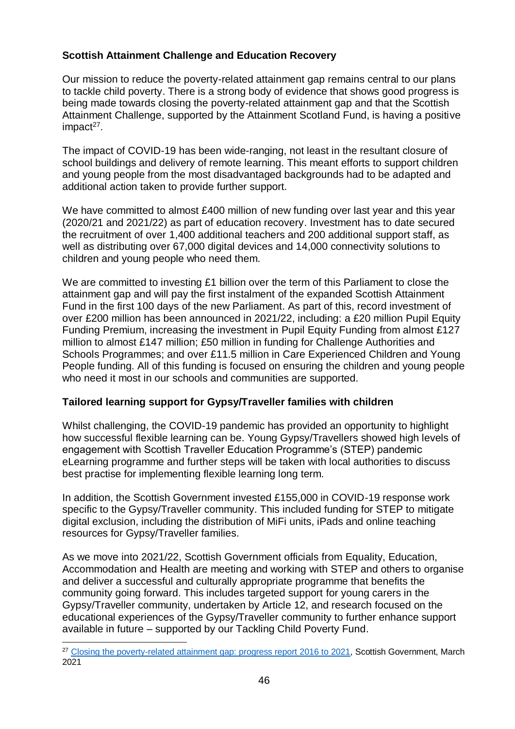**Scottish Attainment Challenge and Education Recovery**

Our mission to reduce the poverty-related attainment gap remains central to our plans to tackle child poverty. There is a strong body of evidence that shows good progress is being made towards closing the poverty-related attainment gap and that the Scottish Attainment Challenge, supported by the Attainment Scotland Fund, is having a positive impact[27].

The impact of COVID-19 has been wide-ranging, not least in the resultant closure of school buildings and delivery of remote learning. This meant efforts to support children and young people from the most disadvantaged backgrounds had to be adapted and additional action taken to provide further support.

We have committed to almost £400 million of new funding over last year and this year (2020/21 and 2021/22) as part of education recovery. Investment has to date secured the recruitment of over 1,400 additional teachers and 200 additional support staff, as well as distributing over 67,000 digital devices and 14,000 connectivity solutions to children and young people who need them.

We are committed to investing £1 billion over the term of this Parliament to close the attainment gap and will pay the first instalment of the expanded Scottish Attainment Fund in the first 100 days of the new Parliament. As part of this, record investment of over £200 million has been announced in 2021/22, including: a £20 million Pupil Equity Funding Premium, increasing the investment in Pupil Equity Funding from almost £127 million to almost £147 million; £50 million in funding for Challenge Authorities and Schools Programmes; and over £11.5 million in Care Experienced Children and Young People funding. All of this funding is focused on ensuring the children and young people who need it most in our schools and communities are supported.

**Tailored learning support for Gypsy/Traveller families with children**

Whilst challenging, the COVID-19 pandemic has provided an opportunity to highlight how successful flexible learning can be. Young Gypsy/Travellers showed high levels of engagement with Scottish Traveller Education Programme's (STEP) pandemic eLearning programme and further steps will be taken with local authorities to discuss best practise for implementing flexible learning long term.

In addition, the Scottish Government invested £155,000 in COVID-19 response work specific to the Gypsy/Traveller community. This included funding for STEP to mitigate digital exclusion, including the distribution of MiFi units, iPads and online teaching resources for Gypsy/Traveller families.

As we move into 2021/22, Scottish Government officials from Equality, Education, Accommodation and Health are meeting and working with STEP and others to organise and deliver a successful and culturally appropriate programme that benefits the community going forward. This includes targeted support for young carers in the Gypsy/Traveller community, undertaken by Article 12, and research focused on the educational experiences of the Gypsy/Traveller community to further enhance support available in future – supported by our Tackling Child Poverty Fund.

---

[27] Closing the poverty-related attainment gap: progress report 2016 to 2021, Scottish Government, March 2021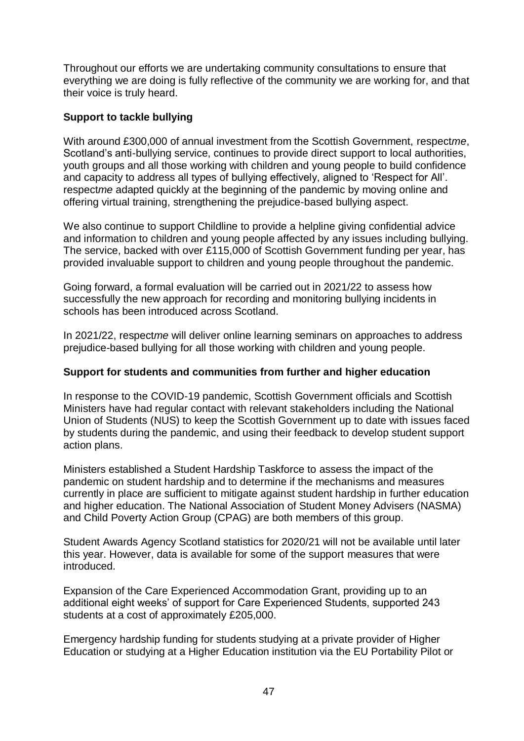Throughout our efforts we are undertaking community consultations to ensure that everything we are doing is fully reflective of the community we are working for, and that their voice is truly heard.

**Support to tackle bullying**

With around £300,000 of annual investment from the Scottish Government, respect*me*, Scotland's anti-bullying service, continues to provide direct support to local authorities, youth groups and all those working with children and young people to build confidence and capacity to address all types of bullying effectively, aligned to 'Respect for All'. respect*me* adapted quickly at the beginning of the pandemic by moving online and offering virtual training, strengthening the prejudice-based bullying aspect.

We also continue to support Childline to provide a helpline giving confidential advice and information to children and young people affected by any issues including bullying. The service, backed with over £115,000 of Scottish Government funding per year, has provided invaluable support to children and young people throughout the pandemic.

Going forward, a formal evaluation will be carried out in 2021/22 to assess how successfully the new approach for recording and monitoring bullying incidents in schools has been introduced across Scotland.

In 2021/22, respect*me* will deliver online learning seminars on approaches to address prejudice-based bullying for all those working with children and young people.

**Support for students and communities from further and higher education**

In response to the COVID-19 pandemic, Scottish Government officials and Scottish Ministers have had regular contact with relevant stakeholders including the National Union of Students (NUS) to keep the Scottish Government up to date with issues faced by students during the pandemic, and using their feedback to develop student support action plans.

Ministers established a Student Hardship Taskforce to assess the impact of the pandemic on student hardship and to determine if the mechanisms and measures currently in place are sufficient to mitigate against student hardship in further education and higher education. The National Association of Student Money Advisers (NASMA) and Child Poverty Action Group (CPAG) are both members of this group.

Student Awards Agency Scotland statistics for 2020/21 will not be available until later this year. However, data is available for some of the support measures that were introduced.

Expansion of the Care Experienced Accommodation Grant, providing up to an additional eight weeks' of support for Care Experienced Students, supported 243 students at a cost of approximately £205,000.

Emergency hardship funding for students studying at a private provider of Higher Education or studying at a Higher Education institution via the EU Portability Pilot or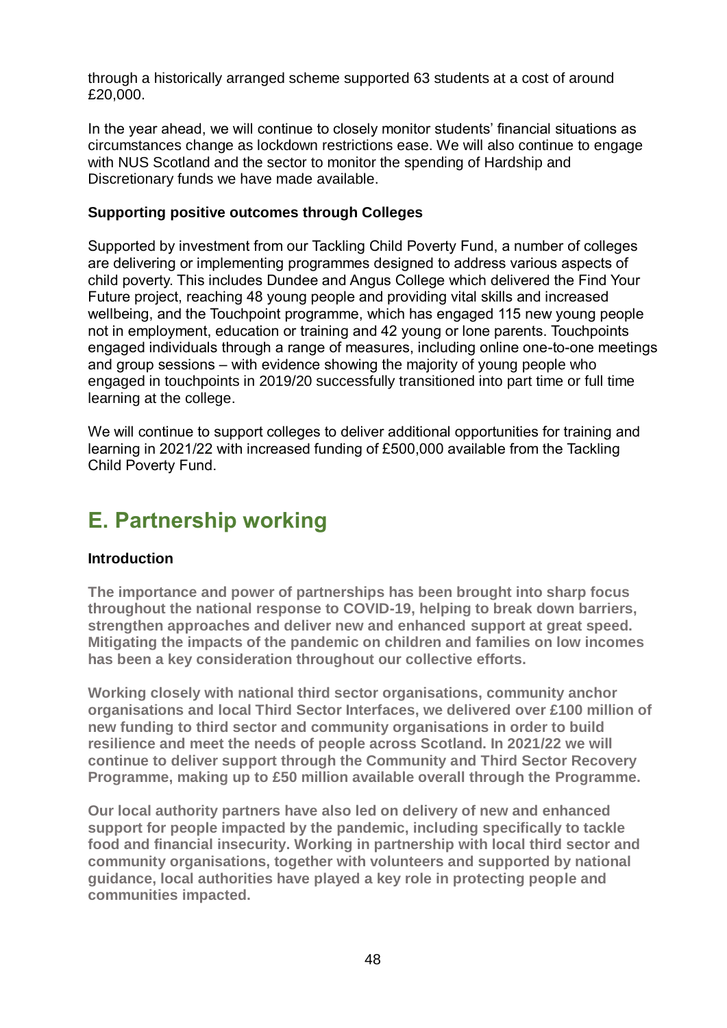through a historically arranged scheme supported 63 students at a cost of around £20,000.

In the year ahead, we will continue to closely monitor students' financial situations as circumstances change as lockdown restrictions ease. We will also continue to engage with NUS Scotland and the sector to monitor the spending of Hardship and Discretionary funds we have made available.

### Supporting positive outcomes through Colleges

Supported by investment from our Tackling Child Poverty Fund, a number of colleges are delivering or implementing programmes designed to address various aspects of child poverty. This includes Dundee and Angus College which delivered the Find Your Future project, reaching 48 young people and providing vital skills and increased wellbeing, and the Touchpoint programme, which has engaged 115 new young people not in employment, education or training and 42 young or lone parents. Touchpoints engaged individuals through a range of measures, including online one-to-one meetings and group sessions – with evidence showing the majority of young people who engaged in touchpoints in 2019/20 successfully transitioned into part time or full time learning at the college.

We will continue to support colleges to deliver additional opportunities for training and learning in 2021/22 with increased funding of £500,000 available from the Tackling Child Poverty Fund.

## E. Partnership working

### Introduction

**The importance and power of partnerships has been brought into sharp focus throughout the national response to COVID-19, helping to break down barriers, strengthen approaches and deliver new and enhanced support at great speed. Mitigating the impacts of the pandemic on children and families on low incomes has been a key consideration throughout our collective efforts.**

**Working closely with national third sector organisations, community anchor organisations and local Third Sector Interfaces, we delivered over £100 million of new funding to third sector and community organisations in order to build resilience and meet the needs of people across Scotland. In 2021/22 we will continue to deliver support through the Community and Third Sector Recovery Programme, making up to £50 million available overall through the Programme.**

**Our local authority partners have also led on delivery of new and enhanced support for people impacted by the pandemic, including specifically to tackle food and financial insecurity. Working in partnership with local third sector and community organisations, together with volunteers and supported by national guidance, local authorities have played a key role in protecting people and communities impacted.**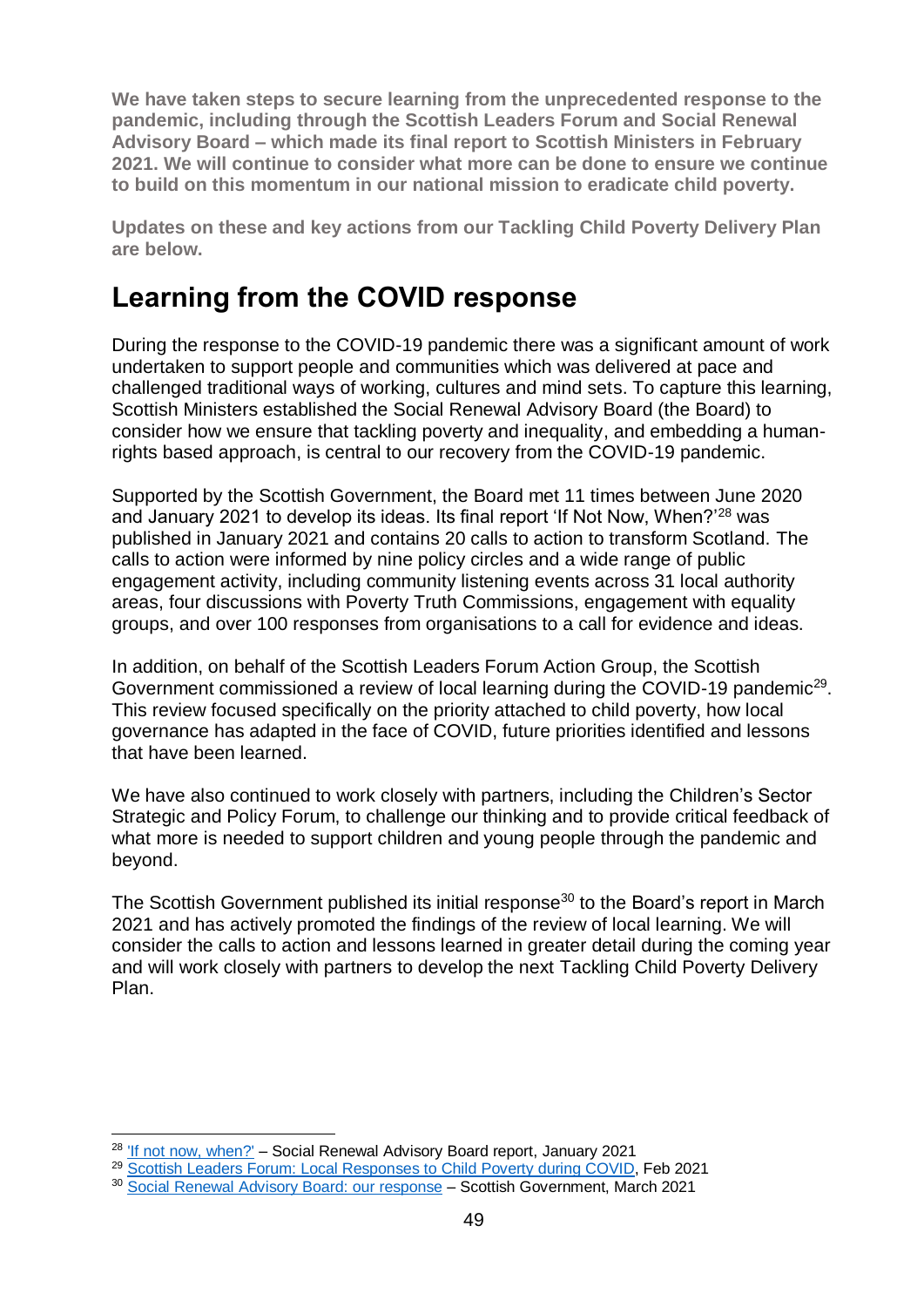**We have taken steps to secure learning from the unprecedented response to the pandemic, including through the Scottish Leaders Forum and Social Renewal Advisory Board – which made its final report to Scottish Ministers in February 2021. We will continue to consider what more can be done to ensure we continue to build on this momentum in our national mission to eradicate child poverty.**

**Updates on these and key actions from our Tackling Child Poverty Delivery Plan are below.**

## Learning from the COVID response

During the response to the COVID-19 pandemic there was a significant amount of work undertaken to support people and communities which was delivered at pace and challenged traditional ways of working, cultures and mind sets. To capture this learning, Scottish Ministers established the Social Renewal Advisory Board (the Board) to consider how we ensure that tackling poverty and inequality, and embedding a human-rights based approach, is central to our recovery from the COVID-19 pandemic.

Supported by the Scottish Government, the Board met 11 times between June 2020 and January 2021 to develop its ideas. Its final report 'If Not Now, When?'[28] was published in January 2021 and contains 20 calls to action to transform Scotland. The calls to action were informed by nine policy circles and a wide range of public engagement activity, including community listening events across 31 local authority areas, four discussions with Poverty Truth Commissions, engagement with equality groups, and over 100 responses from organisations to a call for evidence and ideas.

In addition, on behalf of the Scottish Leaders Forum Action Group, the Scottish Government commissioned a review of local learning during the COVID-19 pandemic[29]. This review focused specifically on the priority attached to child poverty, how local governance has adapted in the face of COVID, future priorities identified and lessons that have been learned.

We have also continued to work closely with partners, including the Children's Sector Strategic and Policy Forum, to challenge our thinking and to provide critical feedback of what more is needed to support children and young people through the pandemic and beyond.

The Scottish Government published its initial response[30] to the Board's report in March 2021 and has actively promoted the findings of the review of local learning. We will consider the calls to action and lessons learned in greater detail during the coming year and will work closely with partners to develop the next Tackling Child Poverty Delivery Plan.

---

[28] 'If not now, when?' – Social Renewal Advisory Board report, January 2021

[29] Scottish Leaders Forum: Local Responses to Child Poverty during COVID, Feb 2021

[30] Social Renewal Advisory Board: our response – Scottish Government, March 2021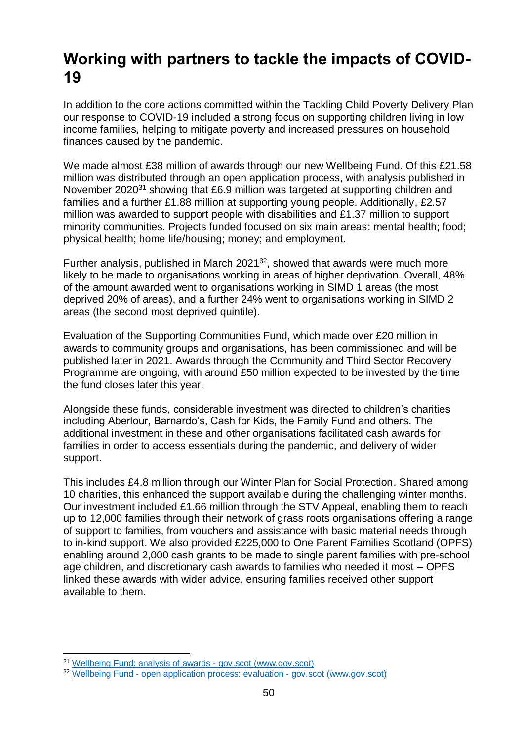## Working with partners to tackle the impacts of COVID-19

In addition to the core actions committed within the Tackling Child Poverty Delivery Plan our response to COVID-19 included a strong focus on supporting children living in low income families, helping to mitigate poverty and increased pressures on household finances caused by the pandemic.

We made almost £38 million of awards through our new Wellbeing Fund. Of this £21.58 million was distributed through an open application process, with analysis published in November 2020[31] showing that £6.9 million was targeted at supporting children and families and a further £1.88 million at supporting young people. Additionally, £2.57 million was awarded to support people with disabilities and £1.37 million to support minority communities. Projects funded focused on six main areas: mental health; food; physical health; home life/housing; money; and employment.

Further analysis, published in March 2021[32], showed that awards were much more likely to be made to organisations working in areas of higher deprivation. Overall, 48% of the amount awarded went to organisations working in SIMD 1 areas (the most deprived 20% of areas), and a further 24% went to organisations working in SIMD 2 areas (the second most deprived quintile).

Evaluation of the Supporting Communities Fund, which made over £20 million in awards to community groups and organisations, has been commissioned and will be published later in 2021. Awards through the Community and Third Sector Recovery Programme are ongoing, with around £50 million expected to be invested by the time the fund closes later this year.

Alongside these funds, considerable investment was directed to children's charities including Aberlour, Barnardo's, Cash for Kids, the Family Fund and others. The additional investment in these and other organisations facilitated cash awards for families in order to access essentials during the pandemic, and delivery of wider support.

This includes £4.8 million through our Winter Plan for Social Protection. Shared among 10 charities, this enhanced the support available during the challenging winter months. Our investment included £1.66 million through the STV Appeal, enabling them to reach up to 12,000 families through their network of grass roots organisations offering a range of support to families, from vouchers and assistance with basic material needs through to in-kind support. We also provided £225,000 to One Parent Families Scotland (OPFS) enabling around 2,000 cash grants to be made to single parent families with pre-school age children, and discretionary cash awards to families who needed it most – OPFS linked these awards with wider advice, ensuring families received other support available to them.

---

[31] Wellbeing Fund: analysis of awards - gov.scot (www.gov.scot)

[32] Wellbeing Fund - open application process: evaluation - gov.scot (www.gov.scot)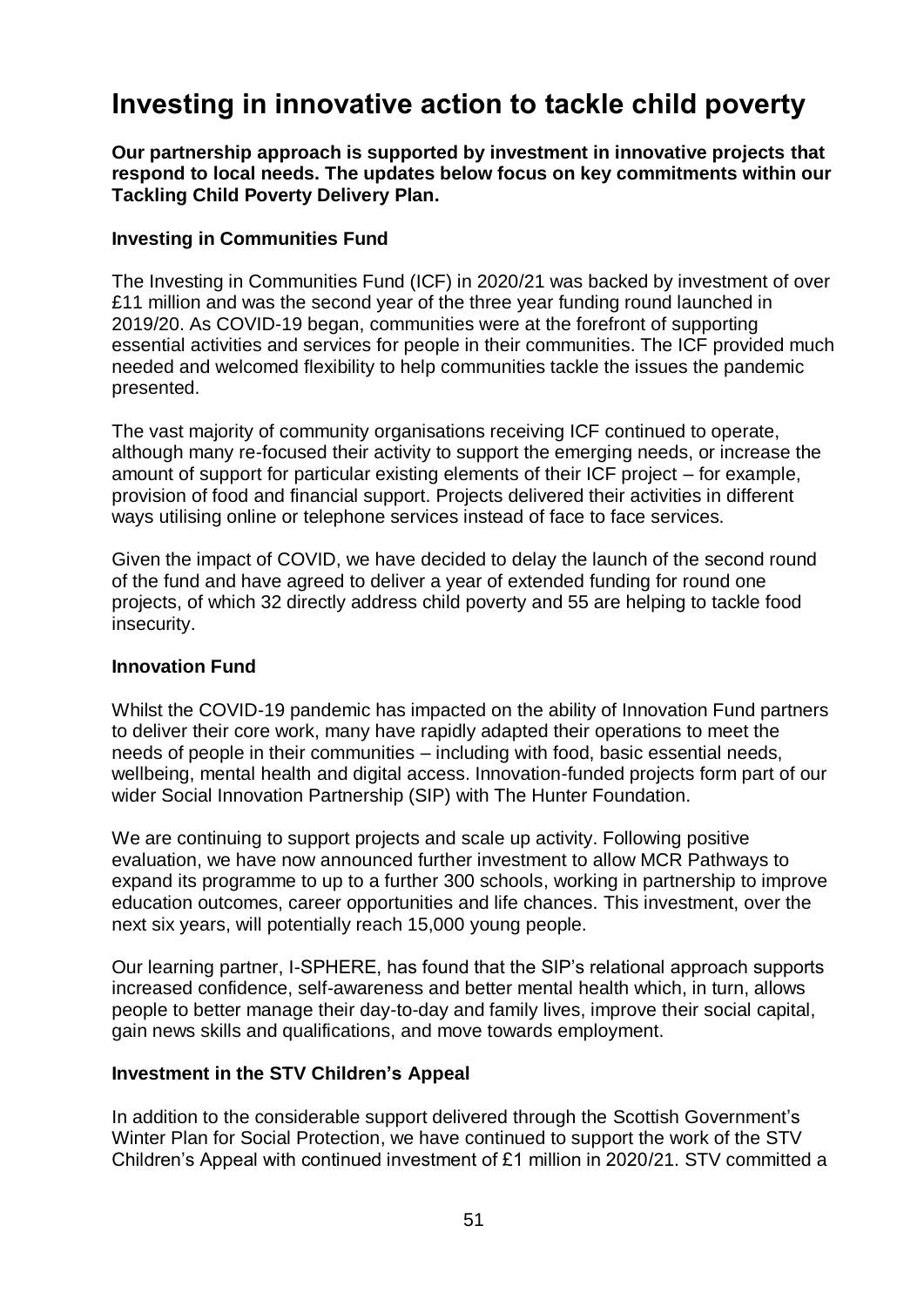# Investing in innovative action to tackle child poverty

**Our partnership approach is supported by investment in innovative projects that respond to local needs. The updates below focus on key commitments within our Tackling Child Poverty Delivery Plan.**

### Investing in Communities Fund

The Investing in Communities Fund (ICF) in 2020/21 was backed by investment of over £11 million and was the second year of the three year funding round launched in 2019/20. As COVID-19 began, communities were at the forefront of supporting essential activities and services for people in their communities. The ICF provided much needed and welcomed flexibility to help communities tackle the issues the pandemic presented.

The vast majority of community organisations receiving ICF continued to operate, although many re-focused their activity to support the emerging needs, or increase the amount of support for particular existing elements of their ICF project – for example, provision of food and financial support. Projects delivered their activities in different ways utilising online or telephone services instead of face to face services.

Given the impact of COVID, we have decided to delay the launch of the second round of the fund and have agreed to deliver a year of extended funding for round one projects, of which 32 directly address child poverty and 55 are helping to tackle food insecurity.

### Innovation Fund

Whilst the COVID-19 pandemic has impacted on the ability of Innovation Fund partners to deliver their core work, many have rapidly adapted their operations to meet the needs of people in their communities – including with food, basic essential needs, wellbeing, mental health and digital access. Innovation-funded projects form part of our wider Social Innovation Partnership (SIP) with The Hunter Foundation.

We are continuing to support projects and scale up activity. Following positive evaluation, we have now announced further investment to allow MCR Pathways to expand its programme to up to a further 300 schools, working in partnership to improve education outcomes, career opportunities and life chances. This investment, over the next six years, will potentially reach 15,000 young people.

Our learning partner, I-SPHERE, has found that the SIP's relational approach supports increased confidence, self-awareness and better mental health which, in turn, allows people to better manage their day-to-day and family lives, improve their social capital, gain news skills and qualifications, and move towards employment.

### Investment in the STV Children's Appeal

In addition to the considerable support delivered through the Scottish Government's Winter Plan for Social Protection, we have continued to support the work of the STV Children's Appeal with continued investment of £1 million in 2020/21. STV committed a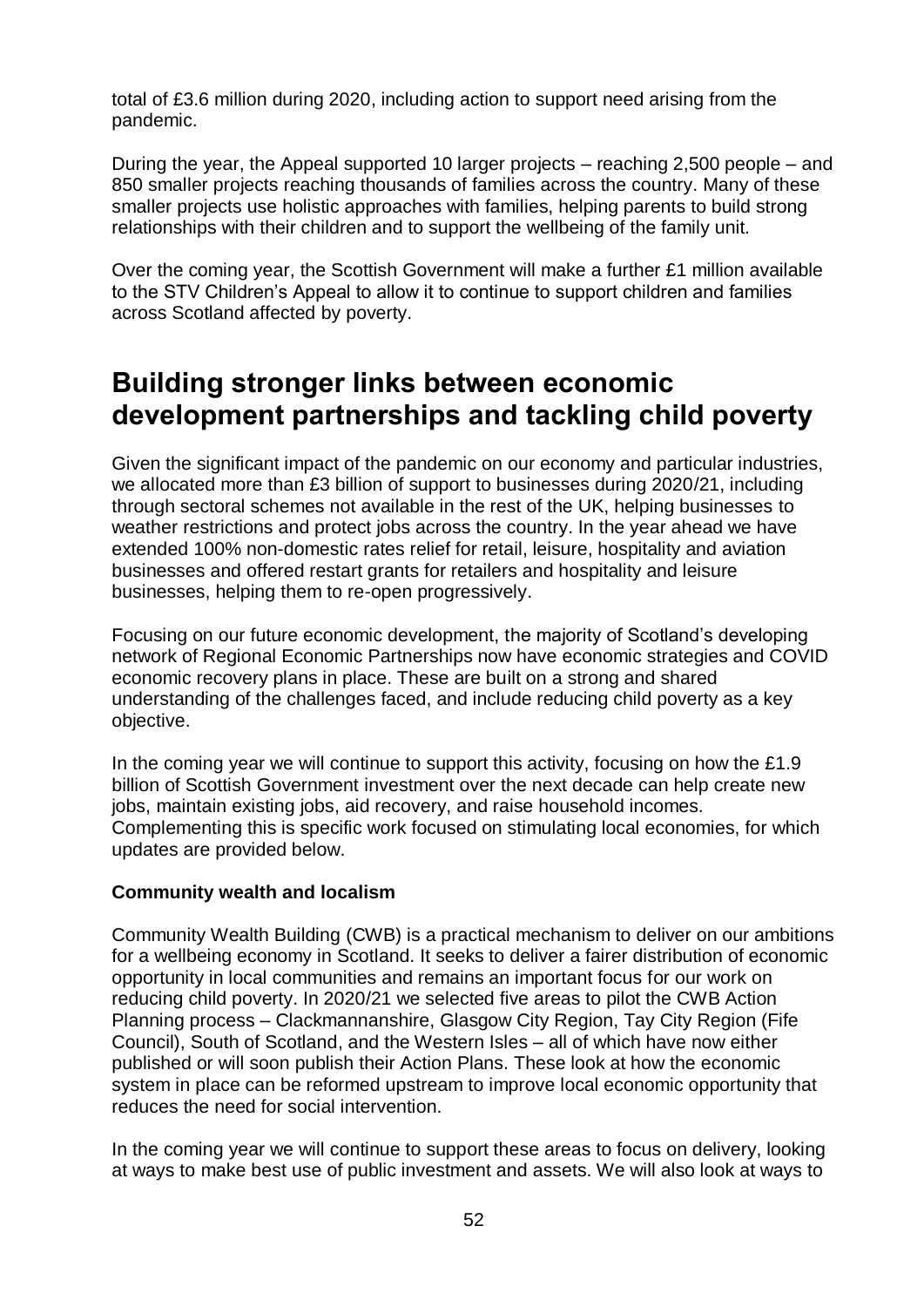total of £3.6 million during 2020, including action to support need arising from the pandemic.

During the year, the Appeal supported 10 larger projects – reaching 2,500 people – and 850 smaller projects reaching thousands of families across the country. Many of these smaller projects use holistic approaches with families, helping parents to build strong relationships with their children and to support the wellbeing of the family unit.

Over the coming year, the Scottish Government will make a further £1 million available to the STV Children's Appeal to allow it to continue to support children and families across Scotland affected by poverty.

# Building stronger links between economic development partnerships and tackling child poverty

Given the significant impact of the pandemic on our economy and particular industries, we allocated more than £3 billion of support to businesses during 2020/21, including through sectoral schemes not available in the rest of the UK, helping businesses to weather restrictions and protect jobs across the country. In the year ahead we have extended 100% non-domestic rates relief for retail, leisure, hospitality and aviation businesses and offered restart grants for retailers and hospitality and leisure businesses, helping them to re-open progressively.

Focusing on our future economic development, the majority of Scotland's developing network of Regional Economic Partnerships now have economic strategies and COVID economic recovery plans in place. These are built on a strong and shared understanding of the challenges faced, and include reducing child poverty as a key objective.

In the coming year we will continue to support this activity, focusing on how the £1.9 billion of Scottish Government investment over the next decade can help create new jobs, maintain existing jobs, aid recovery, and raise household incomes. Complementing this is specific work focused on stimulating local economies, for which updates are provided below.

**Community wealth and localism**

Community Wealth Building (CWB) is a practical mechanism to deliver on our ambitions for a wellbeing economy in Scotland. It seeks to deliver a fairer distribution of economic opportunity in local communities and remains an important focus for our work on reducing child poverty. In 2020/21 we selected five areas to pilot the CWB Action Planning process – Clackmannanshire, Glasgow City Region, Tay City Region (Fife Council), South of Scotland, and the Western Isles – all of which have now either published or will soon publish their Action Plans. These look at how the economic system in place can be reformed upstream to improve local economic opportunity that reduces the need for social intervention.

In the coming year we will continue to support these areas to focus on delivery, looking at ways to make best use of public investment and assets. We will also look at ways to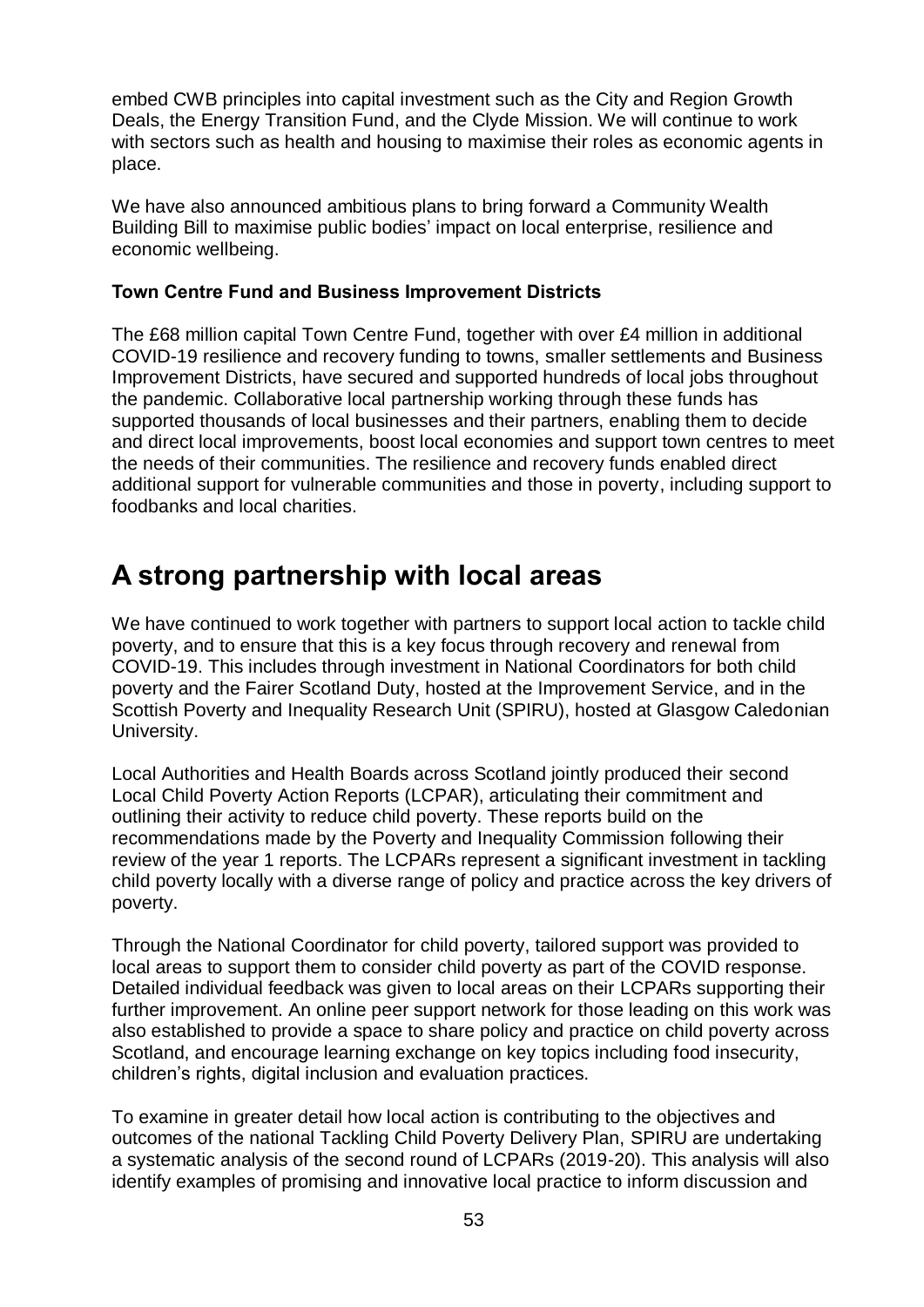embed CWB principles into capital investment such as the City and Region Growth Deals, the Energy Transition Fund, and the Clyde Mission. We will continue to work with sectors such as health and housing to maximise their roles as economic agents in place.

We have also announced ambitious plans to bring forward a Community Wealth Building Bill to maximise public bodies' impact on local enterprise, resilience and economic wellbeing.

**Town Centre Fund and Business Improvement Districts**

The £68 million capital Town Centre Fund, together with over £4 million in additional COVID-19 resilience and recovery funding to towns, smaller settlements and Business Improvement Districts, have secured and supported hundreds of local jobs throughout the pandemic. Collaborative local partnership working through these funds has supported thousands of local businesses and their partners, enabling them to decide and direct local improvements, boost local economies and support town centres to meet the needs of their communities. The resilience and recovery funds enabled direct additional support for vulnerable communities and those in poverty, including support to foodbanks and local charities.

# A strong partnership with local areas

We have continued to work together with partners to support local action to tackle child poverty, and to ensure that this is a key focus through recovery and renewal from COVID-19. This includes through investment in National Coordinators for both child poverty and the Fairer Scotland Duty, hosted at the Improvement Service, and in the Scottish Poverty and Inequality Research Unit (SPIRU), hosted at Glasgow Caledonian University.

Local Authorities and Health Boards across Scotland jointly produced their second Local Child Poverty Action Reports (LCPAR), articulating their commitment and outlining their activity to reduce child poverty. These reports build on the recommendations made by the Poverty and Inequality Commission following their review of the year 1 reports. The LCPARs represent a significant investment in tackling child poverty locally with a diverse range of policy and practice across the key drivers of poverty.

Through the National Coordinator for child poverty, tailored support was provided to local areas to support them to consider child poverty as part of the COVID response. Detailed individual feedback was given to local areas on their LCPARs supporting their further improvement. An online peer support network for those leading on this work was also established to provide a space to share policy and practice on child poverty across Scotland, and encourage learning exchange on key topics including food insecurity, children's rights, digital inclusion and evaluation practices.

To examine in greater detail how local action is contributing to the objectives and outcomes of the national Tackling Child Poverty Delivery Plan, SPIRU are undertaking a systematic analysis of the second round of LCPARs (2019-20). This analysis will also identify examples of promising and innovative local practice to inform discussion and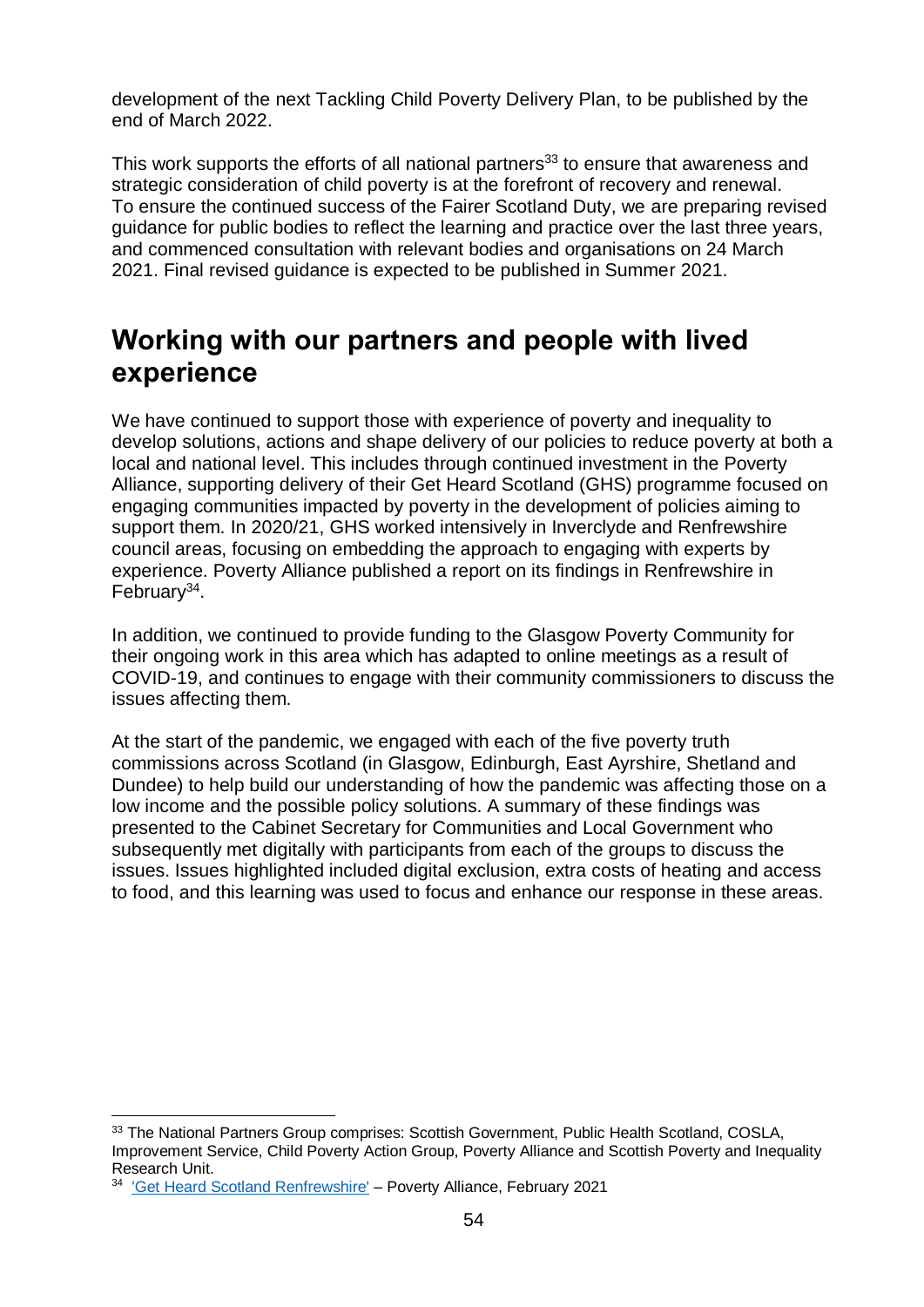development of the next Tackling Child Poverty Delivery Plan, to be published by the end of March 2022.

This work supports the efforts of all national partners[33] to ensure that awareness and strategic consideration of child poverty is at the forefront of recovery and renewal. To ensure the continued success of the Fairer Scotland Duty, we are preparing revised guidance for public bodies to reflect the learning and practice over the last three years, and commenced consultation with relevant bodies and organisations on 24 March 2021. Final revised guidance is expected to be published in Summer 2021.

## Working with our partners and people with lived experience

We have continued to support those with experience of poverty and inequality to develop solutions, actions and shape delivery of our policies to reduce poverty at both a local and national level. This includes through continued investment in the Poverty Alliance, supporting delivery of their Get Heard Scotland (GHS) programme focused on engaging communities impacted by poverty in the development of policies aiming to support them. In 2020/21, GHS worked intensively in Inverclyde and Renfrewshire council areas, focusing on embedding the approach to engaging with experts by experience. Poverty Alliance published a report on its findings in Renfrewshire in February[34].

In addition, we continued to provide funding to the Glasgow Poverty Community for their ongoing work in this area which has adapted to online meetings as a result of COVID-19, and continues to engage with their community commissioners to discuss the issues affecting them.

At the start of the pandemic, we engaged with each of the five poverty truth commissions across Scotland (in Glasgow, Edinburgh, East Ayrshire, Shetland and Dundee) to help build our understanding of how the pandemic was affecting those on a low income and the possible policy solutions. A summary of these findings was presented to the Cabinet Secretary for Communities and Local Government who subsequently met digitally with participants from each of the groups to discuss the issues. Issues highlighted included digital exclusion, extra costs of heating and access to food, and this learning was used to focus and enhance our response in these areas.

---

[33] The National Partners Group comprises: Scottish Government, Public Health Scotland, COSLA, Improvement Service, Child Poverty Action Group, Poverty Alliance and Scottish Poverty and Inequality Research Unit.

[34] 'Get Heard Scotland Renfrewshire' – Poverty Alliance, February 2021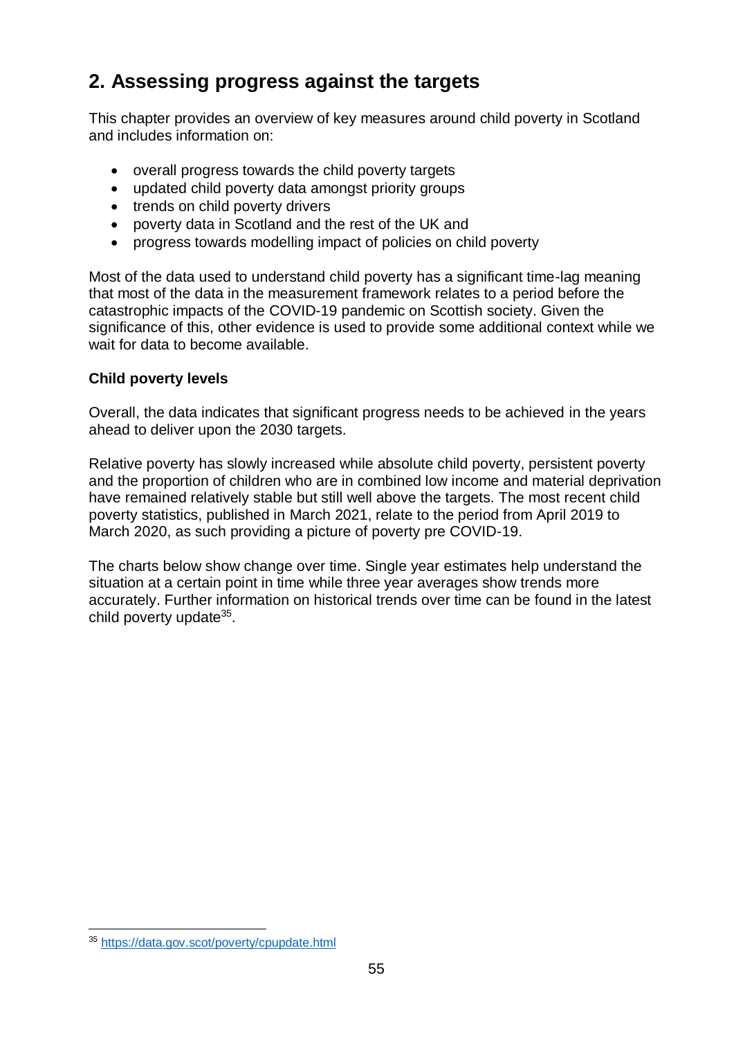## 2. Assessing progress against the targets

This chapter provides an overview of key measures around child poverty in Scotland and includes information on:

- overall progress towards the child poverty targets
- updated child poverty data amongst priority groups
- trends on child poverty drivers
- poverty data in Scotland and the rest of the UK and
- progress towards modelling impact of policies on child poverty

Most of the data used to understand child poverty has a significant time-lag meaning that most of the data in the measurement framework relates to a period before the catastrophic impacts of the COVID-19 pandemic on Scottish society. Given the significance of this, other evidence is used to provide some additional context while we wait for data to become available.

### Child poverty levels

Overall, the data indicates that significant progress needs to be achieved in the years ahead to deliver upon the 2030 targets.

Relative poverty has slowly increased while absolute child poverty, persistent poverty and the proportion of children who are in combined low income and material deprivation have remained relatively stable but still well above the targets. The most recent child poverty statistics, published in March 2021, relate to the period from April 2019 to March 2020, as such providing a picture of poverty pre COVID-19.

The charts below show change over time. Single year estimates help understand the situation at a certain point in time while three year averages show trends more accurately. Further information on historical trends over time can be found in the latest child poverty update[35].

[35] https://data.gov.scot/poverty/cpupdate.html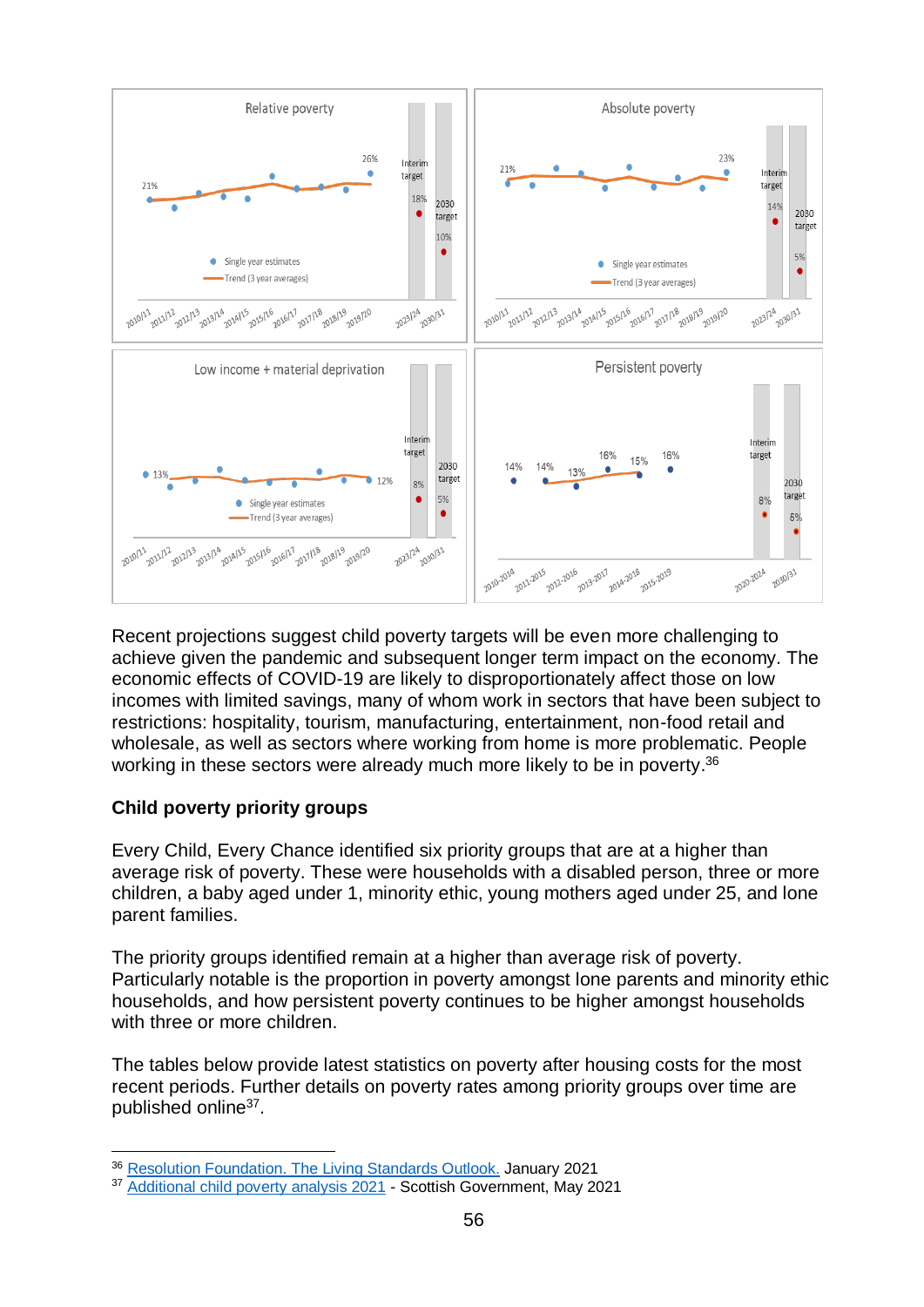Recent projections suggest child poverty targets will be even more challenging to achieve given the pandemic and subsequent longer term impact on the economy. The economic effects of COVID-19 are likely to disproportionately affect those on low incomes with limited savings, many of whom work in sectors that have been subject to restrictions: hospitality, tourism, manufacturing, entertainment, non-food retail and wholesale, as well as sectors where working from home is more problematic. People working in these sectors were already much more likely to be in poverty.[36]

**Child poverty priority groups**

Every Child, Every Chance identified six priority groups that are at a higher than average risk of poverty. These were households with a disabled person, three or more children, a baby aged under 1, minority ethic, young mothers aged under 25, and lone parent families.

The priority groups identified remain at a higher than average risk of poverty. Particularly notable is the proportion in poverty amongst lone parents and minority ethic households, and how persistent poverty continues to be higher amongst households with three or more children.

The tables below provide latest statistics on poverty after housing costs for the most recent periods. Further details on poverty rates among priority groups over time are published online[37].

[36] Resolution Foundation. The Living Standards Outlook. January 2021
[37] Additional child poverty analysis 2021 - Scottish Government, May 2021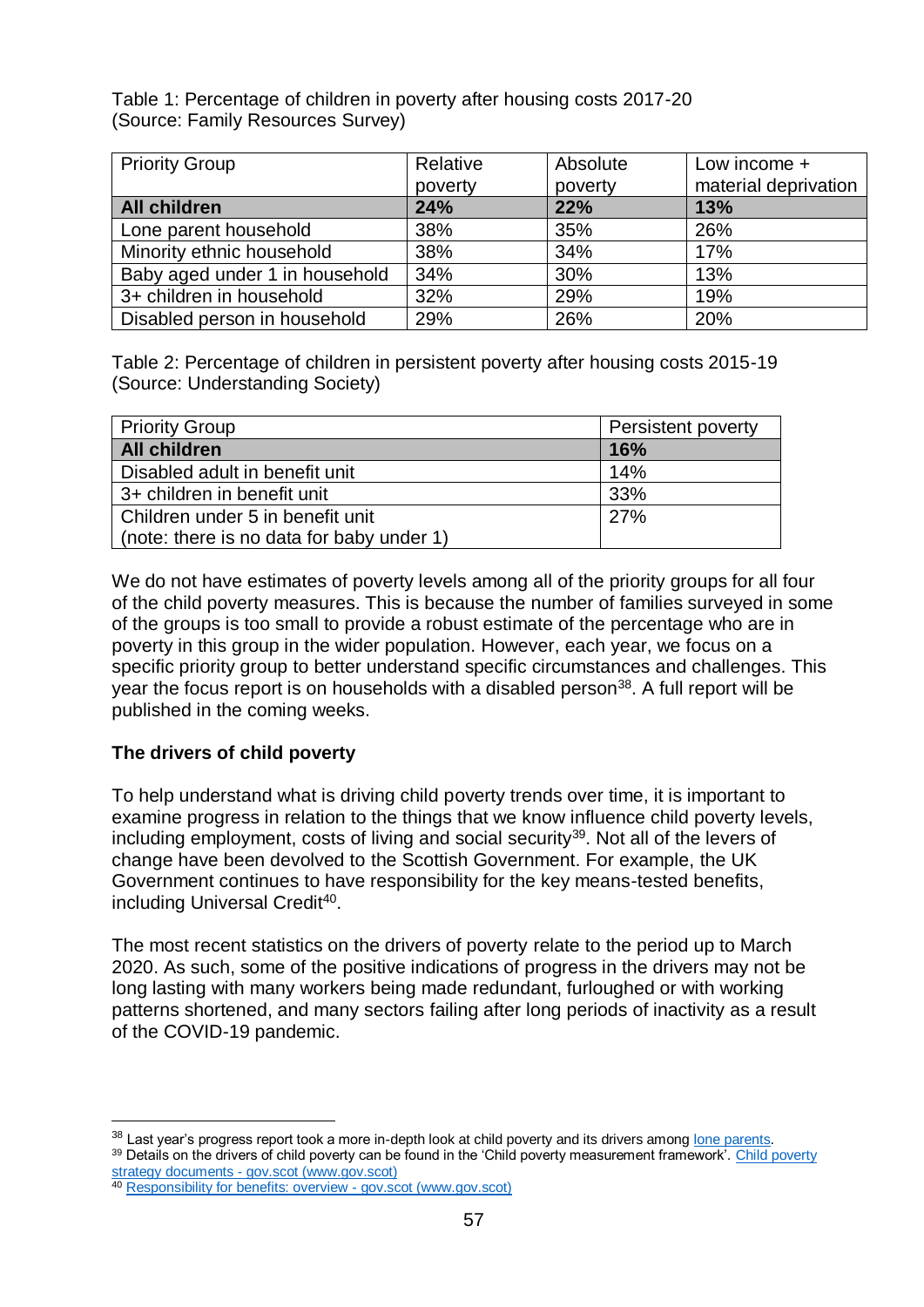Table 1: Percentage of children in poverty after housing costs 2017-20 (Source: Family Resources Survey)

| Priority Group | Relative poverty | Absolute poverty | Low income + material deprivation |
|---|---|---|---|
| **All children** | **24%** | **22%** | **13%** |
| Lone parent household | 38% | 35% | 26% |
| Minority ethnic household | 38% | 34% | 17% |
| Baby aged under 1 in household | 34% | 30% | 13% |
| 3+ children in household | 32% | 29% | 19% |
| Disabled person in household | 29% | 26% | 20% |

Table 2: Percentage of children in persistent poverty after housing costs 2015-19 (Source: Understanding Society)

| Priority Group | Persistent poverty |
|---|---|
| **All children** | **16%** |
| Disabled adult in benefit unit | 14% |
| 3+ children in benefit unit | 33% |
| Children under 5 in benefit unit (note: there is no data for baby under 1) | 27% |

We do not have estimates of poverty levels among all of the priority groups for all four of the child poverty measures. This is because the number of families surveyed in some of the groups is too small to provide a robust estimate of the percentage who are in poverty in this group in the wider population. However, each year, we focus on a specific priority group to better understand specific circumstances and challenges. This year the focus report is on households with a disabled person[38]. A full report will be published in the coming weeks.

**The drivers of child poverty**

To help understand what is driving child poverty trends over time, it is important to examine progress in relation to the things that we know influence child poverty levels, including employment, costs of living and social security[39]. Not all of the levers of change have been devolved to the Scottish Government. For example, the UK Government continues to have responsibility for the key means-tested benefits, including Universal Credit[40].

The most recent statistics on the drivers of poverty relate to the period up to March 2020. As such, some of the positive indications of progress in the drivers may not be long lasting with many workers being made redundant, furloughed or with working patterns shortened, and many sectors failing after long periods of inactivity as a result of the COVID-19 pandemic.

[38] Last year's progress report took a more in-depth look at child poverty and its drivers among lone parents.

[39] Details on the drivers of child poverty can be found in the 'Child poverty measurement framework'. Child poverty strategy documents - gov.scot (www.gov.scot)

[40] Responsibility for benefits: overview - gov.scot (www.gov.scot)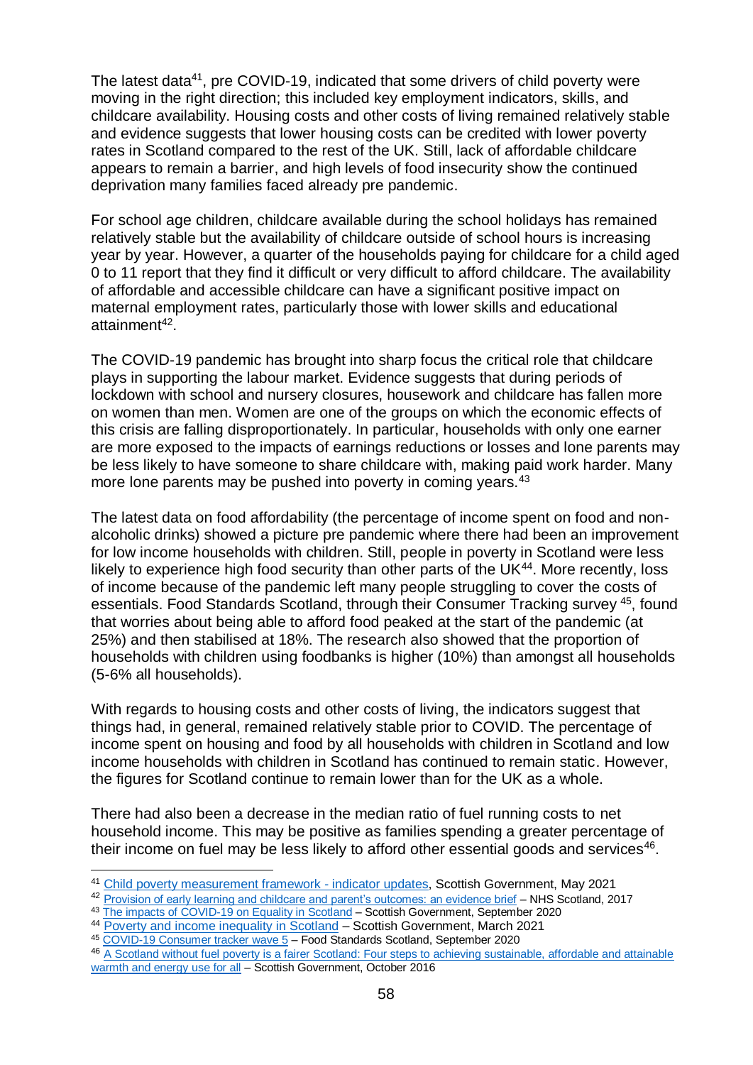The latest data[41], pre COVID-19, indicated that some drivers of child poverty were moving in the right direction; this included key employment indicators, skills, and childcare availability. Housing costs and other costs of living remained relatively stable and evidence suggests that lower housing costs can be credited with lower poverty rates in Scotland compared to the rest of the UK. Still, lack of affordable childcare appears to remain a barrier, and high levels of food insecurity show the continued deprivation many families faced already pre pandemic.

For school age children, childcare available during the school holidays has remained relatively stable but the availability of childcare outside of school hours is increasing year by year. However, a quarter of the households paying for childcare for a child aged 0 to 11 report that they find it difficult or very difficult to afford childcare. The availability of affordable and accessible childcare can have a significant positive impact on maternal employment rates, particularly those with lower skills and educational attainment[42].

The COVID-19 pandemic has brought into sharp focus the critical role that childcare plays in supporting the labour market. Evidence suggests that during periods of lockdown with school and nursery closures, housework and childcare has fallen more on women than men. Women are one of the groups on which the economic effects of this crisis are falling disproportionately. In particular, households with only one earner are more exposed to the impacts of earnings reductions or losses and lone parents may be less likely to have someone to share childcare with, making paid work harder. Many more lone parents may be pushed into poverty in coming years.[43]

The latest data on food affordability (the percentage of income spent on food and non-alcoholic drinks) showed a picture pre pandemic where there had been an improvement for low income households with children. Still, people in poverty in Scotland were less likely to experience high food security than other parts of the UK[44]. More recently, loss of income because of the pandemic left many people struggling to cover the costs of essentials. Food Standards Scotland, through their Consumer Tracking survey [45], found that worries about being able to afford food peaked at the start of the pandemic (at 25%) and then stabilised at 18%. The research also showed that the proportion of households with children using foodbanks is higher (10%) than amongst all households (5-6% all households).

With regards to housing costs and other costs of living, the indicators suggest that things had, in general, remained relatively stable prior to COVID. The percentage of income spent on housing and food by all households with children in Scotland and low income households with children in Scotland has continued to remain static. However, the figures for Scotland continue to remain lower than for the UK as a whole.

There had also been a decrease in the median ratio of fuel running costs to net household income. This may be positive as families spending a greater percentage of their income on fuel may be less likely to afford other essential goods and services[46].

[41] Child poverty measurement framework - indicator updates, Scottish Government, May 2021

[42] Provision of early learning and childcare and parent's outcomes: an evidence brief – NHS Scotland, 2017

[43] The impacts of COVID-19 on Equality in Scotland – Scottish Government, September 2020

[44] Poverty and income inequality in Scotland – Scottish Government, March 2021

[45] COVID-19 Consumer tracker wave 5 – Food Standards Scotland, September 2020

[46] A Scotland without fuel poverty is a fairer Scotland: Four steps to achieving sustainable, affordable and attainable warmth and energy use for all – Scottish Government, October 2016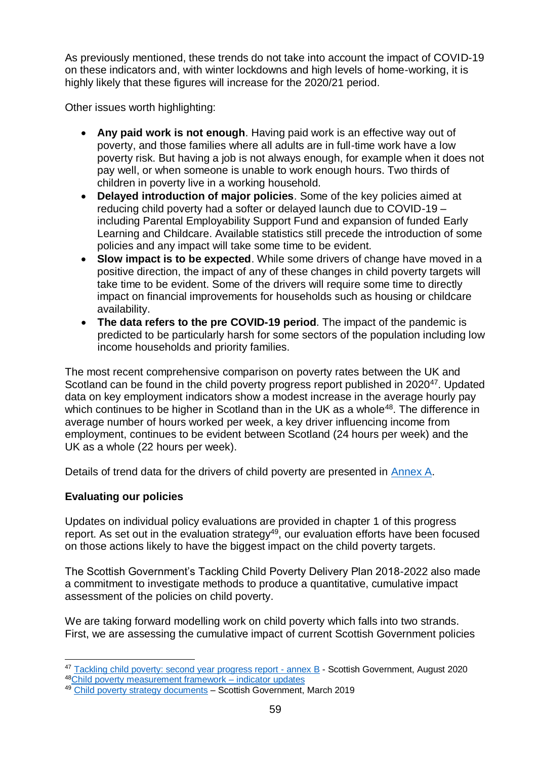As previously mentioned, these trends do not take into account the impact of COVID-19 on these indicators and, with winter lockdowns and high levels of home-working, it is highly likely that these figures will increase for the 2020/21 period.

Other issues worth highlighting:

- **Any paid work is not enough**. Having paid work is an effective way out of poverty, and those families where all adults are in full-time work have a low poverty risk. But having a job is not always enough, for example when it does not pay well, or when someone is unable to work enough hours. Two thirds of children in poverty live in a working household.
- **Delayed introduction of major policies**. Some of the key policies aimed at reducing child poverty had a softer or delayed launch due to COVID-19 – including Parental Employability Support Fund and expansion of funded Early Learning and Childcare. Available statistics still precede the introduction of some policies and any impact will take some time to be evident.
- **Slow impact is to be expected**. While some drivers of change have moved in a positive direction, the impact of any of these changes in child poverty targets will take time to be evident. Some of the drivers will require some time to directly impact on financial improvements for households such as housing or childcare availability.
- **The data refers to the pre COVID-19 period**. The impact of the pandemic is predicted to be particularly harsh for some sectors of the population including low income households and priority families.

The most recent comprehensive comparison on poverty rates between the UK and Scotland can be found in the child poverty progress report published in 2020[47]. Updated data on key employment indicators show a modest increase in the average hourly pay which continues to be higher in Scotland than in the UK as a whole[48]. The difference in average number of hours worked per week, a key driver influencing income from employment, continues to be evident between Scotland (24 hours per week) and the UK as a whole (22 hours per week).

Details of trend data for the drivers of child poverty are presented in Annex A.

**Evaluating our policies**

Updates on individual policy evaluations are provided in chapter 1 of this progress report. As set out in the evaluation strategy[49], our evaluation efforts have been focused on those actions likely to have the biggest impact on the child poverty targets.

The Scottish Government's Tackling Child Poverty Delivery Plan 2018-2022 also made a commitment to investigate methods to produce a quantitative, cumulative impact assessment of the policies on child poverty.

We are taking forward modelling work on child poverty which falls into two strands. First, we are assessing the cumulative impact of current Scottish Government policies

---

[47] Tackling child poverty: second year progress report - annex B - Scottish Government, August 2020
[48] Child poverty measurement framework – indicator updates
[49] Child poverty strategy documents – Scottish Government, March 2019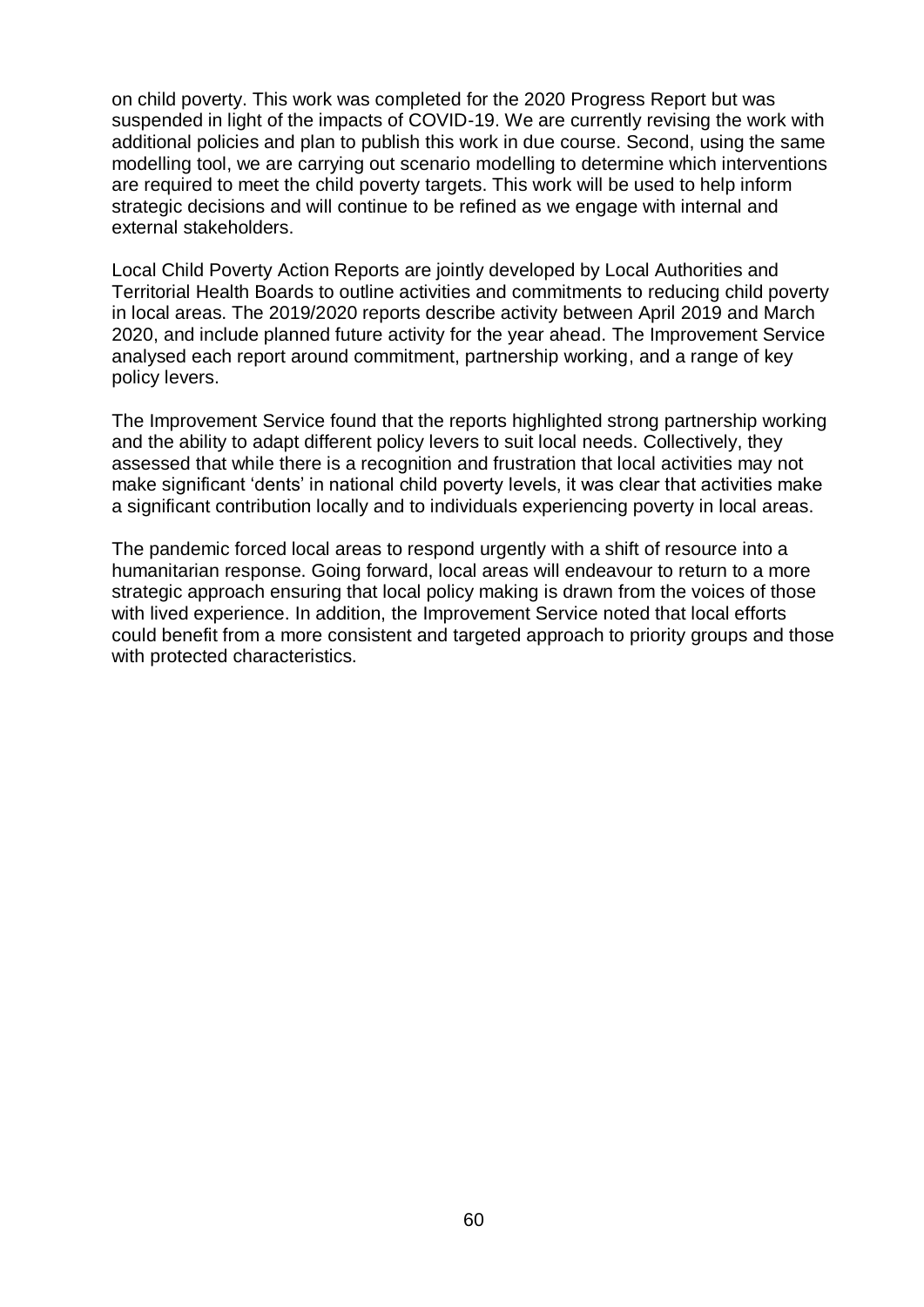on child poverty. This work was completed for the 2020 Progress Report but was suspended in light of the impacts of COVID-19. We are currently revising the work with additional policies and plan to publish this work in due course. Second, using the same modelling tool, we are carrying out scenario modelling to determine which interventions are required to meet the child poverty targets. This work will be used to help inform strategic decisions and will continue to be refined as we engage with internal and external stakeholders.

Local Child Poverty Action Reports are jointly developed by Local Authorities and Territorial Health Boards to outline activities and commitments to reducing child poverty in local areas. The 2019/2020 reports describe activity between April 2019 and March 2020, and include planned future activity for the year ahead. The Improvement Service analysed each report around commitment, partnership working, and a range of key policy levers.

The Improvement Service found that the reports highlighted strong partnership working and the ability to adapt different policy levers to suit local needs. Collectively, they assessed that while there is a recognition and frustration that local activities may not make significant 'dents' in national child poverty levels, it was clear that activities make a significant contribution locally and to individuals experiencing poverty in local areas.

The pandemic forced local areas to respond urgently with a shift of resource into a humanitarian response. Going forward, local areas will endeavour to return to a more strategic approach ensuring that local policy making is drawn from the voices of those with lived experience. In addition, the Improvement Service noted that local efforts could benefit from a more consistent and targeted approach to priority groups and those with protected characteristics.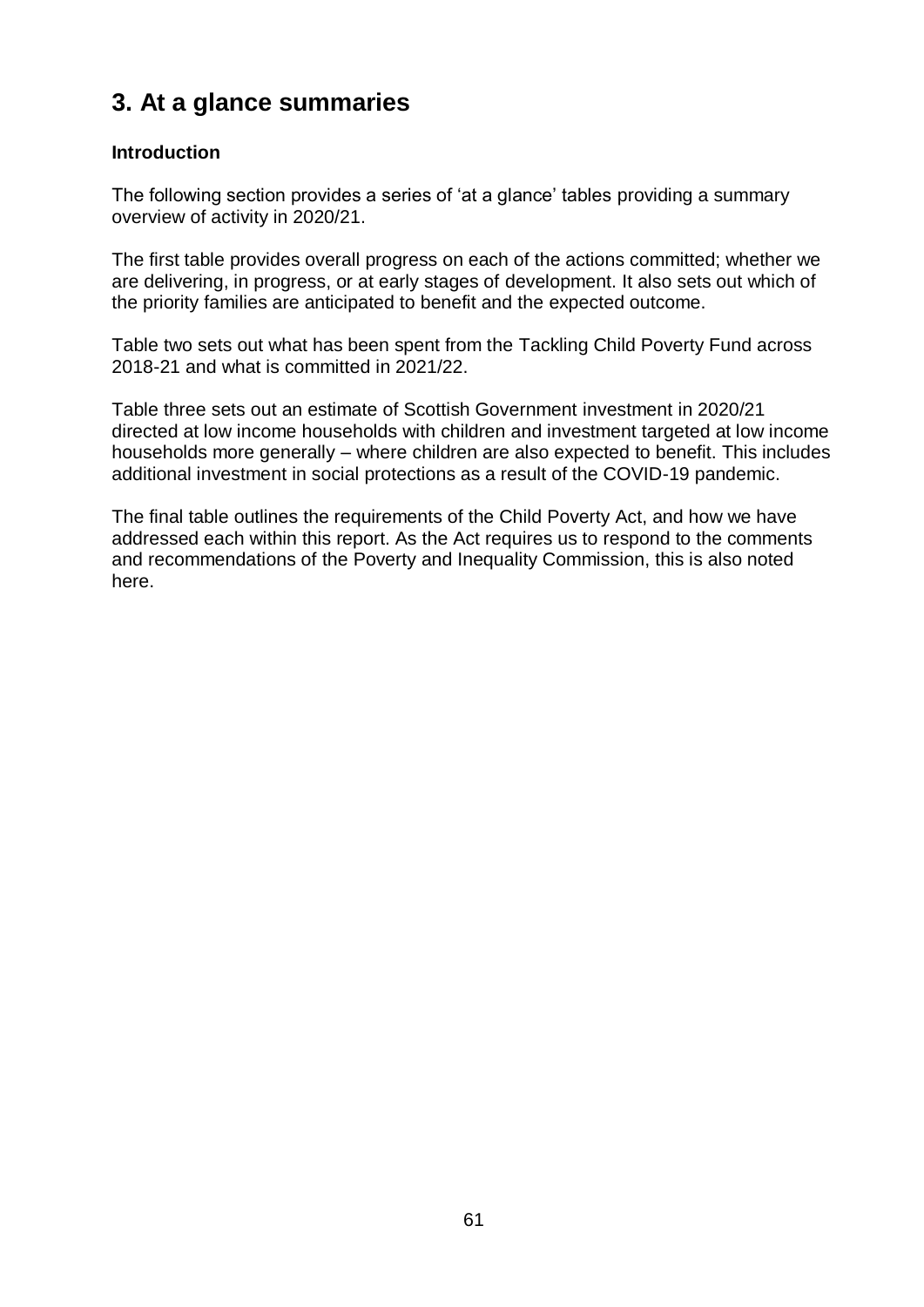## 3. At a glance summaries

### Introduction

The following section provides a series of 'at a glance' tables providing a summary overview of activity in 2020/21.

The first table provides overall progress on each of the actions committed; whether we are delivering, in progress, or at early stages of development. It also sets out which of the priority families are anticipated to benefit and the expected outcome.

Table two sets out what has been spent from the Tackling Child Poverty Fund across 2018-21 and what is committed in 2021/22.

Table three sets out an estimate of Scottish Government investment in 2020/21 directed at low income households with children and investment targeted at low income households more generally – where children are also expected to benefit. This includes additional investment in social protections as a result of the COVID-19 pandemic.

The final table outlines the requirements of the Child Poverty Act, and how we have addressed each within this report. As the Act requires us to respond to the comments and recommendations of the Poverty and Inequality Commission, this is also noted here.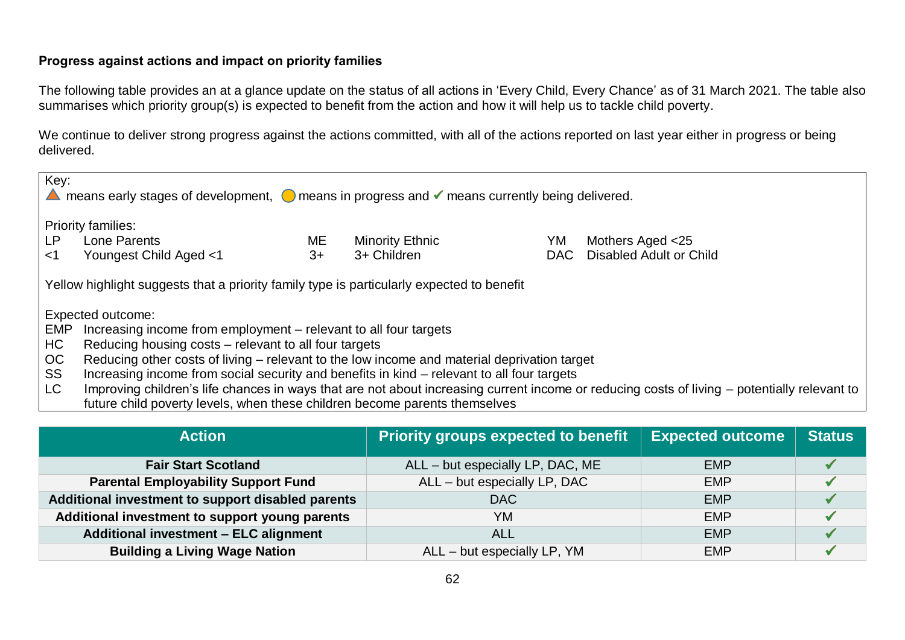**Progress against actions and impact on priority families**

The following table provides an at a glance update on the status of all actions in 'Every Child, Every Chance' as of 31 March 2021. The table also summarises which priority group(s) is expected to benefit from the action and how it will help us to tackle child poverty.

We continue to deliver strong progress against the actions committed, with all of the actions reported on last year either in progress or being delivered.

Key:
▲ means early stages of development, ● means in progress and ✓ means currently being delivered.

Priority families:

| | | | | | |
|---|---|---|---|---|---|
| LP | Lone Parents | ME | Minority Ethnic | YM | Mothers Aged <25 |
| <1 | Youngest Child Aged <1 | 3+ | 3+ Children | DAC | Disabled Adult or Child |

Yellow highlight suggests that a priority family type is particularly expected to benefit

Expected outcome:

- EMP Increasing income from employment – relevant to all four targets
- HC Reducing housing costs – relevant to all four targets
- OC Reducing other costs of living – relevant to the low income and material deprivation target
- SS Increasing income from social security and benefits in kind – relevant to all four targets
- LC Improving children's life chances in ways that are not about increasing current income or reducing costs of living – potentially relevant to future child poverty levels, when these children become parents themselves

| Action | Priority groups expected to benefit | Expected outcome | Status |
|---|---|---|---|
| **Fair Start Scotland** | ALL – but especially LP, DAC, ME | EMP | ✓ |
| **Parental Employability Support Fund** | ALL – but especially LP, DAC | EMP | ✓ |
| **Additional investment to support disabled parents** | DAC | EMP | ✓ |
| **Additional investment to support young parents** | YM | EMP | ✓ |
| **Additional investment – ELC alignment** | ALL | EMP | ✓ |
| **Building a Living Wage Nation** | ALL – but especially LP, YM | EMP | ✓ |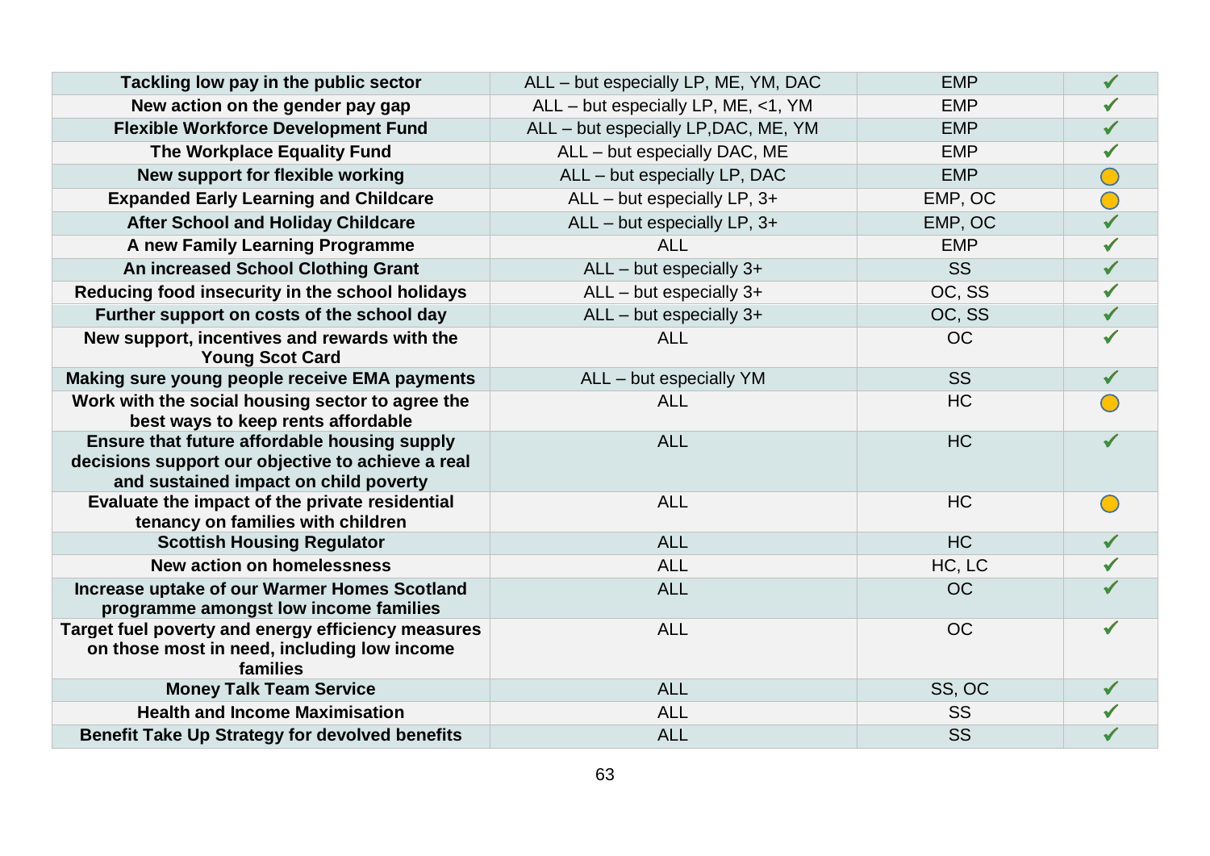| | | | |
|---|---|---|---|
| **Tackling low pay in the public sector** | ALL – but especially LP, ME, YM, DAC | EMP | ✔ |
| **New action on the gender pay gap** | ALL – but especially LP, ME, <1, YM | EMP | ✔ |
| **Flexible Workforce Development Fund** | ALL – but especially LP,DAC, ME, YM | EMP | ✔ |
| **The Workplace Equality Fund** | ALL – but especially DAC, ME | EMP | ✔ |
| **New support for flexible working** | ALL – but especially LP, DAC | EMP | ◯ |
| **Expanded Early Learning and Childcare** | ALL – but especially LP, 3+ | EMP, OC | ◯ |
| **After School and Holiday Childcare** | ALL – but especially LP, 3+ | EMP, OC | ✔ |
| **A new Family Learning Programme** | ALL | EMP | ✔ |
| **An increased School Clothing Grant** | ALL – but especially 3+ | SS | ✔ |
| **Reducing food insecurity in the school holidays** | ALL – but especially 3+ | OC, SS | ✔ |
| **Further support on costs of the school day** | ALL – but especially 3+ | OC, SS | ✔ |
| **New support, incentives and rewards with the Young Scot Card** | ALL | OC | ✔ |
| **Making sure young people receive EMA payments** | ALL – but especially YM | SS | ✔ |
| **Work with the social housing sector to agree the best ways to keep rents affordable** | ALL | HC | ◯ |
| **Ensure that future affordable housing supply decisions support our objective to achieve a real and sustained impact on child poverty** | ALL | HC | ✔ |
| **Evaluate the impact of the private residential tenancy on families with children** | ALL | HC | ◯ |
| **Scottish Housing Regulator** | ALL | HC | ✔ |
| **New action on homelessness** | ALL | HC, LC | ✔ |
| **Increase uptake of our Warmer Homes Scotland programme amongst low income families** | ALL | OC | ✔ |
| **Target fuel poverty and energy efficiency measures on those most in need, including low income families** | ALL | OC | ✔ |
| **Money Talk Team Service** | ALL | SS, OC | ✔ |
| **Health and Income Maximisation** | ALL | SS | ✔ |
| **Benefit Take Up Strategy for devolved benefits** | ALL | SS | ✔ |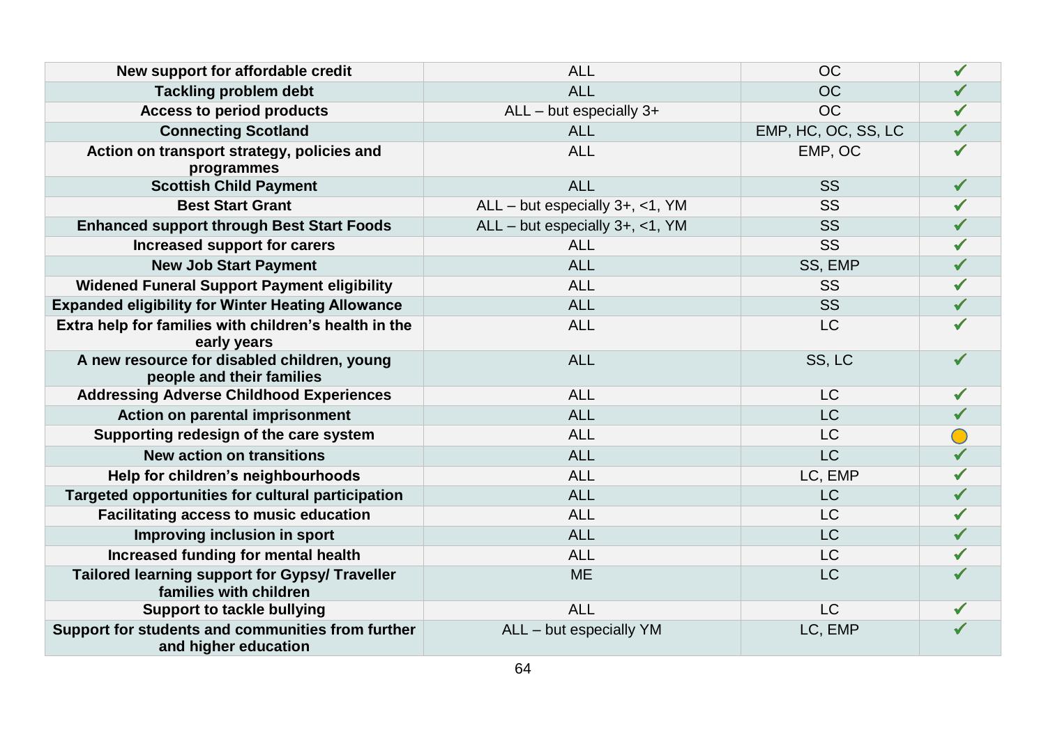| | | | |
|---|---|---|---|
| **New support for affordable credit** | ALL | OC | ✓ |
| **Tackling problem debt** | ALL | OC | ✓ |
| **Access to period products** | ALL – but especially 3+ | OC | ✓ |
| **Connecting Scotland** | ALL | EMP, HC, OC, SS, LC | ✓ |
| **Action on transport strategy, policies and programmes** | ALL | EMP, OC | ✓ |
| **Scottish Child Payment** | ALL | SS | ✓ |
| **Best Start Grant** | ALL – but especially 3+, <1, YM | SS | ✓ |
| **Enhanced support through Best Start Foods** | ALL – but especially 3+, <1, YM | SS | ✓ |
| **Increased support for carers** | ALL | SS | ✓ |
| **New Job Start Payment** | ALL | SS, EMP | ✓ |
| **Widened Funeral Support Payment eligibility** | ALL | SS | ✓ |
| **Expanded eligibility for Winter Heating Allowance** | ALL | SS | ✓ |
| **Extra help for families with children's health in the early years** | ALL | LC | ✓ |
| **A new resource for disabled children, young people and their families** | ALL | SS, LC | ✓ |
| **Addressing Adverse Childhood Experiences** | ALL | LC | ✓ |
| **Action on parental imprisonment** | ALL | LC | ✓ |
| **Supporting redesign of the care system** | ALL | LC | ● |
| **New action on transitions** | ALL | LC | ✓ |
| **Help for children's neighbourhoods** | ALL | LC, EMP | ✓ |
| **Targeted opportunities for cultural participation** | ALL | LC | ✓ |
| **Facilitating access to music education** | ALL | LC | ✓ |
| **Improving inclusion in sport** | ALL | LC | ✓ |
| **Increased funding for mental health** | ALL | LC | ✓ |
| **Tailored learning support for Gypsy/ Traveller families with children** | ME | LC | ✓ |
| **Support to tackle bullying** | ALL | LC | ✓ |
| **Support for students and communities from further and higher education** | ALL – but especially YM | LC, EMP | ✓ |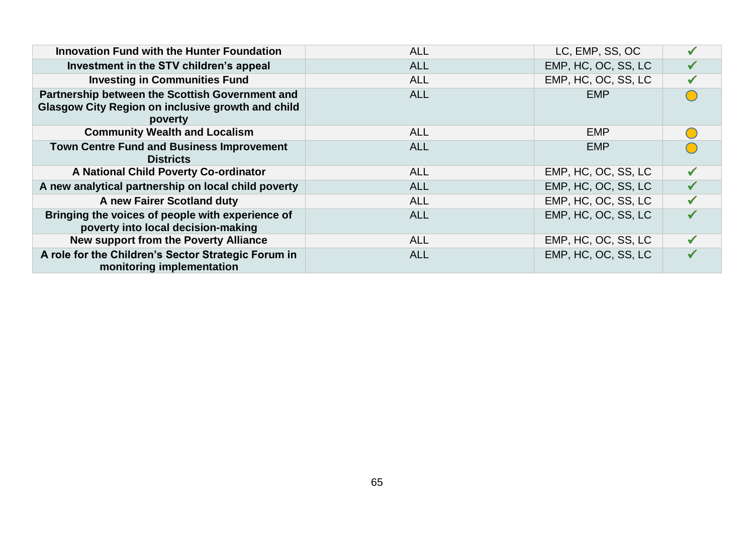| | | | |
|---|---|---|---|
| **Innovation Fund with the Hunter Foundation** | ALL | LC, EMP, SS, OC | ✓ |
| **Investment in the STV children's appeal** | ALL | EMP, HC, OC, SS, LC | ✓ |
| **Investing in Communities Fund** | ALL | EMP, HC, OC, SS, LC | ✓ |
| **Partnership between the Scottish Government and Glasgow City Region on inclusive growth and child poverty** | ALL | EMP | ○ |
| **Community Wealth and Localism** | ALL | EMP | ○ |
| **Town Centre Fund and Business Improvement Districts** | ALL | EMP | ○ |
| **A National Child Poverty Co-ordinator** | ALL | EMP, HC, OC, SS, LC | ✓ |
| **A new analytical partnership on local child poverty** | ALL | EMP, HC, OC, SS, LC | ✓ |
| **A new Fairer Scotland duty** | ALL | EMP, HC, OC, SS, LC | ✓ |
| **Bringing the voices of people with experience of poverty into local decision-making** | ALL | EMP, HC, OC, SS, LC | ✓ |
| **New support from the Poverty Alliance** | ALL | EMP, HC, OC, SS, LC | ✓ |
| **A role for the Children's Sector Strategic Forum in monitoring implementation** | ALL | EMP, HC, OC, SS, LC | ✓ |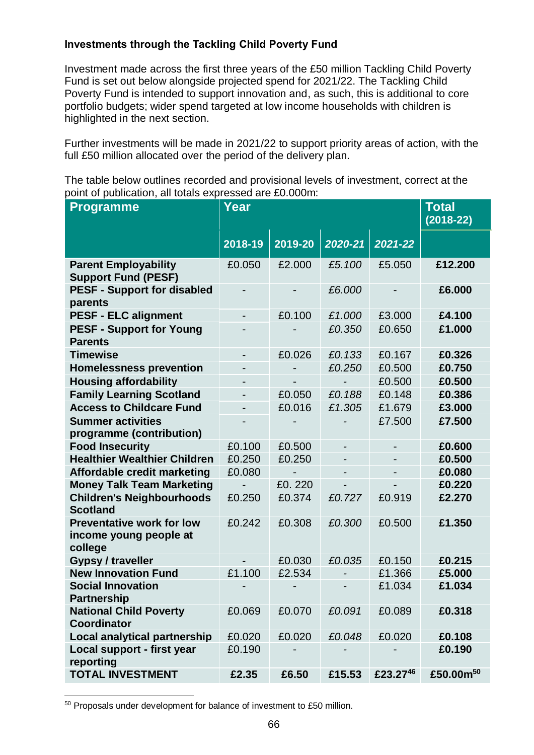**Investments through the Tackling Child Poverty Fund**

Investment made across the first three years of the £50 million Tackling Child Poverty Fund is set out below alongside projected spend for 2021/22. The Tackling Child Poverty Fund is intended to support innovation and, as such, this is additional to core portfolio budgets; wider spend targeted at low income households with children is highlighted in the next section.

Further investments will be made in 2021/22 to support priority areas of action, with the full £50 million allocated over the period of the delivery plan.

The table below outlines recorded and provisional levels of investment, correct at the point of publication, all totals expressed are £0.000m:

| Programme | Year | | | | Total (2018-22) |
|---|---|---|---|---|---|
| | 2018-19 | 2019-20 | *2020-21* | *2021-22* | |
| **Parent Employability Support Fund (PESF)** | £0.050 | £2.000 | *£5.100* | £5.050 | **£12.200** |
| **PESF - Support for disabled parents** | - | - | *£6.000* | - | **£6.000** |
| **PESF - ELC alignment** | - | £0.100 | *£1.000* | £3.000 | **£4.100** |
| **PESF - Support for Young Parents** | - | - | *£0.350* | £0.650 | **£1.000** |
| **Timewise** | - | £0.026 | *£0.133* | £0.167 | **£0.326** |
| **Homelessness prevention** | - | - | *£0.250* | £0.500 | **£0.750** |
| **Housing affordability** | - | - | - | £0.500 | **£0.500** |
| **Family Learning Scotland** | - | £0.050 | *£0.188* | £0.148 | **£0.386** |
| **Access to Childcare Fund** | - | £0.016 | *£1.305* | £1.679 | **£3.000** |
| **Summer activities programme (contribution)** | - | - | - | £7.500 | **£7.500** |
| **Food Insecurity** | £0.100 | £0.500 | - | - | **£0.600** |
| **Healthier Wealthier Children** | £0.250 | £0.250 | - | - | **£0.500** |
| **Affordable credit marketing** | £0.080 | - | - | - | **£0.080** |
| **Money Talk Team Marketing** | - | £0. 220 | - | - | **£0.220** |
| **Children's Neighbourhoods Scotland** | £0.250 | £0.374 | *£0.727* | £0.919 | **£2.270** |
| **Preventative work for low income young people at college** | £0.242 | £0.308 | *£0.300* | £0.500 | **£1.350** |
| **Gypsy / traveller** | - | £0.030 | *£0.035* | £0.150 | **£0.215** |
| **New Innovation Fund** | £1.100 | £2.534 | - | £1.366 | **£5.000** |
| **Social Innovation Partnership** | - | - | - | £1.034 | **£1.034** |
| **National Child Poverty Coordinator** | £0.069 | £0.070 | *£0.091* | £0.089 | **£0.318** |
| **Local analytical partnership** | £0.020 | £0.020 | *£0.048* | £0.020 | **£0.108** |
| **Local support - first year reporting** | £0.190 | - | - | - | **£0.190** |
| **TOTAL INVESTMENT** | **£2.35** | **£6.50** | **£15.53** | **£23.27**[46] | **£50.00m**[50] |

[50] Proposals under development for balance of investment to £50 million.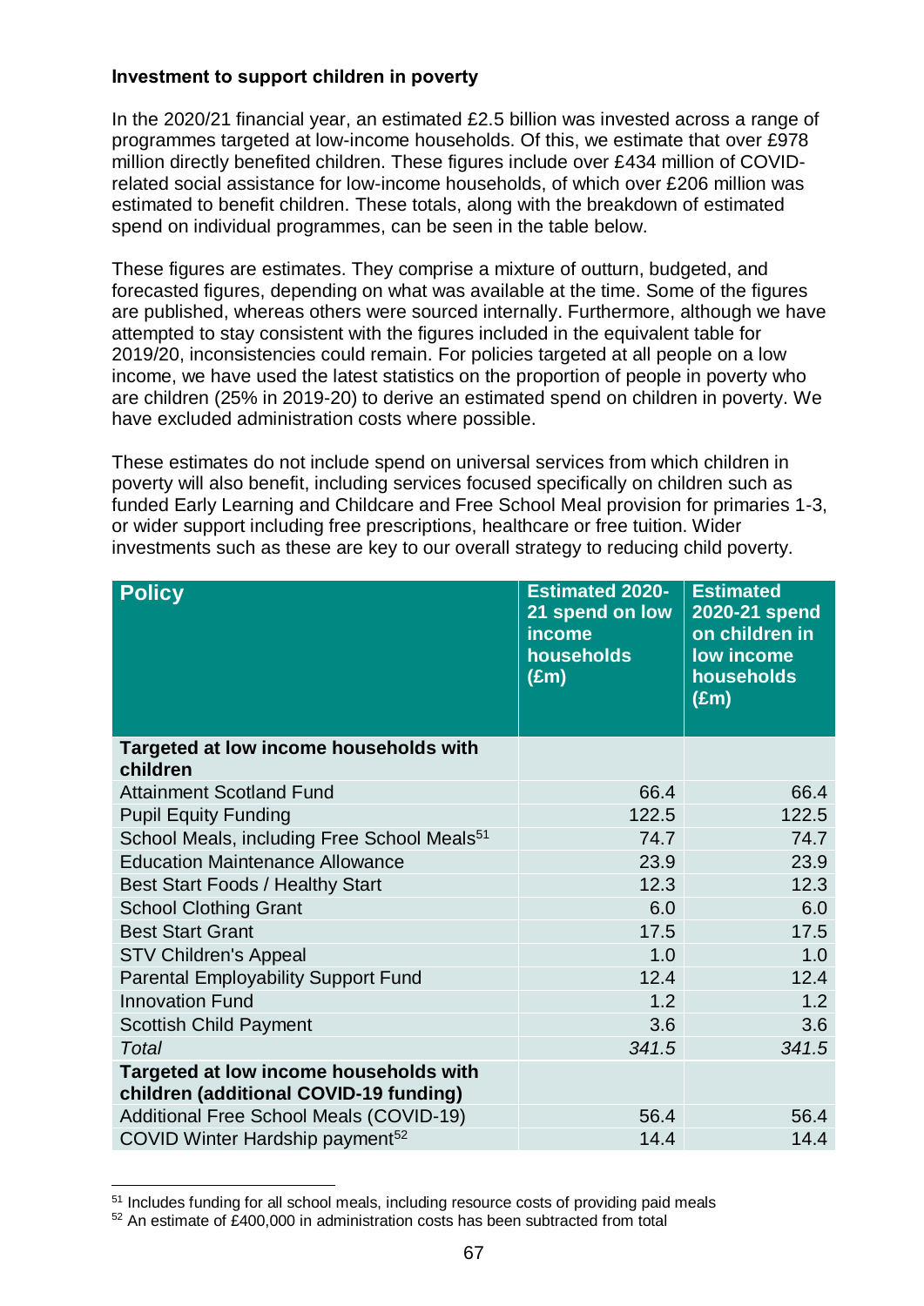**Investment to support children in poverty**

In the 2020/21 financial year, an estimated £2.5 billion was invested across a range of programmes targeted at low-income households. Of this, we estimate that over £978 million directly benefited children. These figures include over £434 million of COVID-related social assistance for low-income households, of which over £206 million was estimated to benefit children. These totals, along with the breakdown of estimated spend on individual programmes, can be seen in the table below.

These figures are estimates. They comprise a mixture of outturn, budgeted, and forecasted figures, depending on what was available at the time. Some of the figures are published, whereas others were sourced internally. Furthermore, although we have attempted to stay consistent with the figures included in the equivalent table for 2019/20, inconsistencies could remain. For policies targeted at all people on a low income, we have used the latest statistics on the proportion of people in poverty who are children (25% in 2019-20) to derive an estimated spend on children in poverty. We have excluded administration costs where possible.

These estimates do not include spend on universal services from which children in poverty will also benefit, including services focused specifically on children such as funded Early Learning and Childcare and Free School Meal provision for primaries 1-3, or wider support including free prescriptions, healthcare or free tuition. Wider investments such as these are key to our overall strategy to reducing child poverty.

| Policy | Estimated 2020-21 spend on low income households (£m) | Estimated 2020-21 spend on children in low income households (£m) |
|---|---|---|
| **Targeted at low income households with children** | | |
| Attainment Scotland Fund | 66.4 | 66.4 |
| Pupil Equity Funding | 122.5 | 122.5 |
| School Meals, including Free School Meals[51] | 74.7 | 74.7 |
| Education Maintenance Allowance | 23.9 | 23.9 |
| Best Start Foods / Healthy Start | 12.3 | 12.3 |
| School Clothing Grant | 6.0 | 6.0 |
| Best Start Grant | 17.5 | 17.5 |
| STV Children's Appeal | 1.0 | 1.0 |
| Parental Employability Support Fund | 12.4 | 12.4 |
| Innovation Fund | 1.2 | 1.2 |
| Scottish Child Payment | 3.6 | 3.6 |
| *Total* | *341.5* | *341.5* |
| **Targeted at low income households with children (additional COVID-19 funding)** | | |
| Additional Free School Meals (COVID-19) | 56.4 | 56.4 |
| COVID Winter Hardship payment[52] | 14.4 | 14.4 |

[51] Includes funding for all school meals, including resource costs of providing paid meals

[52] An estimate of £400,000 in administration costs has been subtracted from total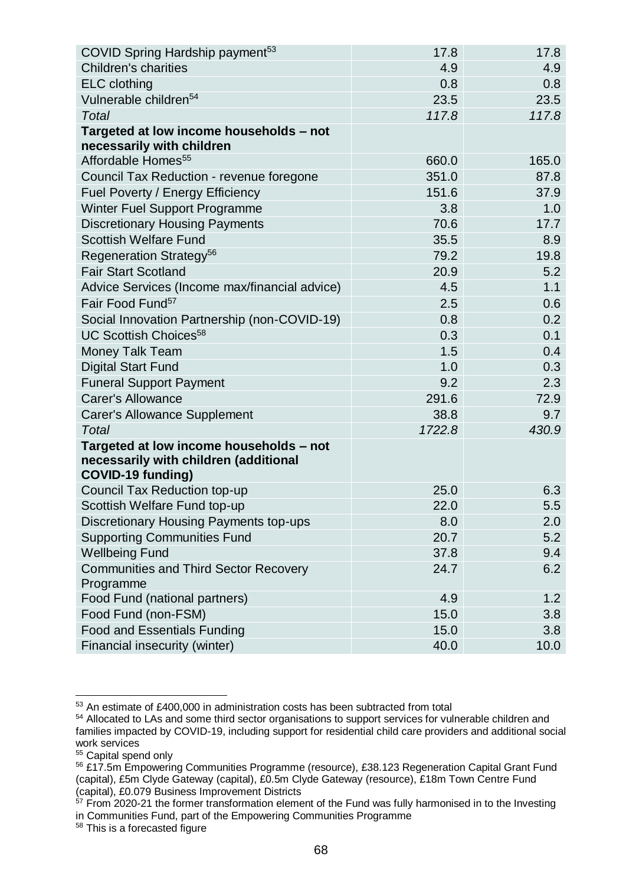| | | |
|---|---|---|
| COVID Spring Hardship payment[53] | 17.8 | 17.8 |
| Children's charities | 4.9 | 4.9 |
| ELC clothing | 0.8 | 0.8 |
| Vulnerable children[54] | 23.5 | 23.5 |
| *Total* | *117.8* | *117.8* |
| **Targeted at low income households – not necessarily with children** | | |
| Affordable Homes[55] | 660.0 | 165.0 |
| Council Tax Reduction - revenue foregone | 351.0 | 87.8 |
| Fuel Poverty / Energy Efficiency | 151.6 | 37.9 |
| Winter Fuel Support Programme | 3.8 | 1.0 |
| Discretionary Housing Payments | 70.6 | 17.7 |
| Scottish Welfare Fund | 35.5 | 8.9 |
| Regeneration Strategy[56] | 79.2 | 19.8 |
| Fair Start Scotland | 20.9 | 5.2 |
| Advice Services (Income max/financial advice) | 4.5 | 1.1 |
| Fair Food Fund[57] | 2.5 | 0.6 |
| Social Innovation Partnership (non-COVID-19) | 0.8 | 0.2 |
| UC Scottish Choices[58] | 0.3 | 0.1 |
| Money Talk Team | 1.5 | 0.4 |
| Digital Start Fund | 1.0 | 0.3 |
| Funeral Support Payment | 9.2 | 2.3 |
| Carer's Allowance | 291.6 | 72.9 |
| Carer's Allowance Supplement | 38.8 | 9.7 |
| *Total* | *1722.8* | *430.9* |
| **Targeted at low income households – not necessarily with children (additional COVID-19 funding)** | | |
| Council Tax Reduction top-up | 25.0 | 6.3 |
| Scottish Welfare Fund top-up | 22.0 | 5.5 |
| Discretionary Housing Payments top-ups | 8.0 | 2.0 |
| Supporting Communities Fund | 20.7 | 5.2 |
| Wellbeing Fund | 37.8 | 9.4 |
| Communities and Third Sector Recovery Programme | 24.7 | 6.2 |
| Food Fund (national partners) | 4.9 | 1.2 |
| Food Fund (non-FSM) | 15.0 | 3.8 |
| Food and Essentials Funding | 15.0 | 3.8 |
| Financial insecurity (winter) | 40.0 | 10.0 |

[53] An estimate of £400,000 in administration costs has been subtracted from total

[54] Allocated to LAs and some third sector organisations to support services for vulnerable children and families impacted by COVID-19, including support for residential child care providers and additional social work services

[55] Capital spend only

[56] £17.5m Empowering Communities Programme (resource), £38.123 Regeneration Capital Grant Fund (capital), £5m Clyde Gateway (capital), £0.5m Clyde Gateway (resource), £18m Town Centre Fund (capital), £0.079 Business Improvement Districts

[57] From 2020-21 the former transformation element of the Fund was fully harmonised in to the Investing in Communities Fund, part of the Empowering Communities Programme

[58] This is a forecasted figure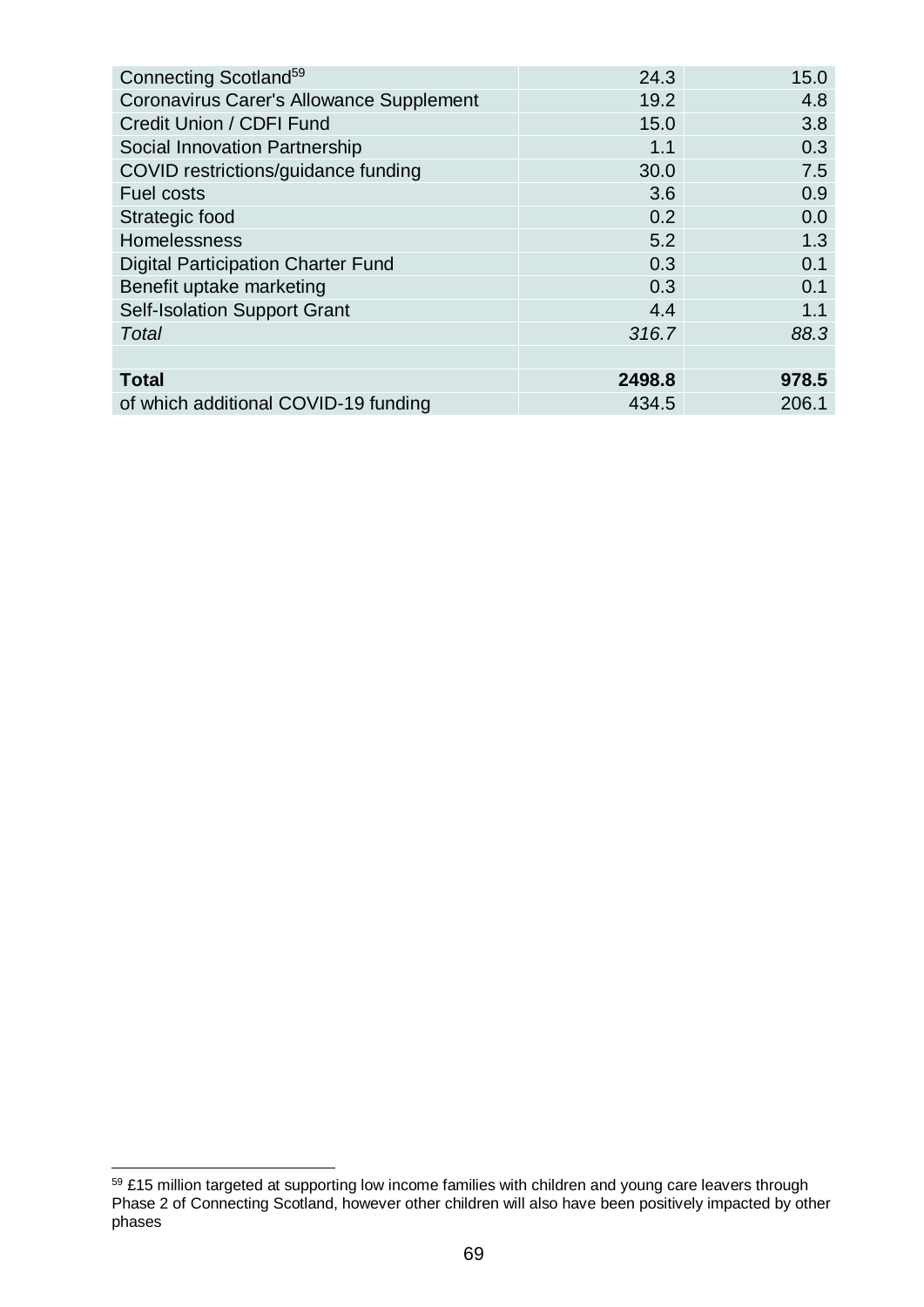| | | |
|---|---|---|
| Connecting Scotland[59] | 24.3 | 15.0 |
| Coronavirus Carer's Allowance Supplement | 19.2 | 4.8 |
| Credit Union / CDFI Fund | 15.0 | 3.8 |
| Social Innovation Partnership | 1.1 | 0.3 |
| COVID restrictions/guidance funding | 30.0 | 7.5 |
| Fuel costs | 3.6 | 0.9 |
| Strategic food | 0.2 | 0.0 |
| Homelessness | 5.2 | 1.3 |
| Digital Participation Charter Fund | 0.3 | 0.1 |
| Benefit uptake marketing | 0.3 | 0.1 |
| Self-Isolation Support Grant | 4.4 | 1.1 |
| *Total* | *316.7* | *88.3* |
| | | |
| **Total** | **2498.8** | **978.5** |
| of which additional COVID-19 funding | 434.5 | 206.1 |

[59] £15 million targeted at supporting low income families with children and young care leavers through Phase 2 of Connecting Scotland, however other children will also have been positively impacted by other phases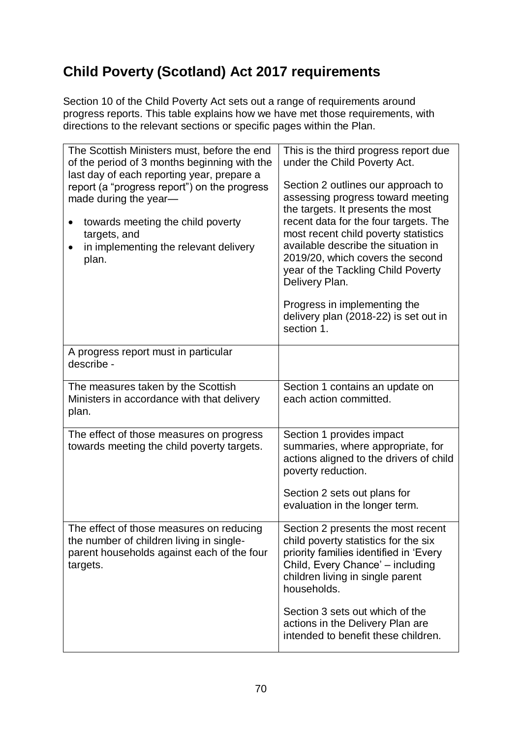## Child Poverty (Scotland) Act 2017 requirements

Section 10 of the Child Poverty Act sets out a range of requirements around progress reports. This table explains how we have met those requirements, with directions to the relevant sections or specific pages within the Plan.

| | |
|---|---|
| The Scottish Ministers must, before the end of the period of 3 months beginning with the last day of each reporting year, prepare a report (a "progress report") on the progress made during the year—<br>• towards meeting the child poverty targets, and<br>• in implementing the relevant delivery plan. | This is the third progress report due under the Child Poverty Act.<br><br>Section 2 outlines our approach to assessing progress toward meeting the targets. It presents the most recent data for the four targets. The most recent child poverty statistics available describe the situation in 2019/20, which covers the second year of the Tackling Child Poverty Delivery Plan.<br><br>Progress in implementing the delivery plan (2018-22) is set out in section 1. |
| A progress report must in particular describe - | |
| The measures taken by the Scottish Ministers in accordance with that delivery plan. | Section 1 contains an update on each action committed. |
| The effect of those measures on progress towards meeting the child poverty targets. | Section 1 provides impact summaries, where appropriate, for actions aligned to the drivers of child poverty reduction.<br><br>Section 2 sets out plans for evaluation in the longer term. |
| The effect of those measures on reducing the number of children living in single-parent households against each of the four targets. | Section 2 presents the most recent child poverty statistics for the six priority families identified in 'Every Child, Every Chance' – including children living in single parent households.<br><br>Section 3 sets out which of the actions in the Delivery Plan are intended to benefit these children. |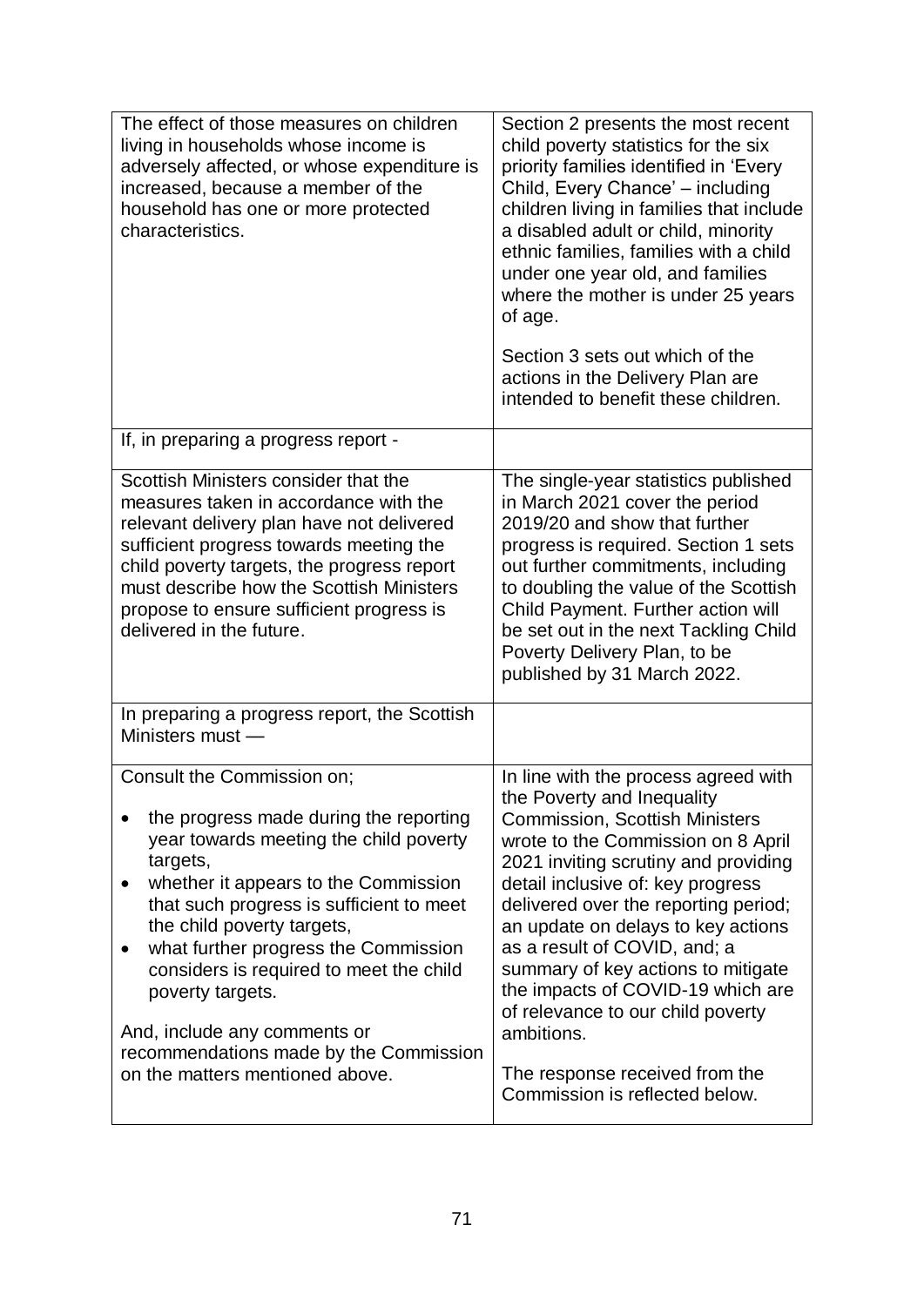| | |
|---|---|
| The effect of those measures on children living in households whose income is adversely affected, or whose expenditure is increased, because a member of the household has one or more protected characteristics. | Section 2 presents the most recent child poverty statistics for the six priority families identified in 'Every Child, Every Chance' – including children living in families that include a disabled adult or child, minority ethnic families, families with a child under one year old, and families where the mother is under 25 years of age.<br><br>Section 3 sets out which of the actions in the Delivery Plan are intended to benefit these children. |
| If, in preparing a progress report - | |
| Scottish Ministers consider that the measures taken in accordance with the relevant delivery plan have not delivered sufficient progress towards meeting the child poverty targets, the progress report must describe how the Scottish Ministers propose to ensure sufficient progress is delivered in the future. | The single-year statistics published in March 2021 cover the period 2019/20 and show that further progress is required. Section 1 sets out further commitments, including to doubling the value of the Scottish Child Payment. Further action will be set out in the next Tackling Child Poverty Delivery Plan, to be published by 31 March 2022. |
| In preparing a progress report, the Scottish Ministers must — | |
| Consult the Commission on;<br><br>• the progress made during the reporting year towards meeting the child poverty targets,<br>• whether it appears to the Commission that such progress is sufficient to meet the child poverty targets,<br>• what further progress the Commission considers is required to meet the child poverty targets.<br><br>And, include any comments or recommendations made by the Commission on the matters mentioned above. | In line with the process agreed with the Poverty and Inequality Commission, Scottish Ministers wrote to the Commission on 8 April 2021 inviting scrutiny and providing detail inclusive of: key progress delivered over the reporting period; an update on delays to key actions as a result of COVID, and; a summary of key actions to mitigate the impacts of COVID-19 which are of relevance to our child poverty ambitions.<br><br>The response received from the Commission is reflected below. |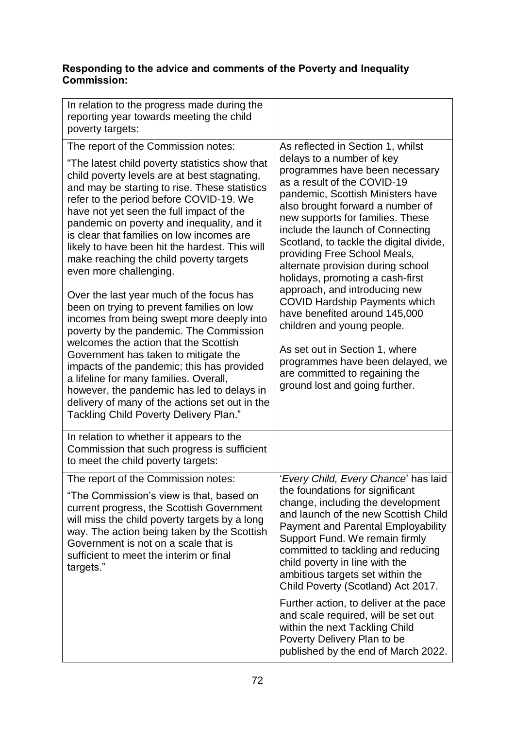**Responding to the advice and comments of the Poverty and Inequality Commission:**

| In relation to the progress made during the reporting year towards meeting the child poverty targets: | |
|---|---|
| The report of the Commission notes:<br><br>"The latest child poverty statistics show that child poverty levels are at best stagnating, and may be starting to rise. These statistics refer to the period before COVID-19. We have not yet seen the full impact of the pandemic on poverty and inequality, and it is clear that families on low incomes are likely to have been hit the hardest. This will make reaching the child poverty targets even more challenging.<br><br>Over the last year much of the focus has been on trying to prevent families on low incomes from being swept more deeply into poverty by the pandemic. The Commission welcomes the action that the Scottish Government has taken to mitigate the impacts of the pandemic; this has provided a lifeline for many families. Overall, however, the pandemic has led to delays in delivery of many of the actions set out in the Tackling Child Poverty Delivery Plan." | As reflected in Section 1, whilst delays to a number of key programmes have been necessary as a result of the COVID-19 pandemic, Scottish Ministers have also brought forward a number of new supports for families. These include the launch of Connecting Scotland, to tackle the digital divide, providing Free School Meals, alternate provision during school holidays, promoting a cash-first approach, and introducing new COVID Hardship Payments which have benefited around 145,000 children and young people.<br><br>As set out in Section 1, where programmes have been delayed, we are committed to regaining the ground lost and going further. |
| In relation to whether it appears to the Commission that such progress is sufficient to meet the child poverty targets: | |
| The report of the Commission notes:<br><br>"The Commission's view is that, based on current progress, the Scottish Government will miss the child poverty targets by a long way. The action being taken by the Scottish Government is not on a scale that is sufficient to meet the interim or final targets." | '*Every Child, Every Chance*' has laid the foundations for significant change, including the development and launch of the new Scottish Child Payment and Parental Employability Support Fund. We remain firmly committed to tackling and reducing child poverty in line with the ambitious targets set within the Child Poverty (Scotland) Act 2017.<br><br>Further action, to deliver at the pace and scale required, will be set out within the next Tackling Child Poverty Delivery Plan to be published by the end of March 2022. |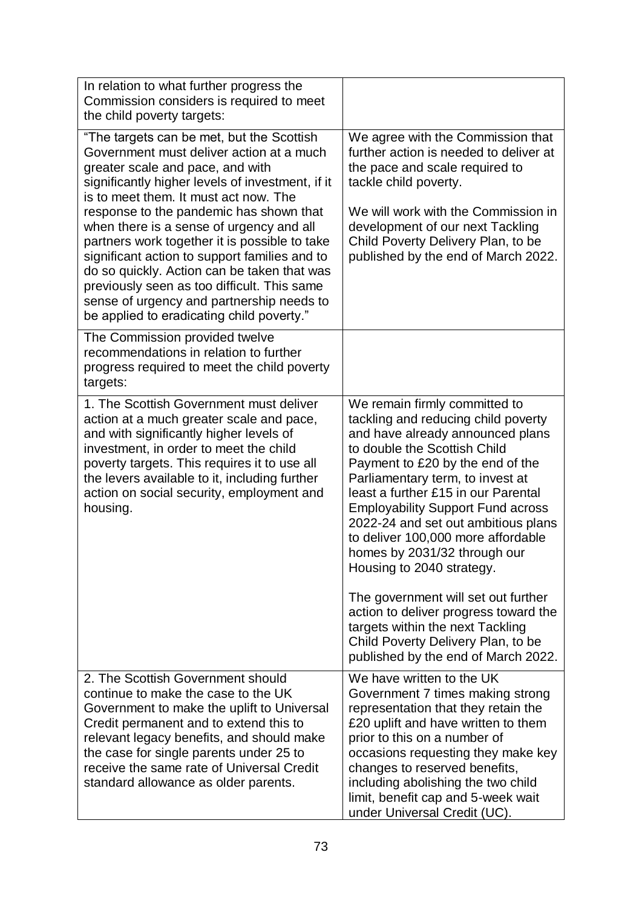| In relation to what further progress the Commission considers is required to meet the child poverty targets: | |
|---|---|
| "The targets can be met, but the Scottish Government must deliver action at a much greater scale and pace, and with significantly higher levels of investment, if it is to meet them. It must act now. The response to the pandemic has shown that when there is a sense of urgency and all partners work together it is possible to take significant action to support families and to do so quickly. Action can be taken that was previously seen as too difficult. This same sense of urgency and partnership needs to be applied to eradicating child poverty." | We agree with the Commission that further action is needed to deliver at the pace and scale required to tackle child poverty.<br><br>We will work with the Commission in development of our next Tackling Child Poverty Delivery Plan, to be published by the end of March 2022. |
| The Commission provided twelve recommendations in relation to further progress required to meet the child poverty targets: | |
| 1. The Scottish Government must deliver action at a much greater scale and pace, and with significantly higher levels of investment, in order to meet the child poverty targets. This requires it to use all the levers available to it, including further action on social security, employment and housing. | We remain firmly committed to tackling and reducing child poverty and have already announced plans to double the Scottish Child Payment to £20 by the end of the Parliamentary term, to invest at least a further £15 in our Parental Employability Support Fund across 2022-24 and set out ambitious plans to deliver 100,000 more affordable homes by 2031/32 through our Housing to 2040 strategy.<br><br>The government will set out further action to deliver progress toward the targets within the next Tackling Child Poverty Delivery Plan, to be published by the end of March 2022. |
| 2. The Scottish Government should continue to make the case to the UK Government to make the uplift to Universal Credit permanent and to extend this to relevant legacy benefits, and should make the case for single parents under 25 to receive the same rate of Universal Credit standard allowance as older parents. | We have written to the UK Government 7 times making strong representation that they retain the £20 uplift and have written to them prior to this on a number of occasions requesting they make key changes to reserved benefits, including abolishing the two child limit, benefit cap and 5-week wait under Universal Credit (UC). |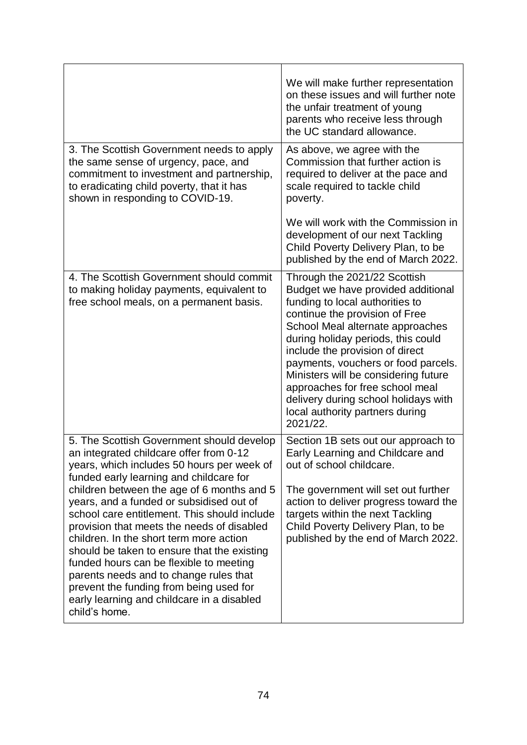| | |
|---|---|
| | We will make further representation on these issues and will further note the unfair treatment of young parents who receive less through the UC standard allowance. |
| 3. The Scottish Government needs to apply the same sense of urgency, pace, and commitment to investment and partnership, to eradicating child poverty, that it has shown in responding to COVID-19. | As above, we agree with the Commission that further action is required to deliver at the pace and scale required to tackle child poverty.<br><br>We will work with the Commission in development of our next Tackling Child Poverty Delivery Plan, to be published by the end of March 2022. |
| 4. The Scottish Government should commit to making holiday payments, equivalent to free school meals, on a permanent basis. | Through the 2021/22 Scottish Budget we have provided additional funding to local authorities to continue the provision of Free School Meal alternate approaches during holiday periods, this could include the provision of direct payments, vouchers or food parcels. Ministers will be considering future approaches for free school meal delivery during school holidays with local authority partners during 2021/22. |
| 5. The Scottish Government should develop an integrated childcare offer from 0-12 years, which includes 50 hours per week of funded early learning and childcare for children between the age of 6 months and 5 years, and a funded or subsidised out of school care entitlement. This should include provision that meets the needs of disabled children. In the short term more action should be taken to ensure that the existing funded hours can be flexible to meeting parents needs and to change rules that prevent the funding from being used for early learning and childcare in a disabled child's home. | Section 1B sets out our approach to Early Learning and Childcare and out of school childcare.<br><br>The government will set out further action to deliver progress toward the targets within the next Tackling Child Poverty Delivery Plan, to be published by the end of March 2022. |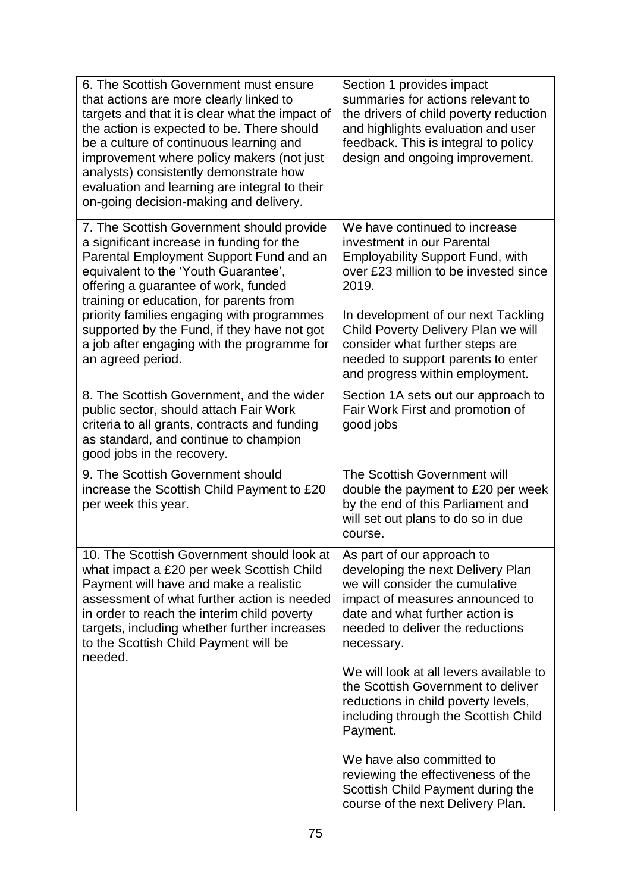| | |
|---|---|
| 6. The Scottish Government must ensure that actions are more clearly linked to targets and that it is clear what the impact of the action is expected to be. There should be a culture of continuous learning and improvement where policy makers (not just analysts) consistently demonstrate how evaluation and learning are integral to their on-going decision-making and delivery. | Section 1 provides impact summaries for actions relevant to the drivers of child poverty reduction and highlights evaluation and user feedback. This is integral to policy design and ongoing improvement. |
| 7. The Scottish Government should provide a significant increase in funding for the Parental Employment Support Fund and an equivalent to the 'Youth Guarantee', offering a guarantee of work, funded training or education, for parents from priority families engaging with programmes supported by the Fund, if they have not got a job after engaging with the programme for an agreed period. | We have continued to increase investment in our Parental Employability Support Fund, with over £23 million to be invested since 2019.<br><br>In development of our next Tackling Child Poverty Delivery Plan we will consider what further steps are needed to support parents to enter and progress within employment. |
| 8. The Scottish Government, and the wider public sector, should attach Fair Work criteria to all grants, contracts and funding as standard, and continue to champion good jobs in the recovery. | Section 1A sets out our approach to Fair Work First and promotion of good jobs |
| 9. The Scottish Government should increase the Scottish Child Payment to £20 per week this year. | The Scottish Government will double the payment to £20 per week by the end of this Parliament and will set out plans to do so in due course. |
| 10. The Scottish Government should look at what impact a £20 per week Scottish Child Payment will have and make a realistic assessment of what further action is needed in order to reach the interim child poverty targets, including whether further increases to the Scottish Child Payment will be needed. | As part of our approach to developing the next Delivery Plan we will consider the cumulative impact of measures announced to date and what further action is needed to deliver the reductions necessary.<br><br>We will look at all levers available to the Scottish Government to deliver reductions in child poverty levels, including through the Scottish Child Payment.<br><br>We have also committed to reviewing the effectiveness of the Scottish Child Payment during the course of the next Delivery Plan. |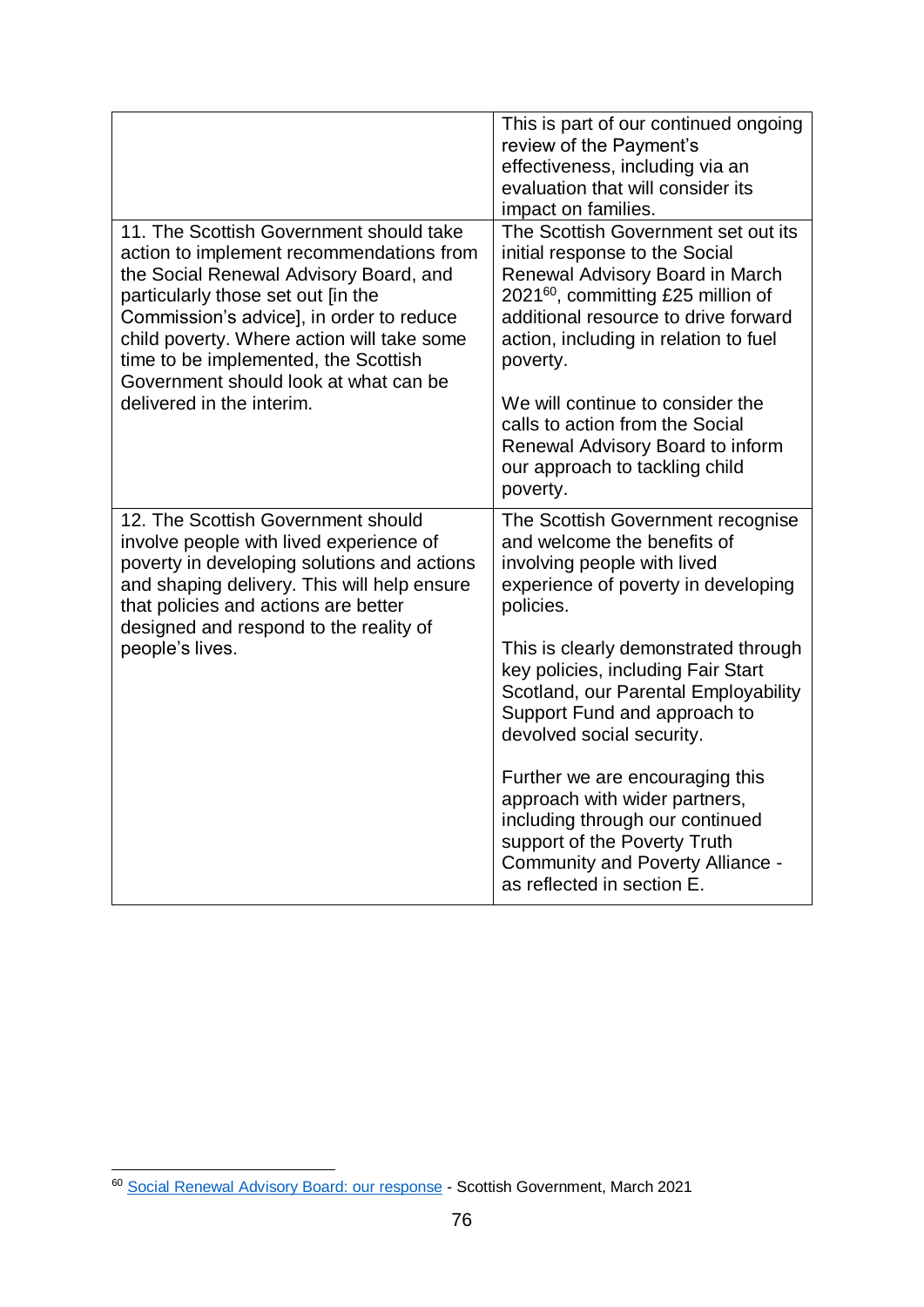| | |
|---|---|
| | This is part of our continued ongoing review of the Payment's effectiveness, including via an evaluation that will consider its impact on families. |
| 11. The Scottish Government should take action to implement recommendations from the Social Renewal Advisory Board, and particularly those set out [in the Commission's advice], in order to reduce child poverty. Where action will take some time to be implemented, the Scottish Government should look at what can be delivered in the interim. | The Scottish Government set out its initial response to the Social Renewal Advisory Board in March 2021[60], committing £25 million of additional resource to drive forward action, including in relation to fuel poverty.<br><br>We will continue to consider the calls to action from the Social Renewal Advisory Board to inform our approach to tackling child poverty. |
| 12. The Scottish Government should involve people with lived experience of poverty in developing solutions and actions and shaping delivery. This will help ensure that policies and actions are better designed and respond to the reality of people's lives. | The Scottish Government recognise and welcome the benefits of involving people with lived experience of poverty in developing policies.<br><br>This is clearly demonstrated through key policies, including Fair Start Scotland, our Parental Employability Support Fund and approach to devolved social security.<br><br>Further we are encouraging this approach with wider partners, including through our continued support of the Poverty Truth Community and Poverty Alliance - as reflected in section E. |

[60] Social Renewal Advisory Board: our response - Scottish Government, March 2021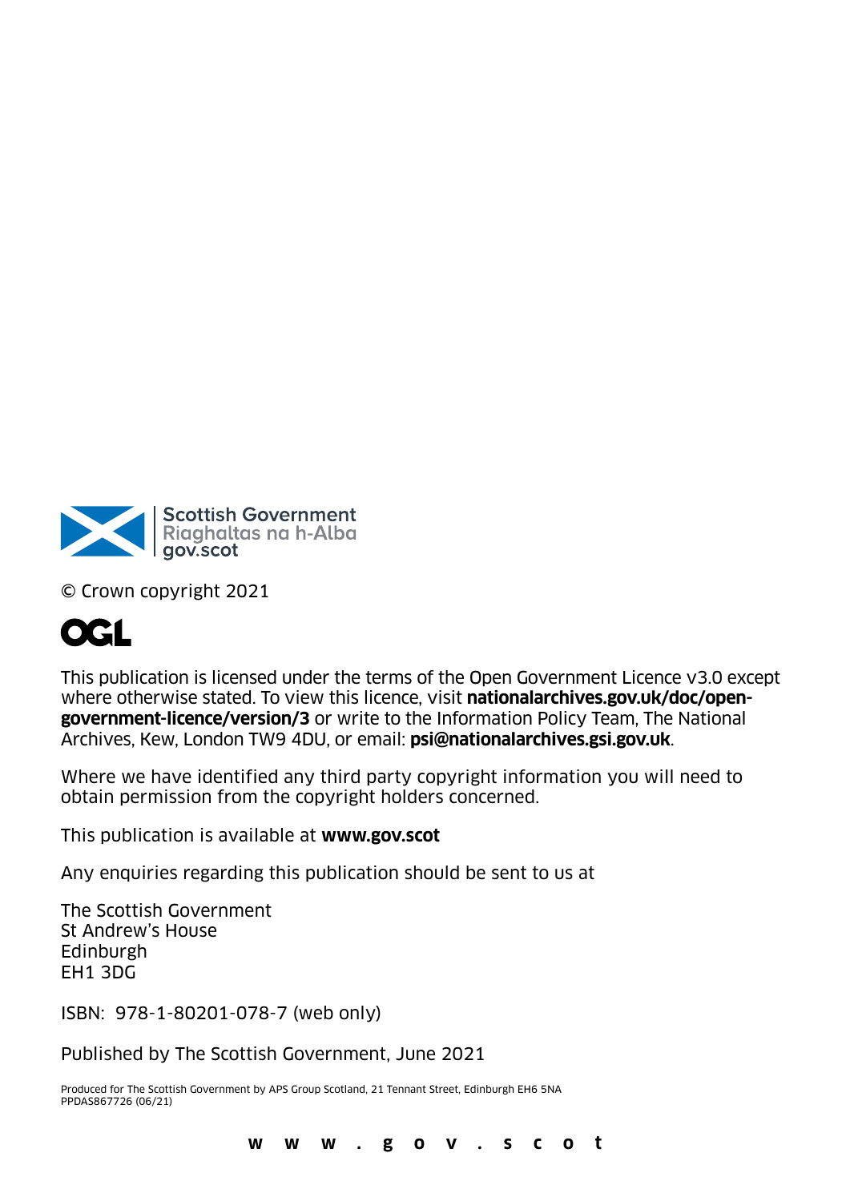Scottish Government
Riaghaltas na h-Alba
gov.scot

© Crown copyright 2021

OGL

This publication is licensed under the terms of the Open Government Licence v3.0 except where otherwise stated. To view this licence, visit **nationalarchives.gov.uk/doc/open-government-licence/version/3** or write to the Information Policy Team, The National Archives, Kew, London TW9 4DU, or email: **psi@nationalarchives.gsi.gov.uk**.

Where we have identified any third party copyright information you will need to obtain permission from the copyright holders concerned.

This publication is available at **www.gov.scot**

Any enquiries regarding this publication should be sent to us at

The Scottish Government
St Andrew's House
Edinburgh
EH1 3DG

ISBN: 978-1-80201-078-7 (web only)

Published by The Scottish Government, June 2021

Produced for The Scottish Government by APS Group Scotland, 21 Tennant Street, Edinburgh EH6 5NA
PPDAS867726 (06/21)

**w w w . g o v . s c o t**